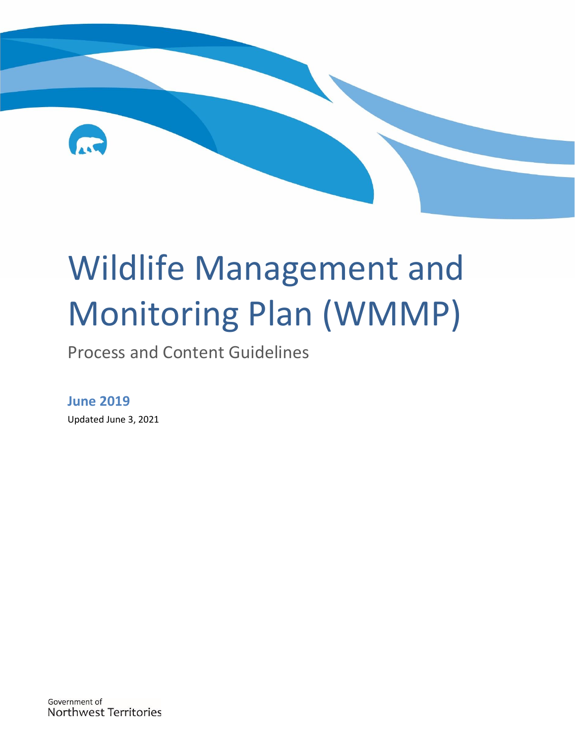# Wildlife Management and Monitoring Plan (WMMP)

Process and Content Guidelines

**June 2019**

Updated June 3, 2021

Government of
Northwest Territories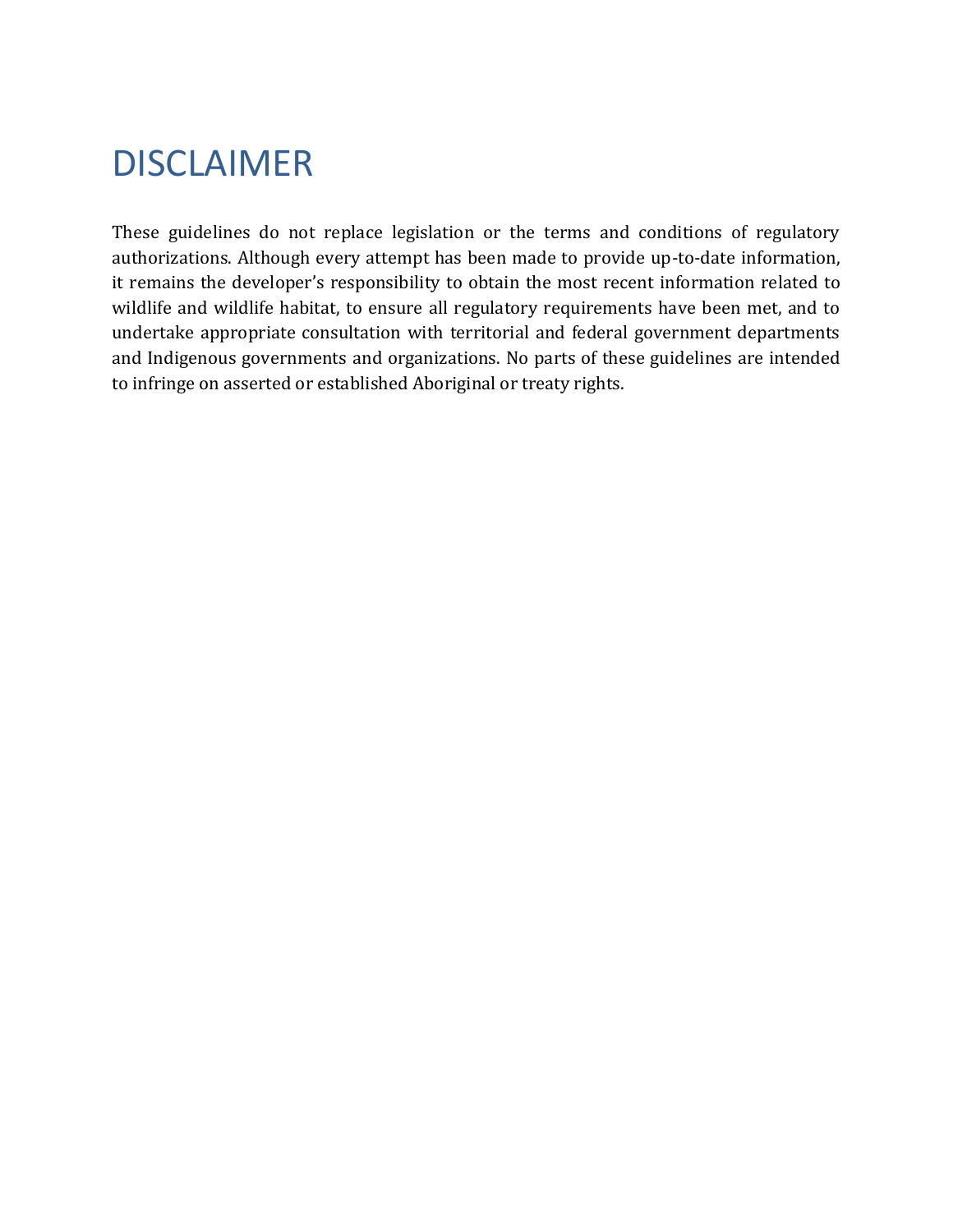# DISCLAIMER

These guidelines do not replace legislation or the terms and conditions of regulatory authorizations. Although every attempt has been made to provide up-to-date information, it remains the developer's responsibility to obtain the most recent information related to wildlife and wildlife habitat, to ensure all regulatory requirements have been met, and to undertake appropriate consultation with territorial and federal government departments and Indigenous governments and organizations. No parts of these guidelines are intended to infringe on asserted or established Aboriginal or treaty rights.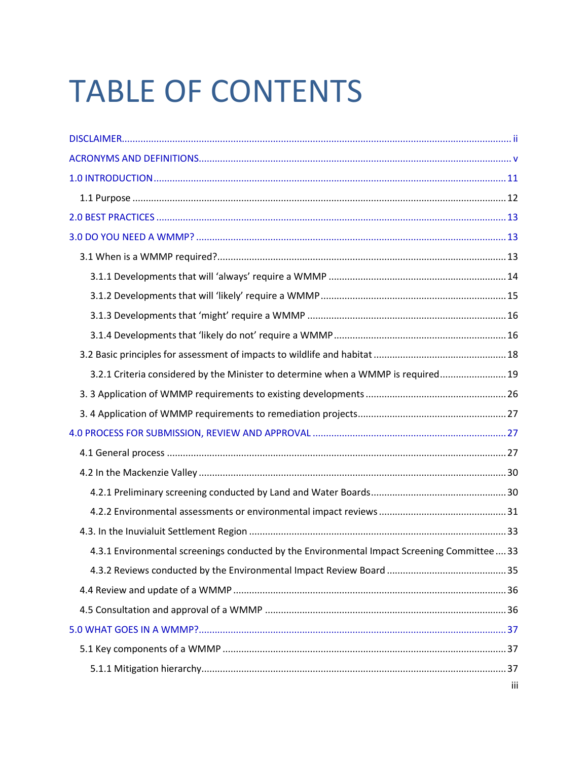# TABLE OF CONTENTS

DISCLAIMER ..... ii

ACRONYMS AND DEFINITIONS ..... v

1.0 INTRODUCTION ..... 11

- 1.1 Purpose ..... 12

2.0 BEST PRACTICES ..... 13

3.0 DO YOU NEED A WMMP? ..... 13

- 3.1 When is a WMMP required? ..... 13
  - 3.1.1 Developments that will 'always' require a WMMP ..... 14
  - 3.1.2 Developments that will 'likely' require a WMMP ..... 15
  - 3.1.3 Developments that 'might' require a WMMP ..... 16
  - 3.1.4 Developments that 'likely do not' require a WMMP ..... 16
- 3.2 Basic principles for assessment of impacts to wildlife and habitat ..... 18
  - 3.2.1 Criteria considered by the Minister to determine when a WMMP is required ..... 19
- 3. 3 Application of WMMP requirements to existing developments ..... 26
- 3. 4 Application of WMMP requirements to remediation projects ..... 27

4.0 PROCESS FOR SUBMISSION, REVIEW AND APPROVAL ..... 27

- 4.1 General process ..... 27
- 4.2 In the Mackenzie Valley ..... 30
  - 4.2.1 Preliminary screening conducted by Land and Water Boards ..... 30
  - 4.2.2 Environmental assessments or environmental impact reviews ..... 31
- 4.3. In the Inuvialuit Settlement Region ..... 33
  - 4.3.1 Environmental screenings conducted by the Environmental Impact Screening Committee ..... 33
  - 4.3.2 Reviews conducted by the Environmental Impact Review Board ..... 35
- 4.4 Review and update of a WMMP ..... 36
- 4.5 Consultation and approval of a WMMP ..... 36

5.0 WHAT GOES IN A WMMP? ..... 37

- 5.1 Key components of a WMMP ..... 37
  - 5.1.1 Mitigation hierarchy ..... 37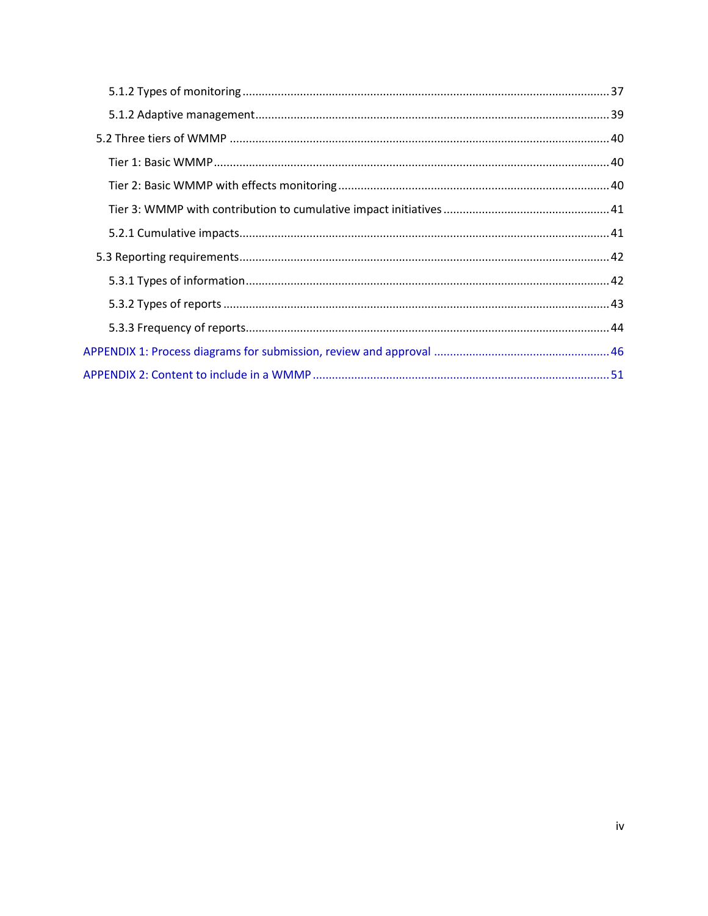5.1.2 Types of monitoring ........................................................................................................ 37

5.1.2 Adaptive management ........................................................................................................ 39

5.2 Three tiers of WMMP ........................................................................................................ 40

Tier 1: Basic WMMP ........................................................................................................ 40

Tier 2: Basic WMMP with effects monitoring ........................................................................................................ 40

Tier 3: WMMP with contribution to cumulative impact initiatives ........................................................................................................ 41

5.2.1 Cumulative impacts ........................................................................................................ 41

5.3 Reporting requirements ........................................................................................................ 42

5.3.1 Types of information ........................................................................................................ 42

5.3.2 Types of reports ........................................................................................................ 43

5.3.3 Frequency of reports ........................................................................................................ 44

APPENDIX 1: Process diagrams for submission, review and approval ........................................................................................................ 46

APPENDIX 2: Content to include in a WMMP ........................................................................................................ 51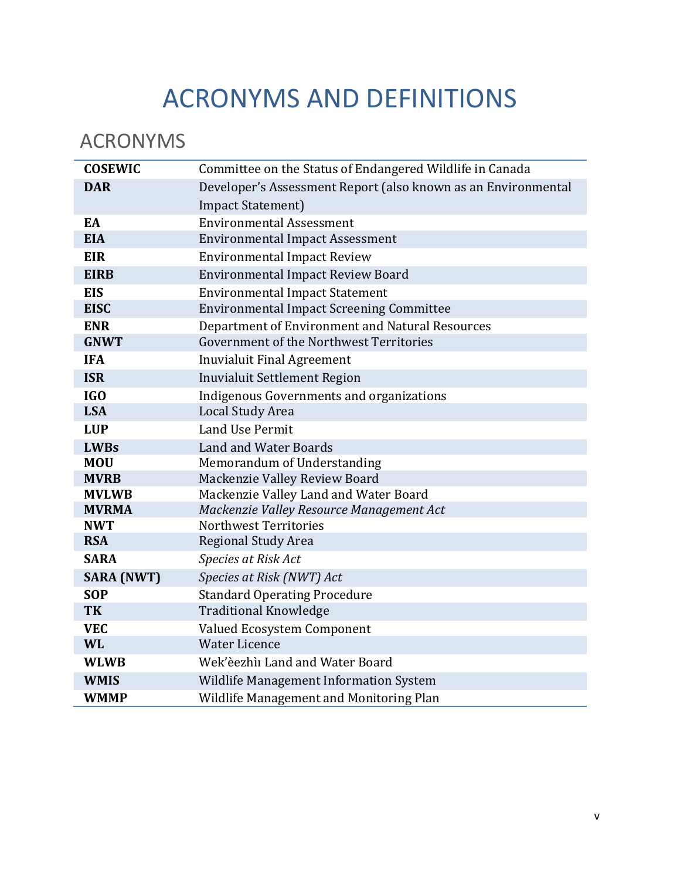# ACRONYMS AND DEFINITIONS

## ACRONYMS

| | |
|---|---|
| **COSEWIC** | Committee on the Status of Endangered Wildlife in Canada |
| **DAR** | Developer's Assessment Report (also known as an Environmental Impact Statement) |
| **EA** | Environmental Assessment |
| **EIA** | Environmental Impact Assessment |
| **EIR** | Environmental Impact Review |
| **EIRB** | Environmental Impact Review Board |
| **EIS** | Environmental Impact Statement |
| **EISC** | Environmental Impact Screening Committee |
| **ENR** | Department of Environment and Natural Resources |
| **GNWT** | Government of the Northwest Territories |
| **IFA** | Inuvialuit Final Agreement |
| **ISR** | Inuvialuit Settlement Region |
| **IGO** | Indigenous Governments and organizations |
| **LSA** | Local Study Area |
| **LUP** | Land Use Permit |
| **LWBs** | Land and Water Boards |
| **MOU** | Memorandum of Understanding |
| **MVRB** | Mackenzie Valley Review Board |
| **MVLWB** | Mackenzie Valley Land and Water Board |
| **MVRMA** | *Mackenzie Valley Resource Management Act* |
| **NWT** | Northwest Territories |
| **RSA** | Regional Study Area |
| **SARA** | *Species at Risk Act* |
| **SARA (NWT)** | *Species at Risk (NWT) Act* |
| **SOP** | Standard Operating Procedure |
| **TK** | Traditional Knowledge |
| **VEC** | Valued Ecosystem Component |
| **WL** | Water Licence |
| **WLWB** | Wek'èezhìı Land and Water Board |
| **WMIS** | Wildlife Management Information System |
| **WMMP** | Wildlife Management and Monitoring Plan |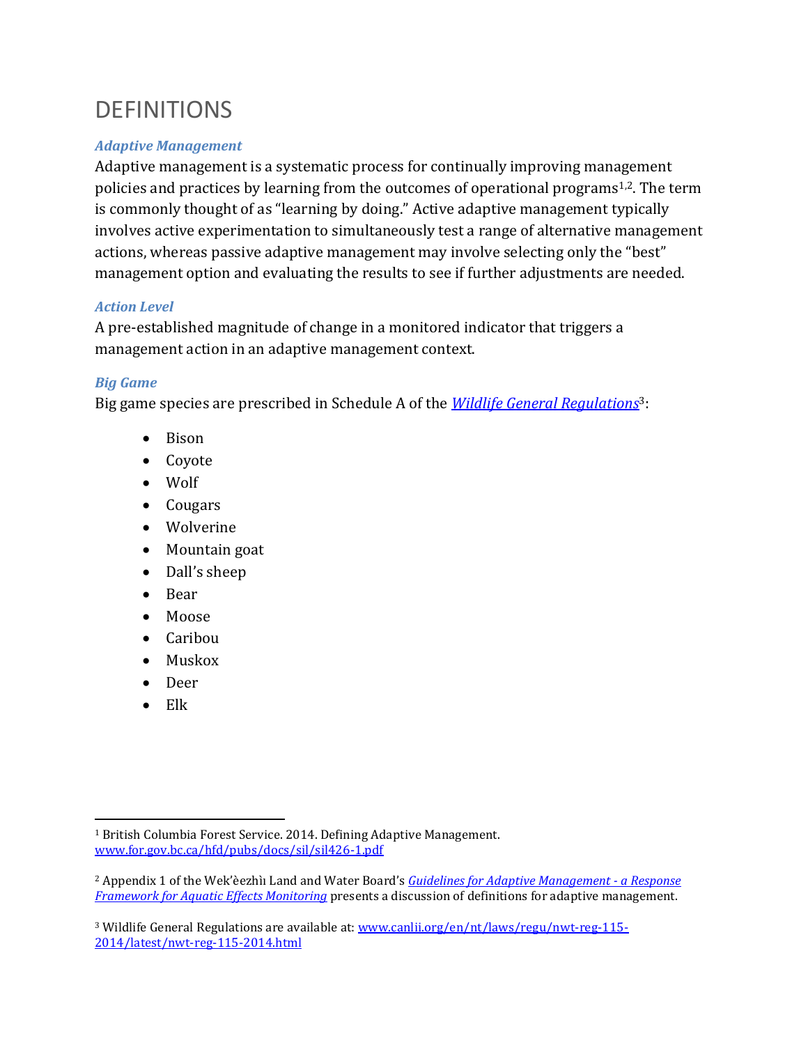# DEFINITIONS

### *Adaptive Management*

Adaptive management is a systematic process for continually improving management policies and practices by learning from the outcomes of operational programs[1,2]. The term is commonly thought of as "learning by doing." Active adaptive management typically involves active experimentation to simultaneously test a range of alternative management actions, whereas passive adaptive management may involve selecting only the "best" management option and evaluating the results to see if further adjustments are needed.

### *Action Level*

A pre-established magnitude of change in a monitored indicator that triggers a management action in an adaptive management context.

### *Big Game*

Big game species are prescribed in Schedule A of the *Wildlife General Regulations*[3]:

- Bison
- Coyote
- Wolf
- Cougars
- Wolverine
- Mountain goat
- Dall's sheep
- Bear
- Moose
- Caribou
- Muskox
- Deer
- Elk

---

[1] British Columbia Forest Service. 2014. Defining Adaptive Management. www.for.gov.bc.ca/hfd/pubs/docs/sil/sil426-1.pdf

[2] Appendix 1 of the Wek'èezhìı Land and Water Board's *Guidelines for Adaptive Management - a Response Framework for Aquatic Effects Monitoring* presents a discussion of definitions for adaptive management.

[3] Wildlife General Regulations are available at: www.canlii.org/en/nt/laws/regu/nwt-reg-115-2014/latest/nwt-reg-115-2014.html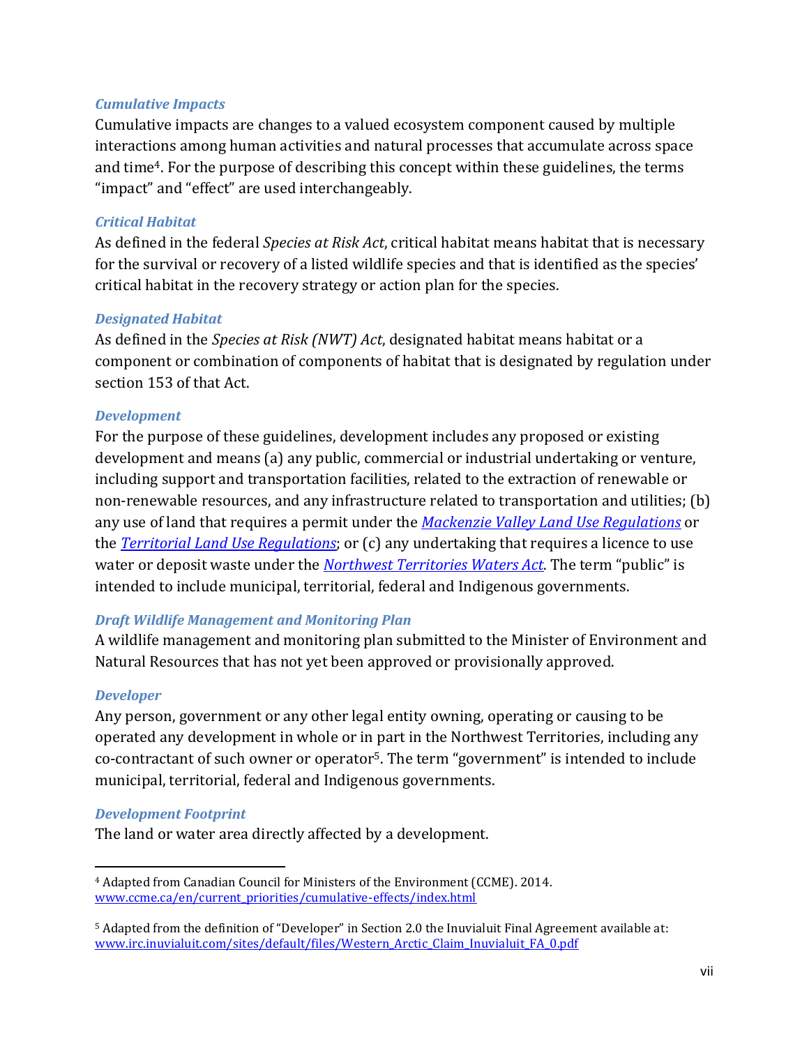### *Cumulative Impacts*

Cumulative impacts are changes to a valued ecosystem component caused by multiple interactions among human activities and natural processes that accumulate across space and time[4]. For the purpose of describing this concept within these guidelines, the terms "impact" and "effect" are used interchangeably.

### *Critical Habitat*

As defined in the federal *Species at Risk Act*, critical habitat means habitat that is necessary for the survival or recovery of a listed wildlife species and that is identified as the species' critical habitat in the recovery strategy or action plan for the species.

### *Designated Habitat*

As defined in the *Species at Risk (NWT) Act*, designated habitat means habitat or a component or combination of components of habitat that is designated by regulation under section 153 of that Act.

### *Development*

For the purpose of these guidelines, development includes any proposed or existing development and means (a) any public, commercial or industrial undertaking or venture, including support and transportation facilities, related to the extraction of renewable or non-renewable resources, and any infrastructure related to transportation and utilities; (b) any use of land that requires a permit under the *Mackenzie Valley Land Use Regulations* or the *Territorial Land Use Regulations*; or (c) any undertaking that requires a licence to use water or deposit waste under the *Northwest Territories Waters Act*. The term "public" is intended to include municipal, territorial, federal and Indigenous governments.

### *Draft Wildlife Management and Monitoring Plan*

A wildlife management and monitoring plan submitted to the Minister of Environment and Natural Resources that has not yet been approved or provisionally approved.

### *Developer*

Any person, government or any other legal entity owning, operating or causing to be operated any development in whole or in part in the Northwest Territories, including any co-contractant of such owner or operator[5]. The term "government" is intended to include municipal, territorial, federal and Indigenous governments.

### *Development Footprint*

The land or water area directly affected by a development.

---

[4] Adapted from Canadian Council for Ministers of the Environment (CCME). 2014. www.ccme.ca/en/current_priorities/cumulative-effects/index.html

[5] Adapted from the definition of "Developer" in Section 2.0 the Inuvialuit Final Agreement available at: www.irc.inuvialuit.com/sites/default/files/Western_Arctic_Claim_Inuvialuit_FA_0.pdf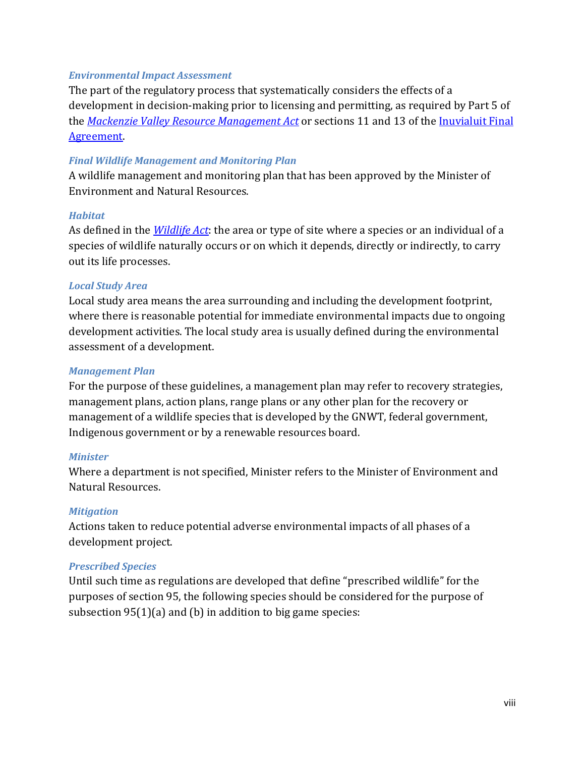***Environmental Impact Assessment***

The part of the regulatory process that systematically considers the effects of a development in decision-making prior to licensing and permitting, as required by Part 5 of the *Mackenzie Valley Resource Management Act* or sections 11 and 13 of the Inuvialuit Final Agreement.

***Final Wildlife Management and Monitoring Plan***

A wildlife management and monitoring plan that has been approved by the Minister of Environment and Natural Resources.

***Habitat***

As defined in the *Wildlife Act*: the area or type of site where a species or an individual of a species of wildlife naturally occurs or on which it depends, directly or indirectly, to carry out its life processes.

***Local Study Area***

Local study area means the area surrounding and including the development footprint, where there is reasonable potential for immediate environmental impacts due to ongoing development activities. The local study area is usually defined during the environmental assessment of a development.

***Management Plan***

For the purpose of these guidelines, a management plan may refer to recovery strategies, management plans, action plans, range plans or any other plan for the recovery or management of a wildlife species that is developed by the GNWT, federal government, Indigenous government or by a renewable resources board.

***Minister***

Where a department is not specified, Minister refers to the Minister of Environment and Natural Resources.

***Mitigation***

Actions taken to reduce potential adverse environmental impacts of all phases of a development project.

***Prescribed Species***

Until such time as regulations are developed that define "prescribed wildlife" for the purposes of section 95, the following species should be considered for the purpose of subsection 95(1)(a) and (b) in addition to big game species: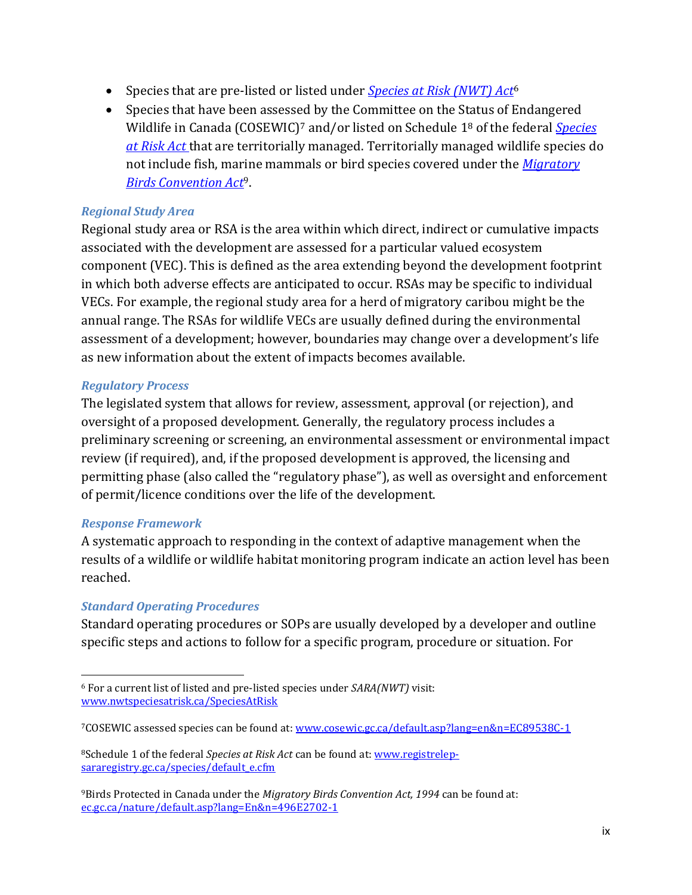- Species that are pre-listed or listed under *Species at Risk (NWT) Act*[6]
- Species that have been assessed by the Committee on the Status of Endangered Wildlife in Canada (COSEWIC)[7] and/or listed on Schedule 1[8] of the federal *Species at Risk Act* that are territorially managed. Territorially managed wildlife species do not include fish, marine mammals or bird species covered under the *Migratory Birds Convention Act*[9].

### *Regional Study Area*

Regional study area or RSA is the area within which direct, indirect or cumulative impacts associated with the development are assessed for a particular valued ecosystem component (VEC). This is defined as the area extending beyond the development footprint in which both adverse effects are anticipated to occur. RSAs may be specific to individual VECs. For example, the regional study area for a herd of migratory caribou might be the annual range. The RSAs for wildlife VECs are usually defined during the environmental assessment of a development; however, boundaries may change over a development's life as new information about the extent of impacts becomes available.

### *Regulatory Process*

The legislated system that allows for review, assessment, approval (or rejection), and oversight of a proposed development. Generally, the regulatory process includes a preliminary screening or screening, an environmental assessment or environmental impact review (if required), and, if the proposed development is approved, the licensing and permitting phase (also called the "regulatory phase"), as well as oversight and enforcement of permit/licence conditions over the life of the development.

### *Response Framework*

A systematic approach to responding in the context of adaptive management when the results of a wildlife or wildlife habitat monitoring program indicate an action level has been reached.

### *Standard Operating Procedures*

Standard operating procedures or SOPs are usually developed by a developer and outline specific steps and actions to follow for a specific program, procedure or situation. For

---

[6] For a current list of listed and pre-listed species under *SARA(NWT)* visit: www.nwtspeciesatrisk.ca/SpeciesAtRisk

[7] COSEWIC assessed species can be found at: www.cosewic.gc.ca/default.asp?lang=en&n=EC89538C-1

[8] Schedule 1 of the federal *Species at Risk Act* can be found at: www.registrelep-sararegistry.gc.ca/species/default_e.cfm

[9] Birds Protected in Canada under the *Migratory Birds Convention Act, 1994* can be found at: ec.gc.ca/nature/default.asp?lang=En&n=496E2702-1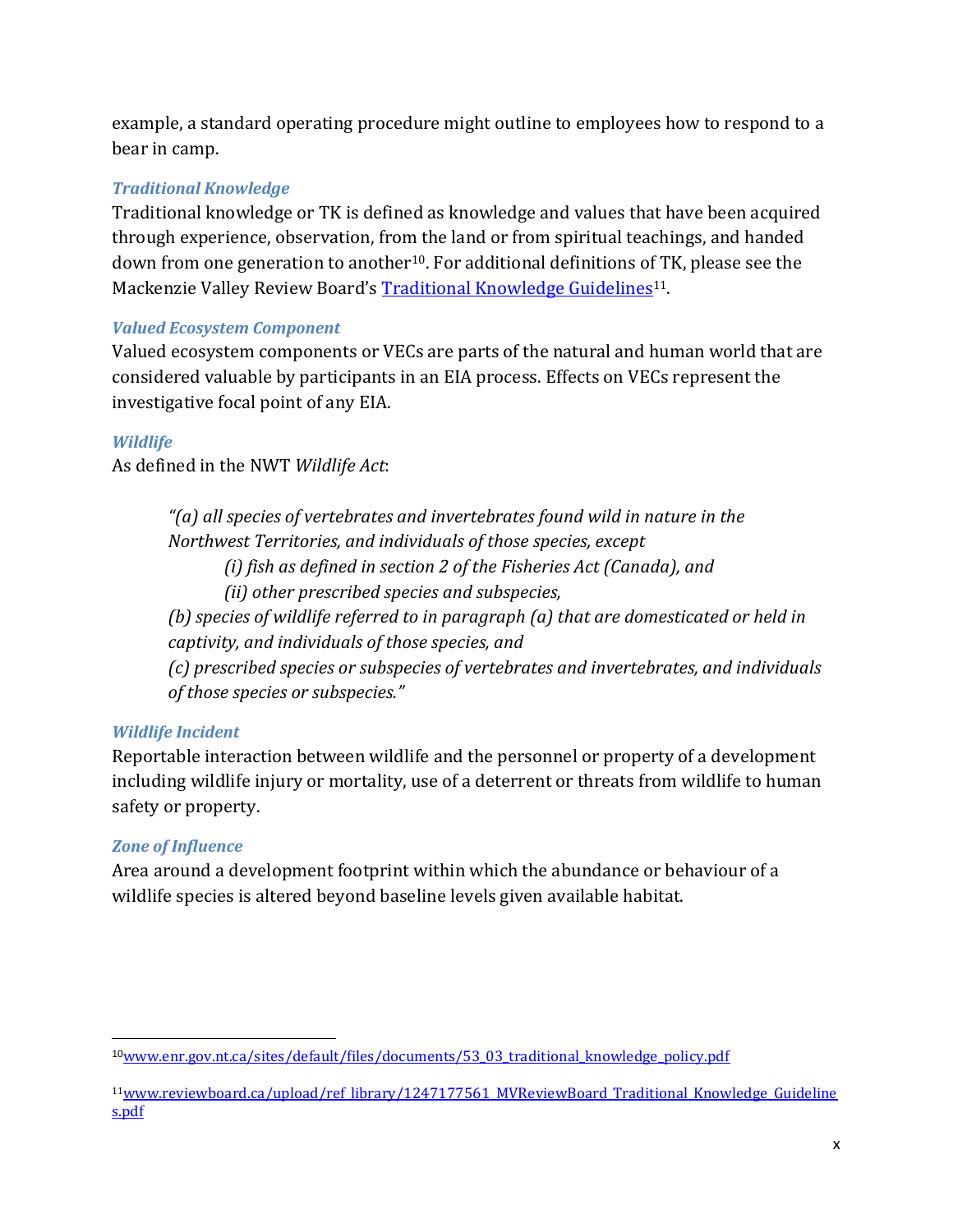example, a standard operating procedure might outline to employees how to respond to a bear in camp.

### *Traditional Knowledge*

Traditional knowledge or TK is defined as knowledge and values that have been acquired through experience, observation, from the land or from spiritual teachings, and handed down from one generation to another[10]. For additional definitions of TK, please see the Mackenzie Valley Review Board's [Traditional Knowledge Guidelines](www.reviewboard.ca/upload/ref_library/1247177561_MVReviewBoard_Traditional_Knowledge_Guidelines.pdf)[11].

### *Valued Ecosystem Component*

Valued ecosystem components or VECs are parts of the natural and human world that are considered valuable by participants in an EIA process. Effects on VECs represent the investigative focal point of any EIA.

### *Wildlife*

As defined in the NWT *Wildlife Act*:

> *"(a) all species of vertebrates and invertebrates found wild in nature in the Northwest Territories, and individuals of those species, except*
>
> > *(i) fish as defined in section 2 of the Fisheries Act (Canada), and*
> >
> > *(ii) other prescribed species and subspecies,*
>
> *(b) species of wildlife referred to in paragraph (a) that are domesticated or held in captivity, and individuals of those species, and*
>
> *(c) prescribed species or subspecies of vertebrates and invertebrates, and individuals of those species or subspecies."*

### *Wildlife Incident*

Reportable interaction between wildlife and the personnel or property of a development including wildlife injury or mortality, use of a deterrent or threats from wildlife to human safety or property.

### *Zone of Influence*

Area around a development footprint within which the abundance or behaviour of a wildlife species is altered beyond baseline levels given available habitat.

---

[10] www.enr.gov.nt.ca/sites/default/files/documents/53_03_traditional_knowledge_policy.pdf

[11] www.reviewboard.ca/upload/ref_library/1247177561_MVReviewBoard_Traditional_Knowledge_Guidelines.pdf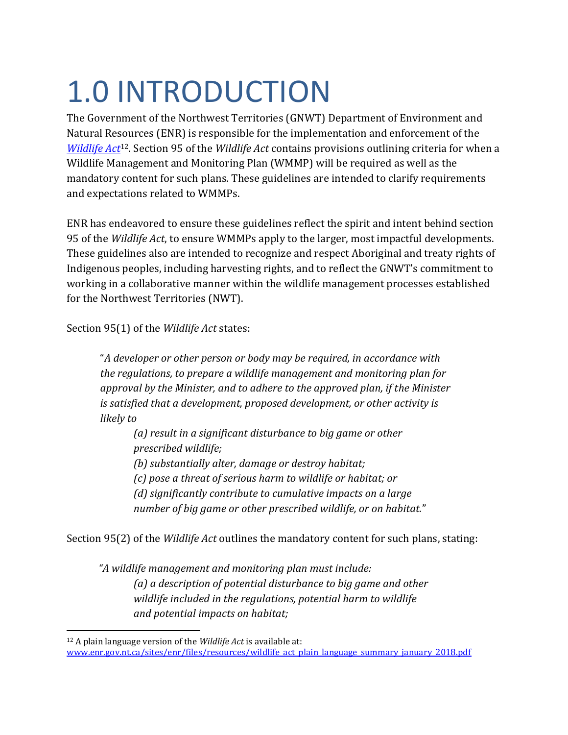# 1.0 INTRODUCTION

The Government of the Northwest Territories (GNWT) Department of Environment and Natural Resources (ENR) is responsible for the implementation and enforcement of the *Wildlife Act*[12]. Section 95 of the *Wildlife Act* contains provisions outlining criteria for when a Wildlife Management and Monitoring Plan (WMMP) will be required as well as the mandatory content for such plans. These guidelines are intended to clarify requirements and expectations related to WMMPs.

ENR has endeavored to ensure these guidelines reflect the spirit and intent behind section 95 of the *Wildlife Act*, to ensure WMMPs apply to the larger, most impactful developments. These guidelines also are intended to recognize and respect Aboriginal and treaty rights of Indigenous peoples, including harvesting rights, and to reflect the GNWT's commitment to working in a collaborative manner within the wildlife management processes established for the Northwest Territories (NWT).

Section 95(1) of the *Wildlife Act* states:

> "*A developer or other person or body may be required, in accordance with the regulations, to prepare a wildlife management and monitoring plan for approval by the Minister, and to adhere to the approved plan, if the Minister is satisfied that a development, proposed development, or other activity is likely to*
>
> > *(a) result in a significant disturbance to big game or other prescribed wildlife;*
> > *(b) substantially alter, damage or destroy habitat;*
> > *(c) pose a threat of serious harm to wildlife or habitat; or*
> > *(d) significantly contribute to cumulative impacts on a large number of big game or other prescribed wildlife, or on habitat.*"

Section 95(2) of the *Wildlife Act* outlines the mandatory content for such plans, stating:

> *"A wildlife management and monitoring plan must include:*
>
> > *(a) a description of potential disturbance to big game and other wildlife included in the regulations, potential harm to wildlife and potential impacts on habitat;*

[12] A plain language version of the *Wildlife Act* is available at: www.enr.gov.nt.ca/sites/enr/files/resources/wildlife_act_plain_language_summary_january_2018.pdf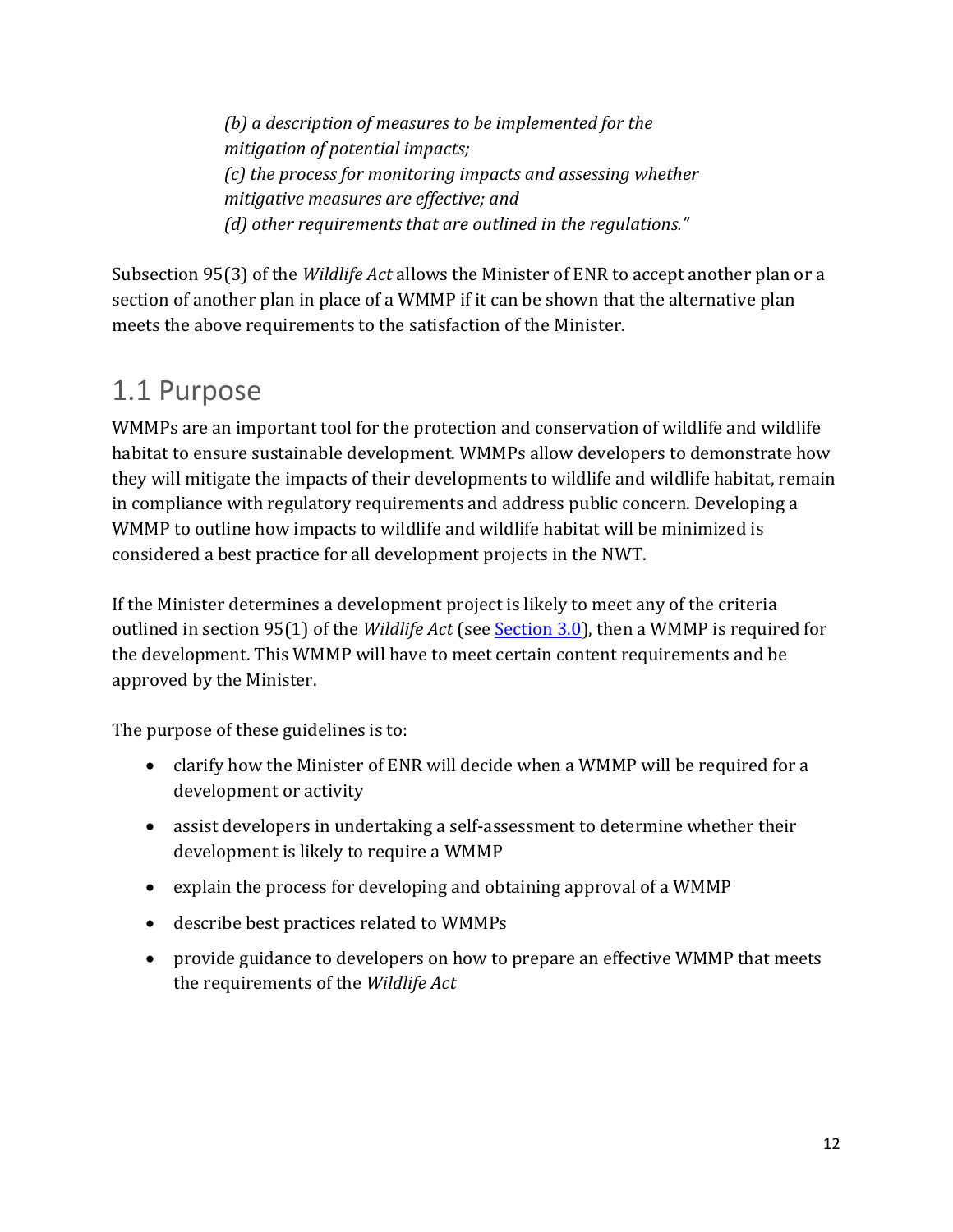> *(b) a description of measures to be implemented for the mitigation of potential impacts;*
> *(c) the process for monitoring impacts and assessing whether mitigative measures are effective; and*
> *(d) other requirements that are outlined in the regulations."*

Subsection 95(3) of the *Wildlife Act* allows the Minister of ENR to accept another plan or a section of another plan in place of a WMMP if it can be shown that the alternative plan meets the above requirements to the satisfaction of the Minister.

## 1.1 Purpose

WMMPs are an important tool for the protection and conservation of wildlife and wildlife habitat to ensure sustainable development. WMMPs allow developers to demonstrate how they will mitigate the impacts of their developments to wildlife and wildlife habitat, remain in compliance with regulatory requirements and address public concern. Developing a WMMP to outline how impacts to wildlife and wildlife habitat will be minimized is considered a best practice for all development projects in the NWT.

If the Minister determines a development project is likely to meet any of the criteria outlined in section 95(1) of the *Wildlife Act* (see Section 3.0), then a WMMP is required for the development. This WMMP will have to meet certain content requirements and be approved by the Minister.

The purpose of these guidelines is to:

- clarify how the Minister of ENR will decide when a WMMP will be required for a development or activity
- assist developers in undertaking a self-assessment to determine whether their development is likely to require a WMMP
- explain the process for developing and obtaining approval of a WMMP
- describe best practices related to WMMPs
- provide guidance to developers on how to prepare an effective WMMP that meets the requirements of the *Wildlife Act*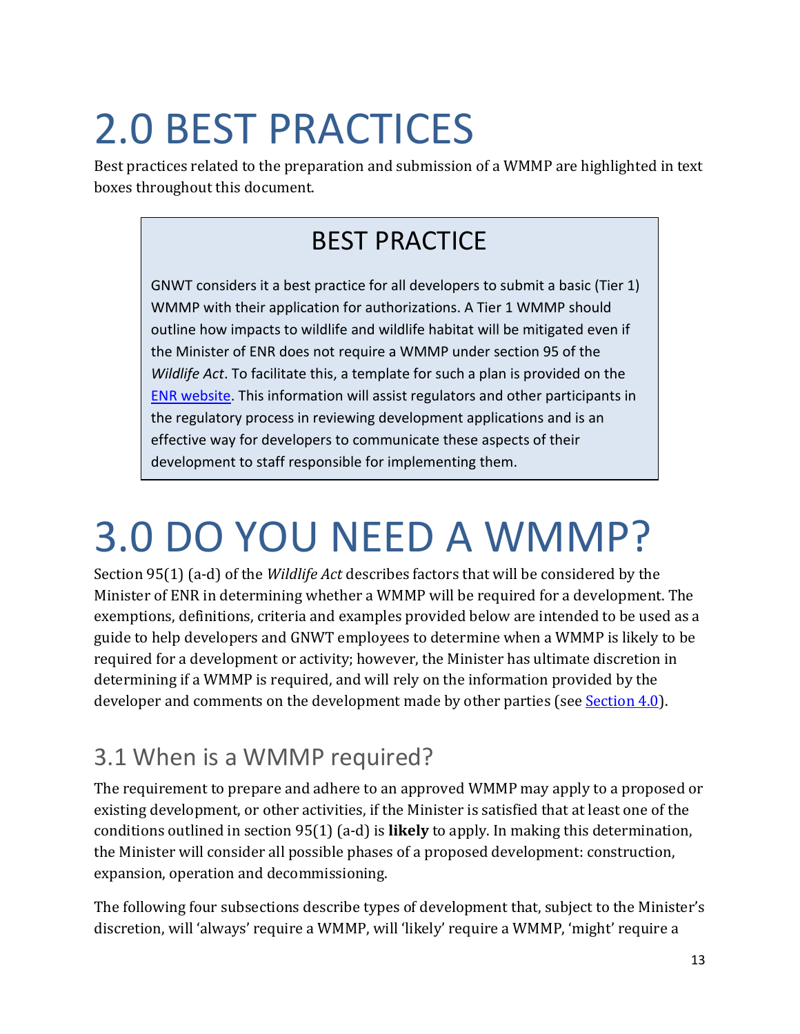# 2.0 BEST PRACTICES

Best practices related to the preparation and submission of a WMMP are highlighted in text boxes throughout this document.

> ### BEST PRACTICE
>
> GNWT considers it a best practice for all developers to submit a basic (Tier 1) WMMP with their application for authorizations. A Tier 1 WMMP should outline how impacts to wildlife and wildlife habitat will be mitigated even if the Minister of ENR does not require a WMMP under section 95 of the *Wildlife Act*. To facilitate this, a template for such a plan is provided on the ENR website. This information will assist regulators and other participants in the regulatory process in reviewing development applications and is an effective way for developers to communicate these aspects of their development to staff responsible for implementing them.

# 3.0 DO YOU NEED A WMMP?

Section 95(1) (a-d) of the *Wildlife Act* describes factors that will be considered by the Minister of ENR in determining whether a WMMP will be required for a development. The exemptions, definitions, criteria and examples provided below are intended to be used as a guide to help developers and GNWT employees to determine when a WMMP is likely to be required for a development or activity; however, the Minister has ultimate discretion in determining if a WMMP is required, and will rely on the information provided by the developer and comments on the development made by other parties (see Section 4.0).

## 3.1 When is a WMMP required?

The requirement to prepare and adhere to an approved WMMP may apply to a proposed or existing development, or other activities, if the Minister is satisfied that at least one of the conditions outlined in section 95(1) (a-d) is **likely** to apply. In making this determination, the Minister will consider all possible phases of a proposed development: construction, expansion, operation and decommissioning.

The following four subsections describe types of development that, subject to the Minister's discretion, will 'always' require a WMMP, will 'likely' require a WMMP, 'might' require a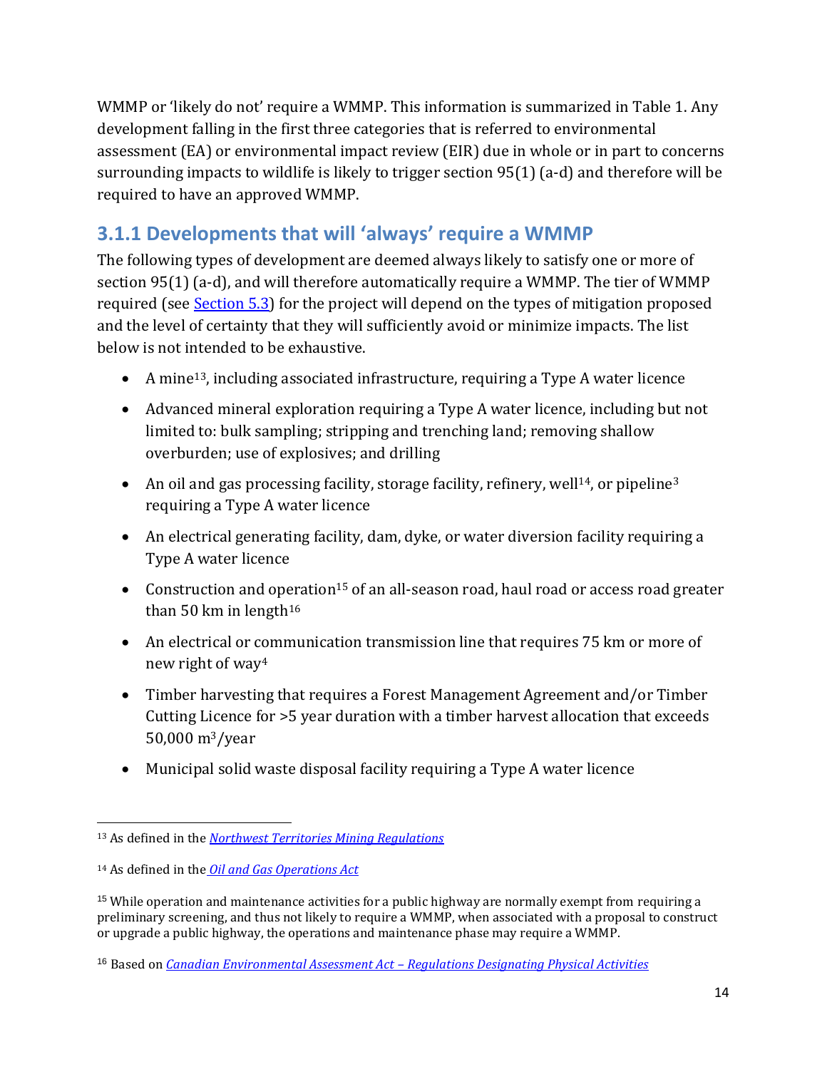WMMP or 'likely do not' require a WMMP. This information is summarized in Table 1. Any development falling in the first three categories that is referred to environmental assessment (EA) or environmental impact review (EIR) due in whole or in part to concerns surrounding impacts to wildlife is likely to trigger section 95(1) (a-d) and therefore will be required to have an approved WMMP.

### 3.1.1 Developments that will 'always' require a WMMP

The following types of development are deemed always likely to satisfy one or more of section 95(1) (a-d), and will therefore automatically require a WMMP. The tier of WMMP required (see Section 5.3) for the project will depend on the types of mitigation proposed and the level of certainty that they will sufficiently avoid or minimize impacts. The list below is not intended to be exhaustive.

- A mine[13], including associated infrastructure, requiring a Type A water licence
- Advanced mineral exploration requiring a Type A water licence, including but not limited to: bulk sampling; stripping and trenching land; removing shallow overburden; use of explosives; and drilling
- An oil and gas processing facility, storage facility, refinery, well[14], or pipeline[3] requiring a Type A water licence
- An electrical generating facility, dam, dyke, or water diversion facility requiring a Type A water licence
- Construction and operation[15] of an all-season road, haul road or access road greater than 50 km in length[16]
- An electrical or communication transmission line that requires 75 km or more of new right of way[4]
- Timber harvesting that requires a Forest Management Agreement and/or Timber Cutting Licence for >5 year duration with a timber harvest allocation that exceeds 50,000 $m^3$/year
- Municipal solid waste disposal facility requiring a Type A water licence

---

[13] As defined in the *Northwest Territories Mining Regulations*

[14] As defined in the *Oil and Gas Operations Act*

[15] While operation and maintenance activities for a public highway are normally exempt from requiring a preliminary screening, and thus not likely to require a WMMP, when associated with a proposal to construct or upgrade a public highway, the operations and maintenance phase may require a WMMP.

[16] Based on *Canadian Environmental Assessment Act – Regulations Designating Physical Activities*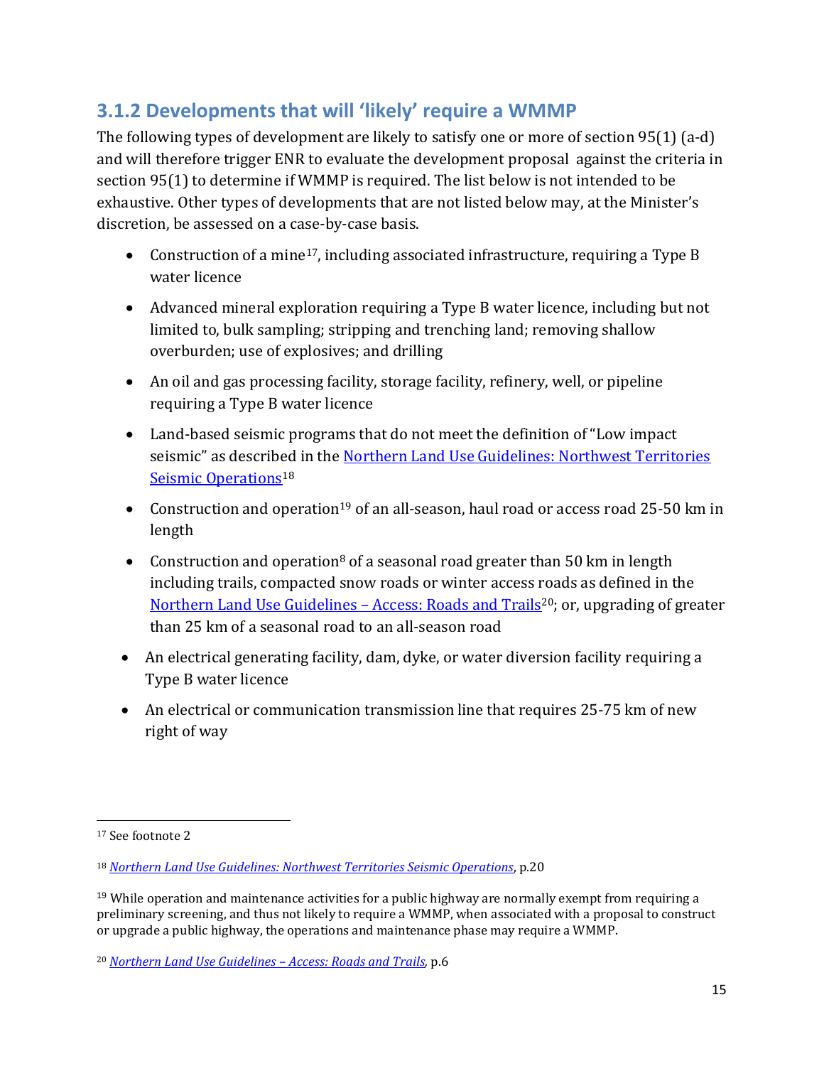## 3.1.2 Developments that will 'likely' require a WMMP

The following types of development are likely to satisfy one or more of section 95(1) (a-d) and will therefore trigger ENR to evaluate the development proposal against the criteria in section 95(1) to determine if WMMP is required. The list below is not intended to be exhaustive. Other types of developments that are not listed below may, at the Minister's discretion, be assessed on a case-by-case basis.

- Construction of a mine[17], including associated infrastructure, requiring a Type B water licence
- Advanced mineral exploration requiring a Type B water licence, including but not limited to, bulk sampling; stripping and trenching land; removing shallow overburden; use of explosives; and drilling
- An oil and gas processing facility, storage facility, refinery, well, or pipeline requiring a Type B water licence
- Land-based seismic programs that do not meet the definition of "Low impact seismic" as described in the Northern Land Use Guidelines: Northwest Territories Seismic Operations[18]
- Construction and operation[19] of an all-season, haul road or access road 25-50 km in length
- Construction and operation[8] of a seasonal road greater than 50 km in length including trails, compacted snow roads or winter access roads as defined in the Northern Land Use Guidelines – Access: Roads and Trails[20]; or, upgrading of greater than 25 km of a seasonal road to an all-season road
- An electrical generating facility, dam, dyke, or water diversion facility requiring a Type B water licence
- An electrical or communication transmission line that requires 25-75 km of new right of way

---

[17] See footnote 2

[18] *Northern Land Use Guidelines: Northwest Territories Seismic Operations*, p.20

[19] While operation and maintenance activities for a public highway are normally exempt from requiring a preliminary screening, and thus not likely to require a WMMP, when associated with a proposal to construct or upgrade a public highway, the operations and maintenance phase may require a WMMP.

[20] *Northern Land Use Guidelines – Access: Roads and Trails*, p.6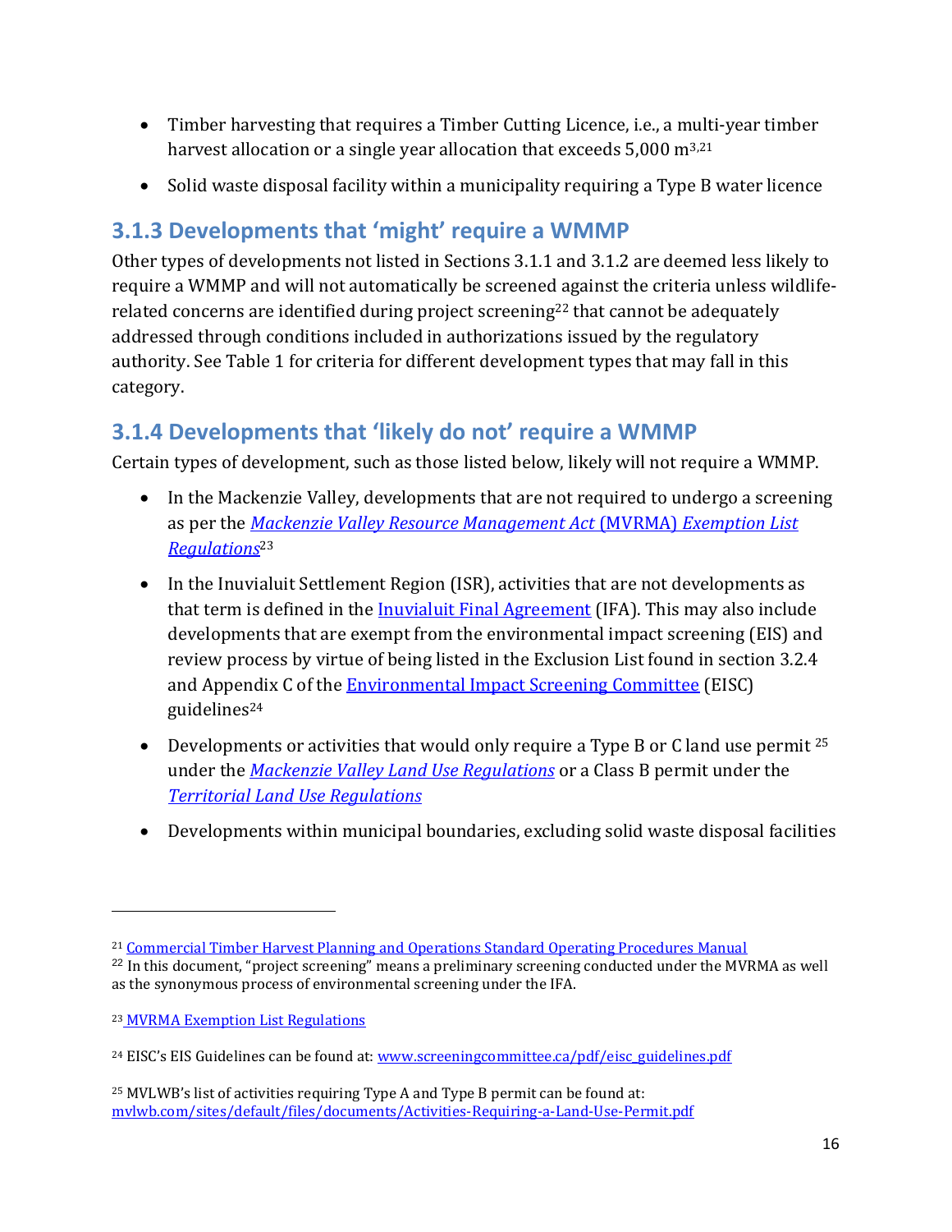- Timber harvesting that requires a Timber Cutting Licence, i.e., a multi-year timber harvest allocation or a single year allocation that exceeds 5,000 $m^3$[21]
- Solid waste disposal facility within a municipality requiring a Type B water licence

### 3.1.3 Developments that 'might' require a WMMP

Other types of developments not listed in Sections 3.1.1 and 3.1.2 are deemed less likely to require a WMMP and will not automatically be screened against the criteria unless wildlife-related concerns are identified during project screening[22] that cannot be adequately addressed through conditions included in authorizations issued by the regulatory authority. See Table 1 for criteria for different development types that may fall in this category.

### 3.1.4 Developments that 'likely do not' require a WMMP

Certain types of development, such as those listed below, likely will not require a WMMP.

- In the Mackenzie Valley, developments that are not required to undergo a screening as per the *Mackenzie Valley Resource Management Act* (MVRMA) *Exemption List Regulations*[23]
- In the Inuvialuit Settlement Region (ISR), activities that are not developments as that term is defined in the Inuvialuit Final Agreement (IFA). This may also include developments that are exempt from the environmental impact screening (EIS) and review process by virtue of being listed in the Exclusion List found in section 3.2.4 and Appendix C of the Environmental Impact Screening Committee (EISC) guidelines[24]
- Developments or activities that would only require a Type B or C land use permit [25] under the *Mackenzie Valley Land Use Regulations* or a Class B permit under the *Territorial Land Use Regulations*
- Developments within municipal boundaries, excluding solid waste disposal facilities

---

[21] Commercial Timber Harvest Planning and Operations Standard Operating Procedures Manual

[22] In this document, "project screening" means a preliminary screening conducted under the MVRMA as well as the synonymous process of environmental screening under the IFA.

[23] MVRMA Exemption List Regulations

[24] EISC's EIS Guidelines can be found at: www.screeningcommittee.ca/pdf/eisc_guidelines.pdf

[25] MVLWB's list of activities requiring Type A and Type B permit can be found at: mvlwb.com/sites/default/files/documents/Activities-Requiring-a-Land-Use-Permit.pdf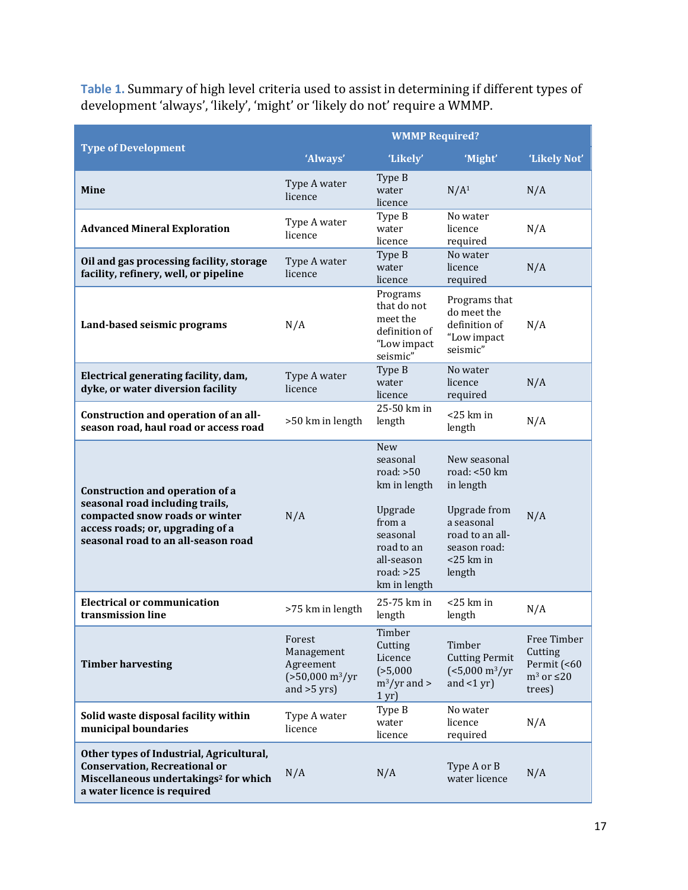**Table 1.** Summary of high level criteria used to assist in determining if different types of development 'always', 'likely', 'might' or 'likely do not' require a WMMP.

| Type of Development | WMMP Required? | | | |
|---|---|---|---|---|
| | 'Always' | 'Likely' | 'Might' | 'Likely Not' |
| **Mine** | Type A water licence | Type B water licence | N/A[1] | N/A |
| **Advanced Mineral Exploration** | Type A water licence | Type B water licence | No water licence required | N/A |
| **Oil and gas processing facility, storage facility, refinery, well, or pipeline** | Type A water licence | Type B water licence | No water licence required | N/A |
| **Land-based seismic programs** | N/A | Programs that do not meet the definition of "Low impact seismic" | Programs that do meet the definition of "Low impact seismic" | N/A |
| **Electrical generating facility, dam, dyke, or water diversion facility** | Type A water licence | Type B water licence | No water licence required | N/A |
| **Construction and operation of an all-season road, haul road or access road** | >50 km in length | 25-50 km in length | <25 km in length | N/A |
| **Construction and operation of a seasonal road including trails, compacted snow roads or winter access roads; or, upgrading of a seasonal road to an all-season road** | N/A | New seasonal road: >50 km in length<br><br>Upgrade from a seasonal road to an all-season road: >25 km in length | New seasonal road: <50 km in length<br><br>Upgrade from a seasonal road to an all-season road: <25 km in length | N/A |
| **Electrical or communication transmission line** | >75 km in length | 25-75 km in length | <25 km in length | N/A |
| **Timber harvesting** | Forest Management Agreement (>50,000 $m^3$/yr and >5 yrs) | Timber Cutting Licence (>5,000 $m^3$/yr and > 1 yr) | Timber Cutting Permit (<5,000 $m^3$/yr and <1 yr) | Free Timber Cutting Permit (<60 $m^3$ or ≤20 trees) |
| **Solid waste disposal facility within municipal boundaries** | Type A water licence | Type B water licence | No water licence required | N/A |
| **Other types of Industrial, Agricultural, Conservation, Recreational or Miscellaneous undertakings[2] for which a water licence is required** | N/A | N/A | Type A or B water licence | N/A |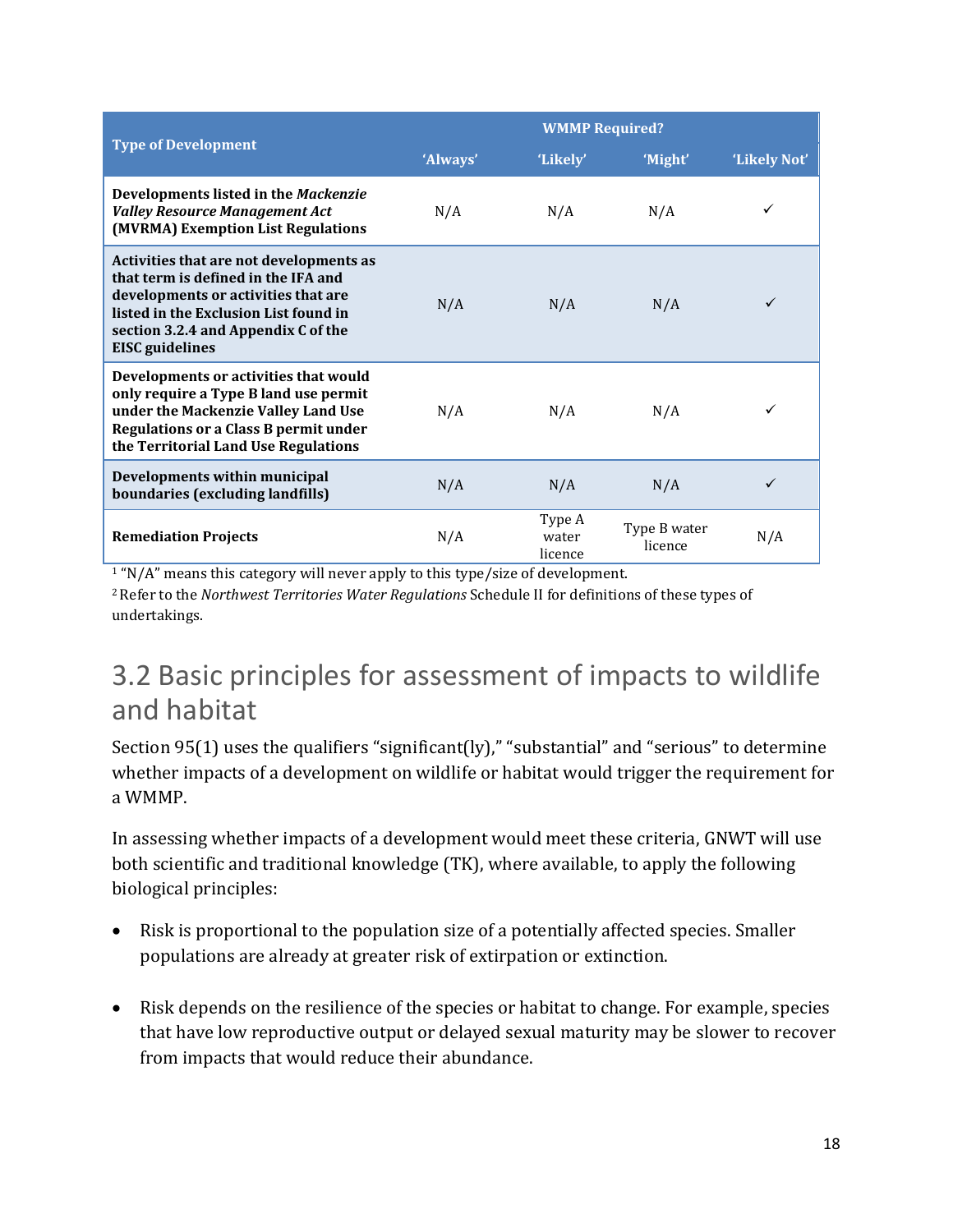| Type of Development | WMMP Required? | | | |
|---|---|---|---|---|
| | 'Always' | 'Likely' | 'Might' | 'Likely Not' |
| **Developments listed in the *Mackenzie Valley Resource Management Act* (MVRMA) Exemption List Regulations** | N/A | N/A | N/A | ✓ |
| **Activities that are not developments as that term is defined in the IFA and developments or activities that are listed in the Exclusion List found in section 3.2.4 and Appendix C of the EISC guidelines** | N/A | N/A | N/A | ✓ |
| **Developments or activities that would only require a Type B land use permit under the Mackenzie Valley Land Use Regulations or a Class B permit under the Territorial Land Use Regulations** | N/A | N/A | N/A | ✓ |
| **Developments within municipal boundaries (excluding landfills)** | N/A | N/A | N/A | ✓ |
| **Remediation Projects** | N/A | Type A water licence | Type B water licence | N/A |

[1] "N/A" means this category will never apply to this type/size of development.

[2] Refer to the *Northwest Territories Water Regulations* Schedule II for definitions of these types of undertakings.

## 3.2 Basic principles for assessment of impacts to wildlife and habitat

Section 95(1) uses the qualifiers "significant(ly)," "substantial" and "serious" to determine whether impacts of a development on wildlife or habitat would trigger the requirement for a WMMP.

In assessing whether impacts of a development would meet these criteria, GNWT will use both scientific and traditional knowledge (TK), where available, to apply the following biological principles:

- Risk is proportional to the population size of a potentially affected species. Smaller populations are already at greater risk of extirpation or extinction.
- Risk depends on the resilience of the species or habitat to change. For example, species that have low reproductive output or delayed sexual maturity may be slower to recover from impacts that would reduce their abundance.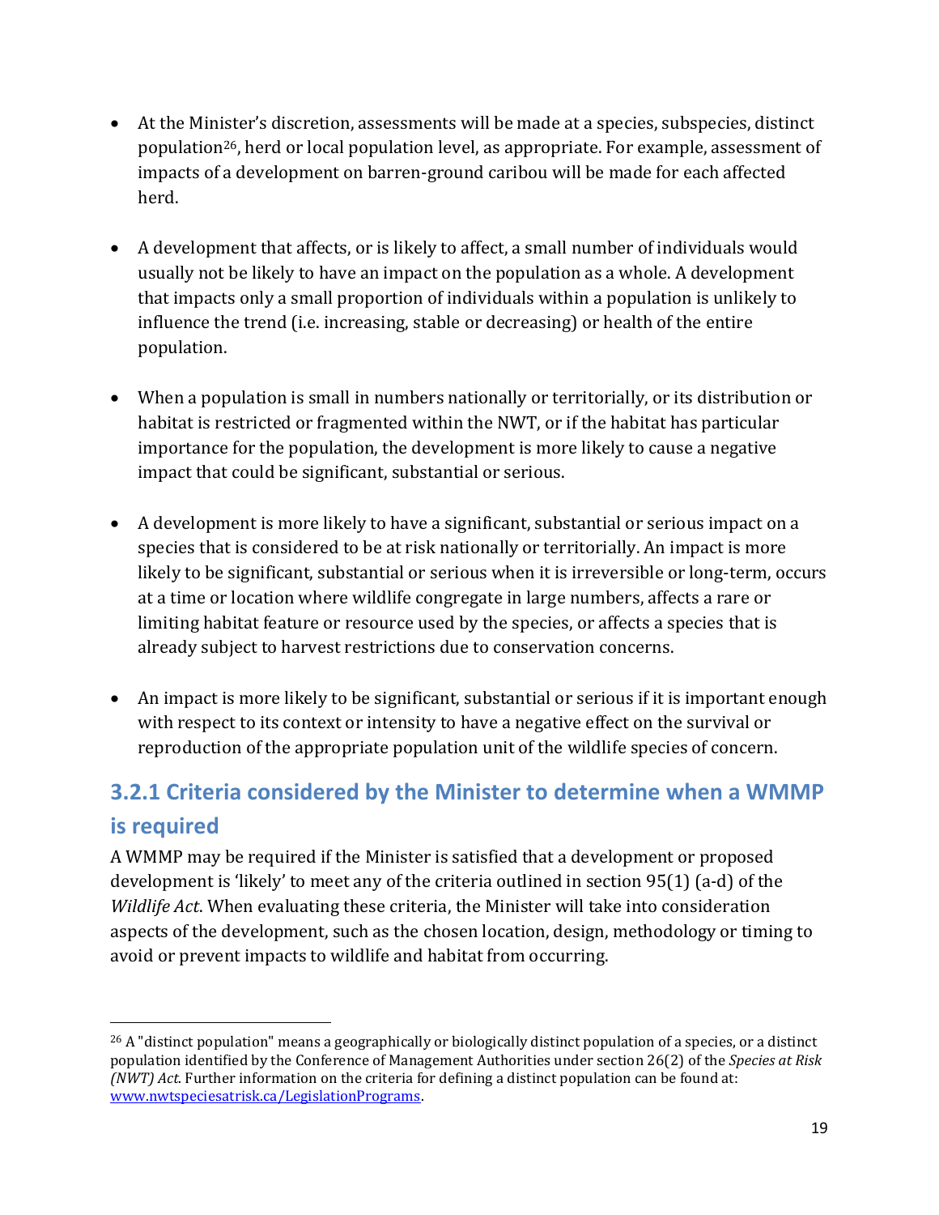- At the Minister's discretion, assessments will be made at a species, subspecies, distinct population[26], herd or local population level, as appropriate. For example, assessment of impacts of a development on barren-ground caribou will be made for each affected herd.

- A development that affects, or is likely to affect, a small number of individuals would usually not be likely to have an impact on the population as a whole. A development that impacts only a small proportion of individuals within a population is unlikely to influence the trend (i.e. increasing, stable or decreasing) or health of the entire population.

- When a population is small in numbers nationally or territorially, or its distribution or habitat is restricted or fragmented within the NWT, or if the habitat has particular importance for the population, the development is more likely to cause a negative impact that could be significant, substantial or serious.

- A development is more likely to have a significant, substantial or serious impact on a species that is considered to be at risk nationally or territorially. An impact is more likely to be significant, substantial or serious when it is irreversible or long-term, occurs at a time or location where wildlife congregate in large numbers, affects a rare or limiting habitat feature or resource used by the species, or affects a species that is already subject to harvest restrictions due to conservation concerns.

- An impact is more likely to be significant, substantial or serious if it is important enough with respect to its context or intensity to have a negative effect on the survival or reproduction of the appropriate population unit of the wildlife species of concern.

### 3.2.1 Criteria considered by the Minister to determine when a WMMP is required

A WMMP may be required if the Minister is satisfied that a development or proposed development is 'likely' to meet any of the criteria outlined in section 95(1) (a-d) of the *Wildlife Act*. When evaluating these criteria, the Minister will take into consideration aspects of the development, such as the chosen location, design, methodology or timing to avoid or prevent impacts to wildlife and habitat from occurring.

---

[26] A "distinct population" means a geographically or biologically distinct population of a species, or a distinct population identified by the Conference of Management Authorities under section 26(2) of the *Species at Risk (NWT) Act*. Further information on the criteria for defining a distinct population can be found at: [www.nwtspeciesatrisk.ca/LegislationPrograms](www.nwtspeciesatrisk.ca/LegislationPrograms).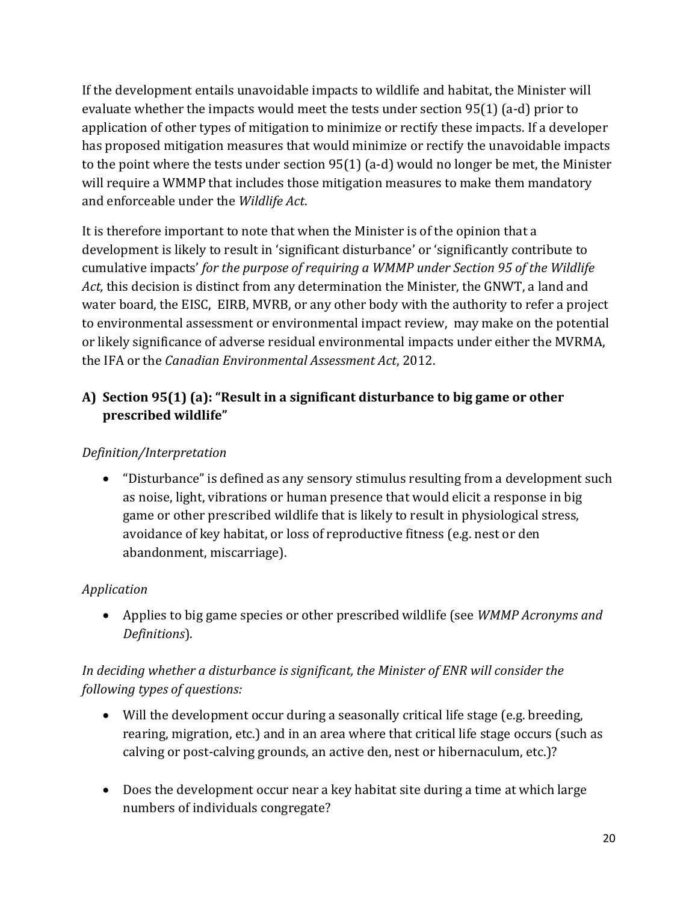If the development entails unavoidable impacts to wildlife and habitat, the Minister will evaluate whether the impacts would meet the tests under section 95(1) (a-d) prior to application of other types of mitigation to minimize or rectify these impacts. If a developer has proposed mitigation measures that would minimize or rectify the unavoidable impacts to the point where the tests under section 95(1) (a-d) would no longer be met, the Minister will require a WMMP that includes those mitigation measures to make them mandatory and enforceable under the *Wildlife Act*.

It is therefore important to note that when the Minister is of the opinion that a development is likely to result in 'significant disturbance' or 'significantly contribute to cumulative impacts' *for the purpose of requiring a WMMP under Section 95 of the Wildlife Act,* this decision is distinct from any determination the Minister, the GNWT, a land and water board, the EISC, EIRB, MVRB, or any other body with the authority to refer a project to environmental assessment or environmental impact review, may make on the potential or likely significance of adverse residual environmental impacts under either the MVRMA, the IFA or the *Canadian Environmental Assessment Act*, 2012.

### A) Section 95(1) (a): "Result in a significant disturbance to big game or other prescribed wildlife"

*Definition/Interpretation*

- "Disturbance" is defined as any sensory stimulus resulting from a development such as noise, light, vibrations or human presence that would elicit a response in big game or other prescribed wildlife that is likely to result in physiological stress, avoidance of key habitat, or loss of reproductive fitness (e.g. nest or den abandonment, miscarriage).

*Application*

- Applies to big game species or other prescribed wildlife (see *WMMP Acronyms and Definitions*).

*In deciding whether a disturbance is significant, the Minister of ENR will consider the following types of questions:*

- Will the development occur during a seasonally critical life stage (e.g. breeding, rearing, migration, etc.) and in an area where that critical life stage occurs (such as calving or post-calving grounds, an active den, nest or hibernaculum, etc.)?

- Does the development occur near a key habitat site during a time at which large numbers of individuals congregate?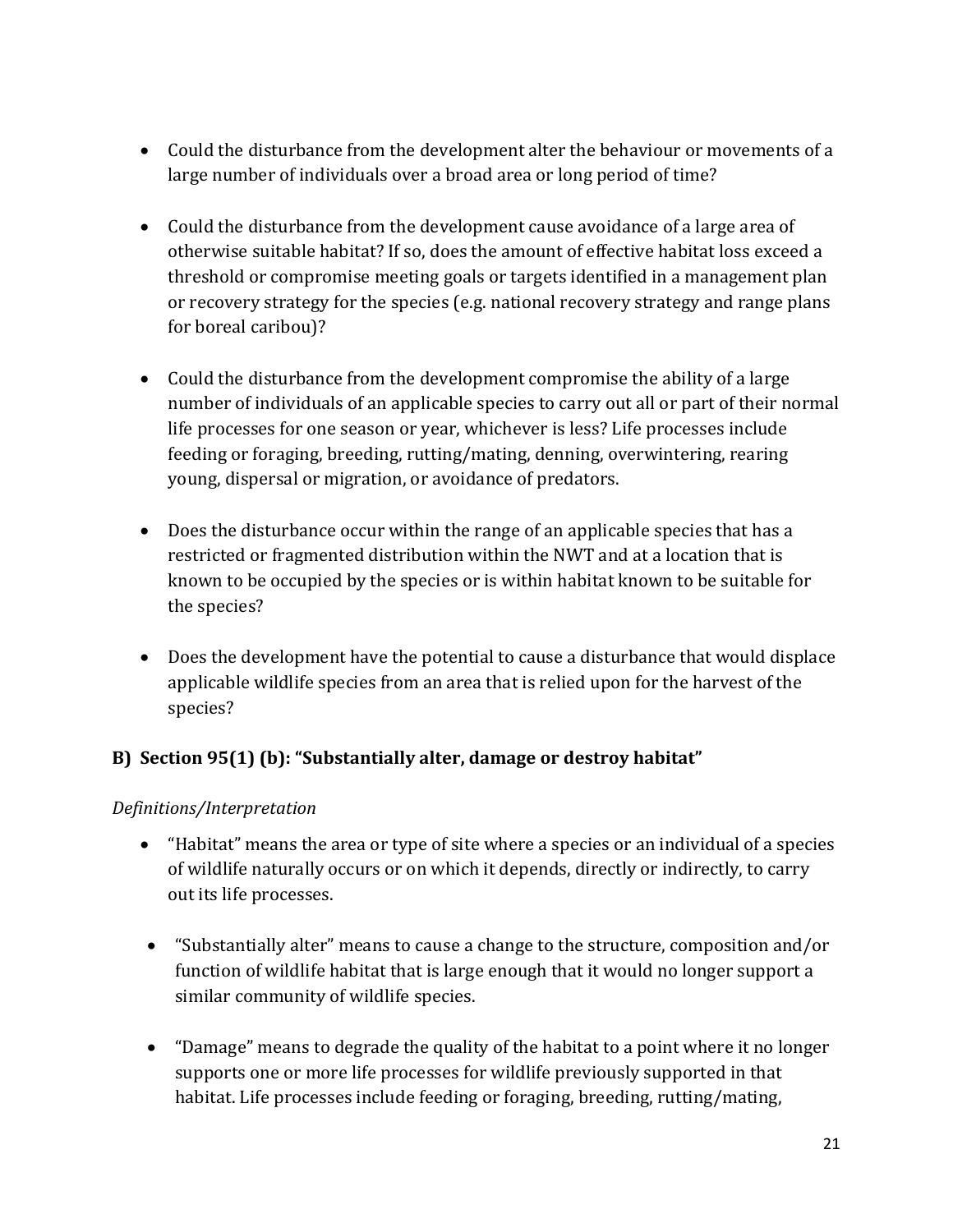- Could the disturbance from the development alter the behaviour or movements of a large number of individuals over a broad area or long period of time?

- Could the disturbance from the development cause avoidance of a large area of otherwise suitable habitat? If so, does the amount of effective habitat loss exceed a threshold or compromise meeting goals or targets identified in a management plan or recovery strategy for the species (e.g. national recovery strategy and range plans for boreal caribou)?

- Could the disturbance from the development compromise the ability of a large number of individuals of an applicable species to carry out all or part of their normal life processes for one season or year, whichever is less? Life processes include feeding or foraging, breeding, rutting/mating, denning, overwintering, rearing young, dispersal or migration, or avoidance of predators.

- Does the disturbance occur within the range of an applicable species that has a restricted or fragmented distribution within the NWT and at a location that is known to be occupied by the species or is within habitat known to be suitable for the species?

- Does the development have the potential to cause a disturbance that would displace applicable wildlife species from an area that is relied upon for the harvest of the species?

### B) Section 95(1) (b): "Substantially alter, damage or destroy habitat"

*Definitions/Interpretation*

- "Habitat" means the area or type of site where a species or an individual of a species of wildlife naturally occurs or on which it depends, directly or indirectly, to carry out its life processes.

- "Substantially alter" means to cause a change to the structure, composition and/or function of wildlife habitat that is large enough that it would no longer support a similar community of wildlife species.

- "Damage" means to degrade the quality of the habitat to a point where it no longer supports one or more life processes for wildlife previously supported in that habitat. Life processes include feeding or foraging, breeding, rutting/mating,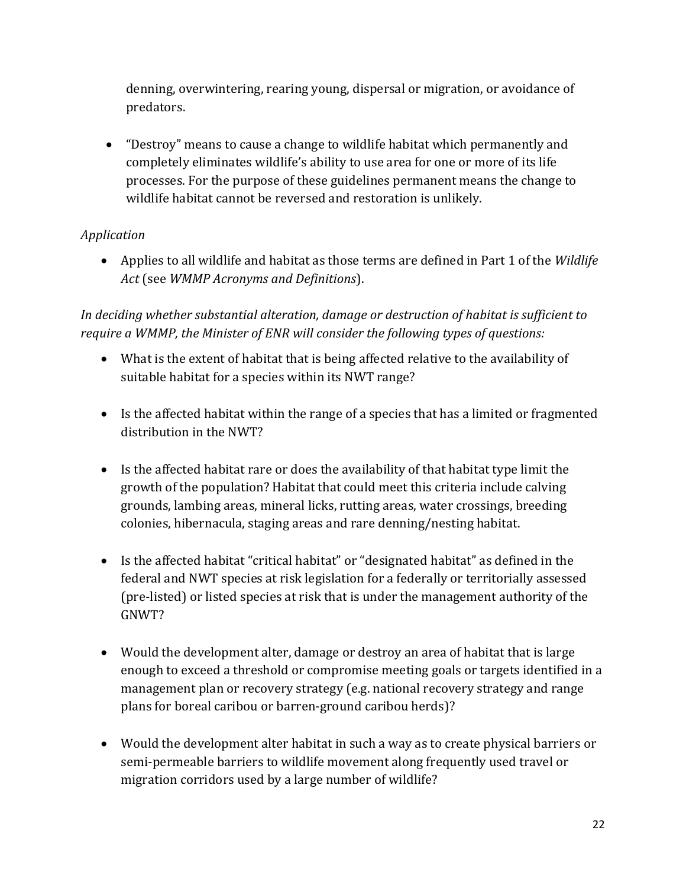denning, overwintering, rearing young, dispersal or migration, or avoidance of predators.

- “Destroy” means to cause a change to wildlife habitat which permanently and completely eliminates wildlife’s ability to use area for one or more of its life processes. For the purpose of these guidelines permanent means the change to wildlife habitat cannot be reversed and restoration is unlikely.

*Application*

- Applies to all wildlife and habitat as those terms are defined in Part 1 of the *Wildlife Act* (see *WMMP Acronyms and Definitions*).

*In deciding whether substantial alteration, damage or destruction of habitat is sufficient to require a WMMP, the Minister of ENR will consider the following types of questions:*

- What is the extent of habitat that is being affected relative to the availability of suitable habitat for a species within its NWT range?

- Is the affected habitat within the range of a species that has a limited or fragmented distribution in the NWT?

- Is the affected habitat rare or does the availability of that habitat type limit the growth of the population? Habitat that could meet this criteria include calving grounds, lambing areas, mineral licks, rutting areas, water crossings, breeding colonies, hibernacula, staging areas and rare denning/nesting habitat.

- Is the affected habitat “critical habitat” or “designated habitat” as defined in the federal and NWT species at risk legislation for a federally or territorially assessed (pre-listed) or listed species at risk that is under the management authority of the GNWT?

- Would the development alter, damage or destroy an area of habitat that is large enough to exceed a threshold or compromise meeting goals or targets identified in a management plan or recovery strategy (e.g. national recovery strategy and range plans for boreal caribou or barren-ground caribou herds)?

- Would the development alter habitat in such a way as to create physical barriers or semi-permeable barriers to wildlife movement along frequently used travel or migration corridors used by a large number of wildlife?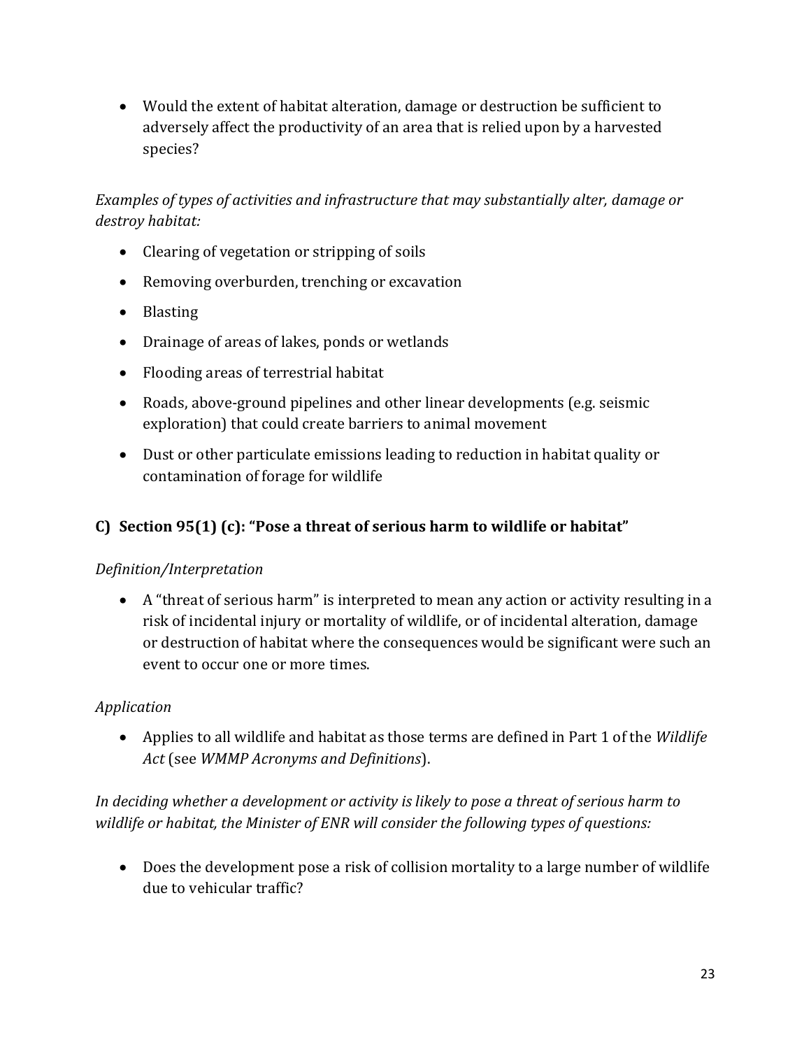- Would the extent of habitat alteration, damage or destruction be sufficient to adversely affect the productivity of an area that is relied upon by a harvested species?

*Examples of types of activities and infrastructure that may substantially alter, damage or destroy habitat:*

- Clearing of vegetation or stripping of soils
- Removing overburden, trenching or excavation
- Blasting
- Drainage of areas of lakes, ponds or wetlands
- Flooding areas of terrestrial habitat
- Roads, above-ground pipelines and other linear developments (e.g. seismic exploration) that could create barriers to animal movement
- Dust or other particulate emissions leading to reduction in habitat quality or contamination of forage for wildlife

### C) Section 95(1) (c): "Pose a threat of serious harm to wildlife or habitat"

*Definition/Interpretation*

- A "threat of serious harm" is interpreted to mean any action or activity resulting in a risk of incidental injury or mortality of wildlife, or of incidental alteration, damage or destruction of habitat where the consequences would be significant were such an event to occur one or more times.

*Application*

- Applies to all wildlife and habitat as those terms are defined in Part 1 of the *Wildlife Act* (see *WMMP Acronyms and Definitions*).

*In deciding whether a development or activity is likely to pose a threat of serious harm to wildlife or habitat, the Minister of ENR will consider the following types of questions:*

- Does the development pose a risk of collision mortality to a large number of wildlife due to vehicular traffic?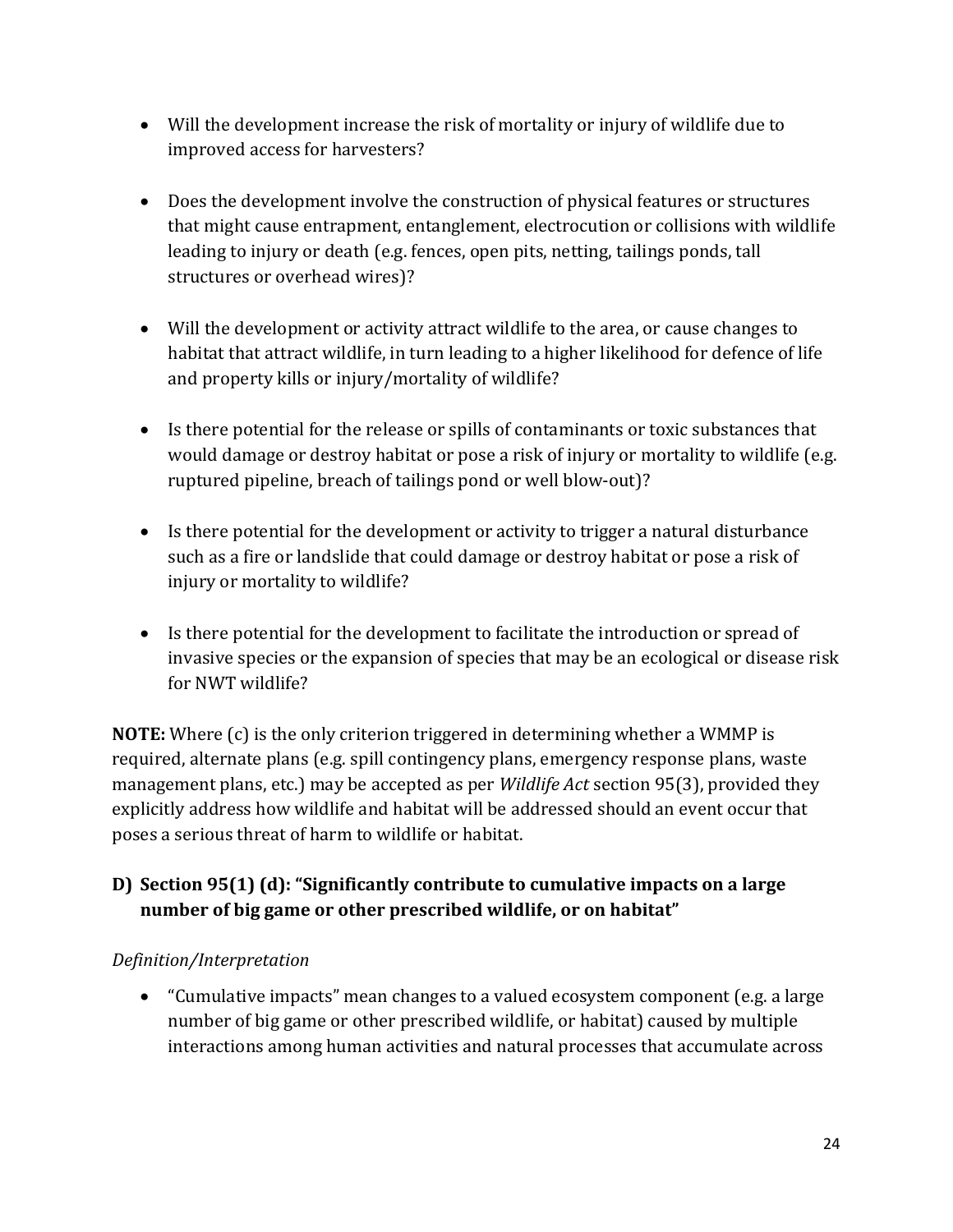- Will the development increase the risk of mortality or injury of wildlife due to improved access for harvesters?

- Does the development involve the construction of physical features or structures that might cause entrapment, entanglement, electrocution or collisions with wildlife leading to injury or death (e.g. fences, open pits, netting, tailings ponds, tall structures or overhead wires)?

- Will the development or activity attract wildlife to the area, or cause changes to habitat that attract wildlife, in turn leading to a higher likelihood for defence of life and property kills or injury/mortality of wildlife?

- Is there potential for the release or spills of contaminants or toxic substances that would damage or destroy habitat or pose a risk of injury or mortality to wildlife (e.g. ruptured pipeline, breach of tailings pond or well blow-out)?

- Is there potential for the development or activity to trigger a natural disturbance such as a fire or landslide that could damage or destroy habitat or pose a risk of injury or mortality to wildlife?

- Is there potential for the development to facilitate the introduction or spread of invasive species or the expansion of species that may be an ecological or disease risk for NWT wildlife?

**NOTE:** Where (c) is the only criterion triggered in determining whether a WMMP is required, alternate plans (e.g. spill contingency plans, emergency response plans, waste management plans, etc.) may be accepted as per *Wildlife Act* section 95(3), provided they explicitly address how wildlife and habitat will be addressed should an event occur that poses a serious threat of harm to wildlife or habitat.

### D) Section 95(1) (d): "Significantly contribute to cumulative impacts on a large number of big game or other prescribed wildlife, or on habitat"

*Definition/Interpretation*

- "Cumulative impacts" mean changes to a valued ecosystem component (e.g. a large number of big game or other prescribed wildlife, or habitat) caused by multiple interactions among human activities and natural processes that accumulate across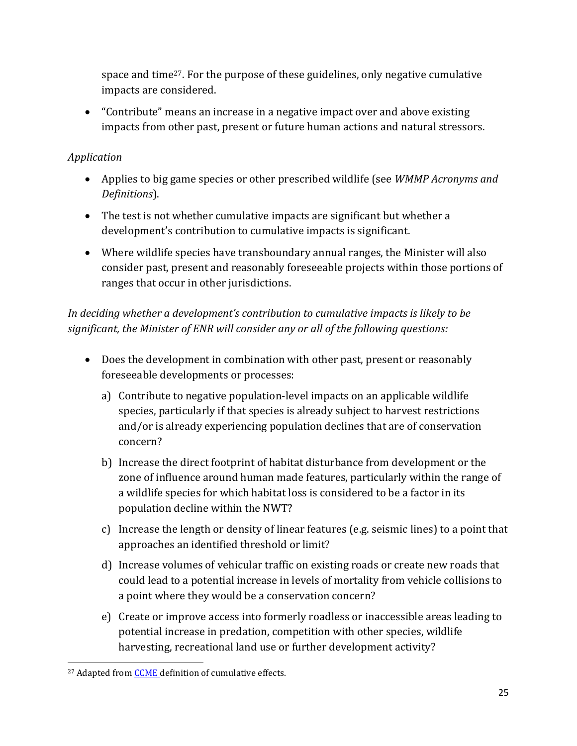space and time[27]. For the purpose of these guidelines, only negative cumulative impacts are considered.

- "Contribute" means an increase in a negative impact over and above existing impacts from other past, present or future human actions and natural stressors.

*Application*

- Applies to big game species or other prescribed wildlife (see *WMMP Acronyms and Definitions*).
- The test is not whether cumulative impacts are significant but whether a development's contribution to cumulative impacts is significant.
- Where wildlife species have transboundary annual ranges, the Minister will also consider past, present and reasonably foreseeable projects within those portions of ranges that occur in other jurisdictions.

*In deciding whether a development's contribution to cumulative impacts is likely to be significant, the Minister of ENR will consider any or all of the following questions:*

- Does the development in combination with other past, present or reasonably foreseeable developments or processes:
  a) Contribute to negative population-level impacts on an applicable wildlife species, particularly if that species is already subject to harvest restrictions and/or is already experiencing population declines that are of conservation concern?
  b) Increase the direct footprint of habitat disturbance from development or the zone of influence around human made features, particularly within the range of a wildlife species for which habitat loss is considered to be a factor in its population decline within the NWT?
  c) Increase the length or density of linear features (e.g. seismic lines) to a point that approaches an identified threshold or limit?
  d) Increase volumes of vehicular traffic on existing roads or create new roads that could lead to a potential increase in levels of mortality from vehicle collisions to a point where they would be a conservation concern?
  e) Create or improve access into formerly roadless or inaccessible areas leading to potential increase in predation, competition with other species, wildlife harvesting, recreational land use or further development activity?

---

[27] Adapted from CCME definition of cumulative effects.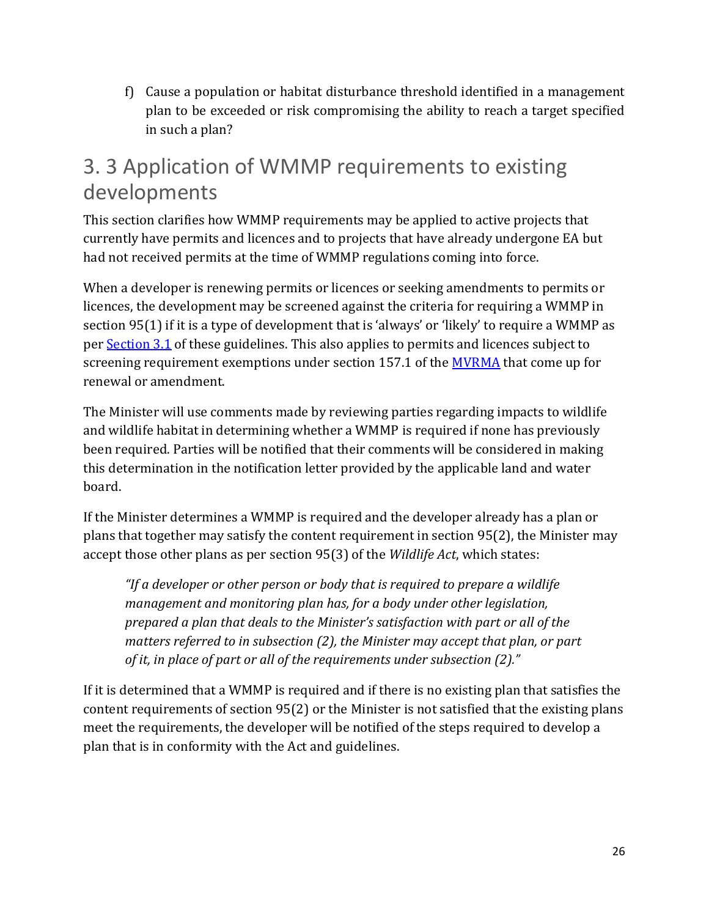f) Cause a population or habitat disturbance threshold identified in a management plan to be exceeded or risk compromising the ability to reach a target specified in such a plan?

## 3. 3 Application of WMMP requirements to existing developments

This section clarifies how WMMP requirements may be applied to active projects that currently have permits and licences and to projects that have already undergone EA but had not received permits at the time of WMMP regulations coming into force.

When a developer is renewing permits or licences or seeking amendments to permits or licences, the development may be screened against the criteria for requiring a WMMP in section 95(1) if it is a type of development that is 'always' or 'likely' to require a WMMP as per [Section 3.1](#) of these guidelines. This also applies to permits and licences subject to screening requirement exemptions under section 157.1 of the [MVRMA](#) that come up for renewal or amendment.

The Minister will use comments made by reviewing parties regarding impacts to wildlife and wildlife habitat in determining whether a WMMP is required if none has previously been required. Parties will be notified that their comments will be considered in making this determination in the notification letter provided by the applicable land and water board.

If the Minister determines a WMMP is required and the developer already has a plan or plans that together may satisfy the content requirement in section 95(2), the Minister may accept those other plans as per section 95(3) of the *Wildlife Act*, which states:

> *"If a developer or other person or body that is required to prepare a wildlife management and monitoring plan has, for a body under other legislation, prepared a plan that deals to the Minister's satisfaction with part or all of the matters referred to in subsection (2), the Minister may accept that plan, or part of it, in place of part or all of the requirements under subsection (2)."*

If it is determined that a WMMP is required and if there is no existing plan that satisfies the content requirements of section 95(2) or the Minister is not satisfied that the existing plans meet the requirements, the developer will be notified of the steps required to develop a plan that is in conformity with the Act and guidelines.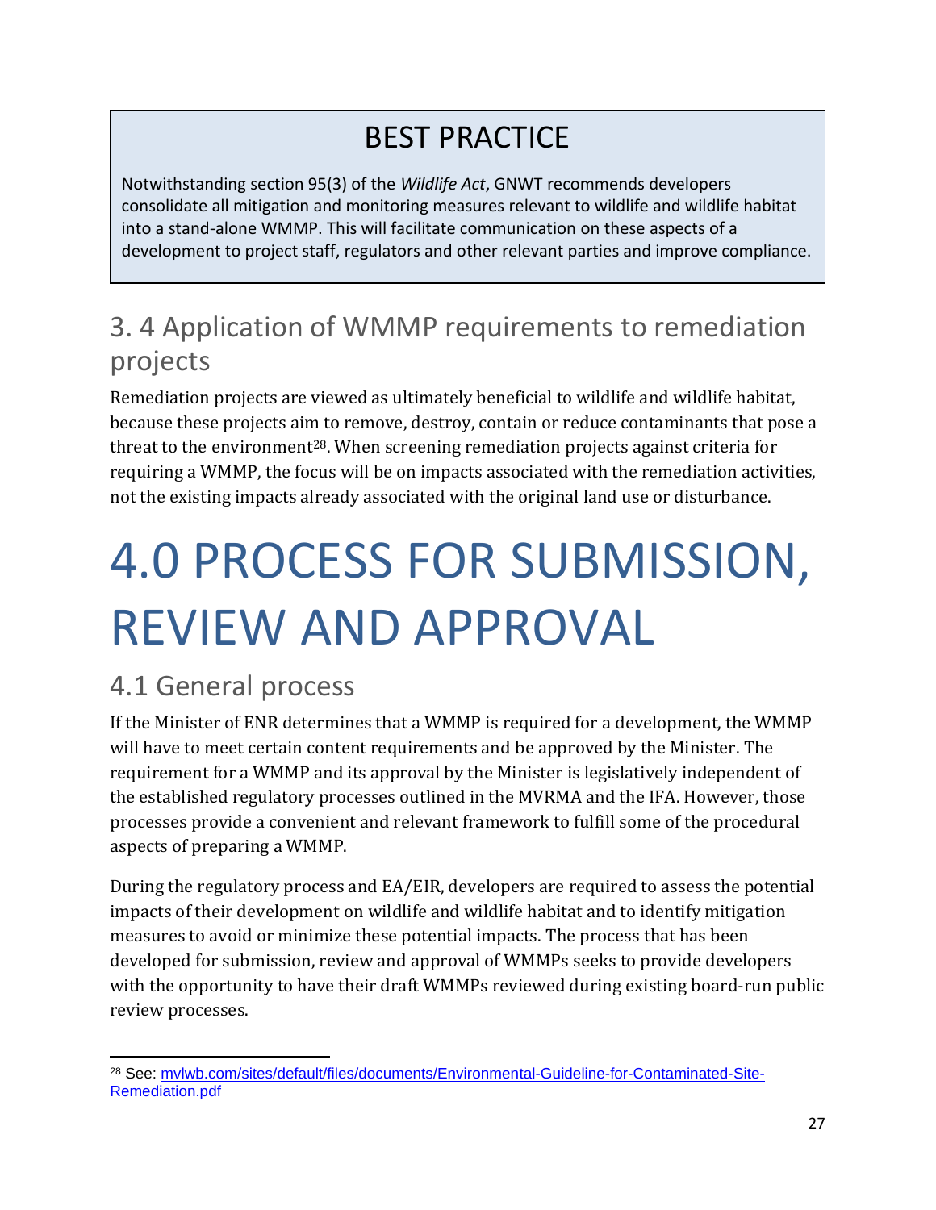## BEST PRACTICE

Notwithstanding section 95(3) of the *Wildlife Act*, GNWT recommends developers consolidate all mitigation and monitoring measures relevant to wildlife and wildlife habitat into a stand-alone WMMP. This will facilitate communication on these aspects of a development to project staff, regulators and other relevant parties and improve compliance.

## 3. 4 Application of WMMP requirements to remediation projects

Remediation projects are viewed as ultimately beneficial to wildlife and wildlife habitat, because these projects aim to remove, destroy, contain or reduce contaminants that pose a threat to the environment[28]. When screening remediation projects against criteria for requiring a WMMP, the focus will be on impacts associated with the remediation activities, not the existing impacts already associated with the original land use or disturbance.

# 4.0 PROCESS FOR SUBMISSION, REVIEW AND APPROVAL

## 4.1 General process

If the Minister of ENR determines that a WMMP is required for a development, the WMMP will have to meet certain content requirements and be approved by the Minister. The requirement for a WMMP and its approval by the Minister is legislatively independent of the established regulatory processes outlined in the MVRMA and the IFA. However, those processes provide a convenient and relevant framework to fulfill some of the procedural aspects of preparing a WMMP.

During the regulatory process and EA/EIR, developers are required to assess the potential impacts of their development on wildlife and wildlife habitat and to identify mitigation measures to avoid or minimize these potential impacts. The process that has been developed for submission, review and approval of WMMPs seeks to provide developers with the opportunity to have their draft WMMPs reviewed during existing board-run public review processes.

---

[28] See: [mvlwb.com/sites/default/files/documents/Environmental-Guideline-for-Contaminated-Site-Remediation.pdf](mvlwb.com/sites/default/files/documents/Environmental-Guideline-for-Contaminated-Site-Remediation.pdf)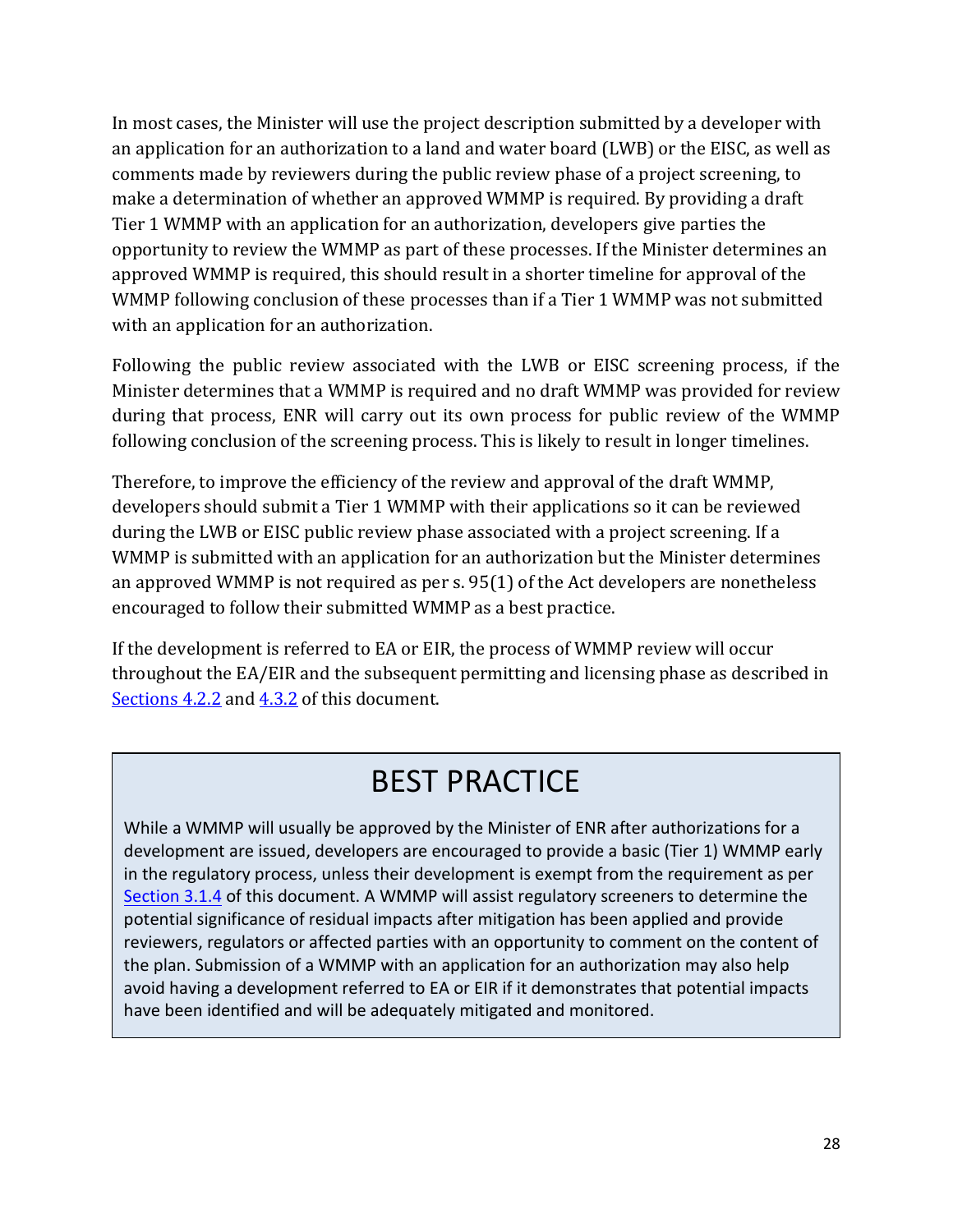In most cases, the Minister will use the project description submitted by a developer with an application for an authorization to a land and water board (LWB) or the EISC, as well as comments made by reviewers during the public review phase of a project screening, to make a determination of whether an approved WMMP is required. By providing a draft Tier 1 WMMP with an application for an authorization, developers give parties the opportunity to review the WMMP as part of these processes. If the Minister determines an approved WMMP is required, this should result in a shorter timeline for approval of the WMMP following conclusion of these processes than if a Tier 1 WMMP was not submitted with an application for an authorization.

Following the public review associated with the LWB or EISC screening process, if the Minister determines that a WMMP is required and no draft WMMP was provided for review during that process, ENR will carry out its own process for public review of the WMMP following conclusion of the screening process. This is likely to result in longer timelines.

Therefore, to improve the efficiency of the review and approval of the draft WMMP, developers should submit a Tier 1 WMMP with their applications so it can be reviewed during the LWB or EISC public review phase associated with a project screening. If a WMMP is submitted with an application for an authorization but the Minister determines an approved WMMP is not required as per s. 95(1) of the Act developers are nonetheless encouraged to follow their submitted WMMP as a best practice.

If the development is referred to EA or EIR, the process of WMMP review will occur throughout the EA/EIR and the subsequent permitting and licensing phase as described in Sections 4.2.2 and 4.3.2 of this document.

> ## BEST PRACTICE
>
> While a WMMP will usually be approved by the Minister of ENR after authorizations for a development are issued, developers are encouraged to provide a basic (Tier 1) WMMP early in the regulatory process, unless their development is exempt from the requirement as per Section 3.1.4 of this document. A WMMP will assist regulatory screeners to determine the potential significance of residual impacts after mitigation has been applied and provide reviewers, regulators or affected parties with an opportunity to comment on the content of the plan. Submission of a WMMP with an application for an authorization may also help avoid having a development referred to EA or EIR if it demonstrates that potential impacts have been identified and will be adequately mitigated and monitored.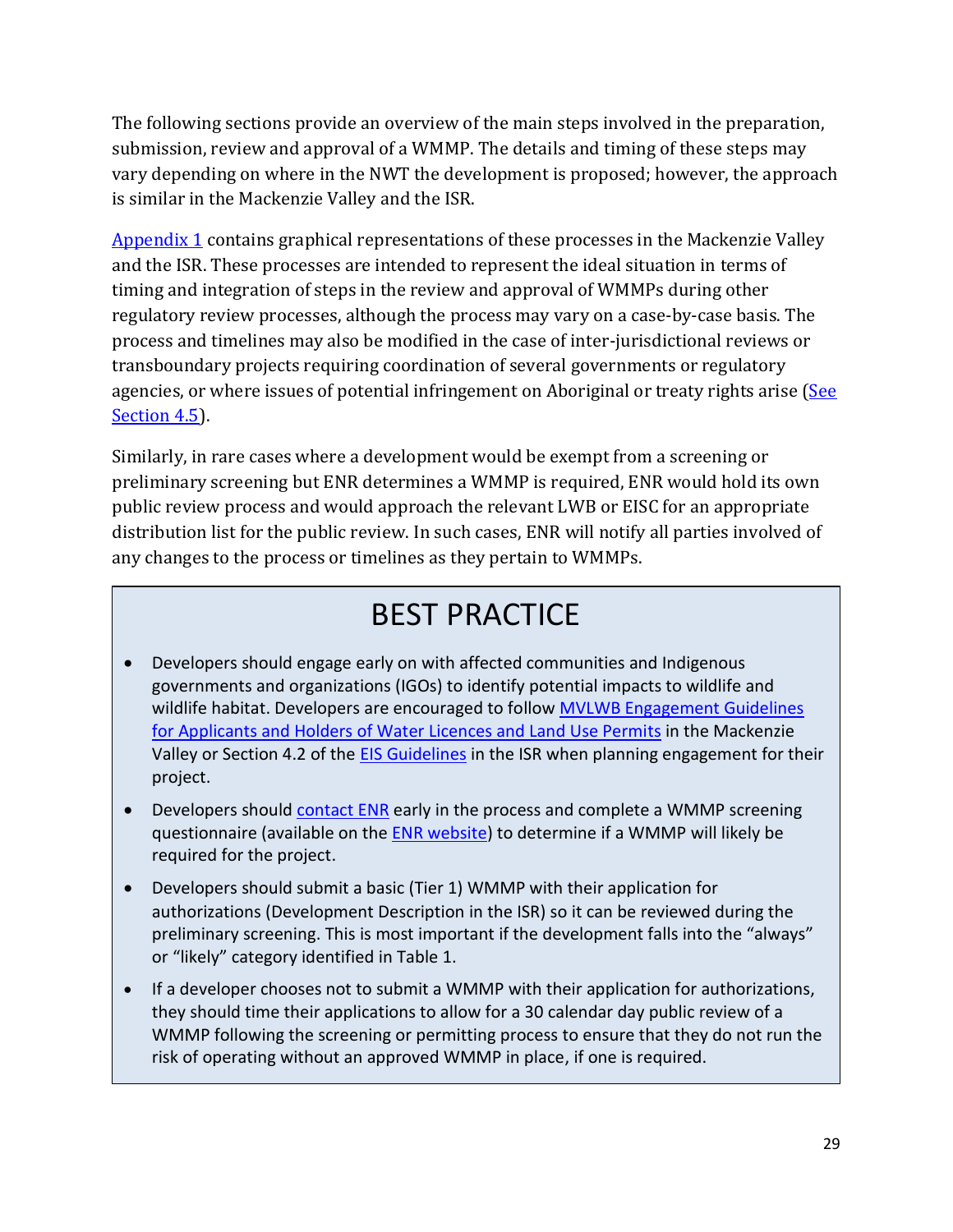The following sections provide an overview of the main steps involved in the preparation, submission, review and approval of a WMMP. The details and timing of these steps may vary depending on where in the NWT the development is proposed; however, the approach is similar in the Mackenzie Valley and the ISR.

Appendix 1 contains graphical representations of these processes in the Mackenzie Valley and the ISR. These processes are intended to represent the ideal situation in terms of timing and integration of steps in the review and approval of WMMPs during other regulatory review processes, although the process may vary on a case-by-case basis. The process and timelines may also be modified in the case of inter-jurisdictional reviews or transboundary projects requiring coordination of several governments or regulatory agencies, or where issues of potential infringement on Aboriginal or treaty rights arise (See Section 4.5).

Similarly, in rare cases where a development would be exempt from a screening or preliminary screening but ENR determines a WMMP is required, ENR would hold its own public review process and would approach the relevant LWB or EISC for an appropriate distribution list for the public review. In such cases, ENR will notify all parties involved of any changes to the process or timelines as they pertain to WMMPs.

## BEST PRACTICE

- Developers should engage early on with affected communities and Indigenous governments and organizations (IGOs) to identify potential impacts to wildlife and wildlife habitat. Developers are encouraged to follow MVLWB Engagement Guidelines for Applicants and Holders of Water Licences and Land Use Permits in the Mackenzie Valley or Section 4.2 of the EIS Guidelines in the ISR when planning engagement for their project.
- Developers should contact ENR early in the process and complete a WMMP screening questionnaire (available on the ENR website) to determine if a WMMP will likely be required for the project.
- Developers should submit a basic (Tier 1) WMMP with their application for authorizations (Development Description in the ISR) so it can be reviewed during the preliminary screening. This is most important if the development falls into the "always" or "likely" category identified in Table 1.
- If a developer chooses not to submit a WMMP with their application for authorizations, they should time their applications to allow for a 30 calendar day public review of a WMMP following the screening or permitting process to ensure that they do not run the risk of operating without an approved WMMP in place, if one is required.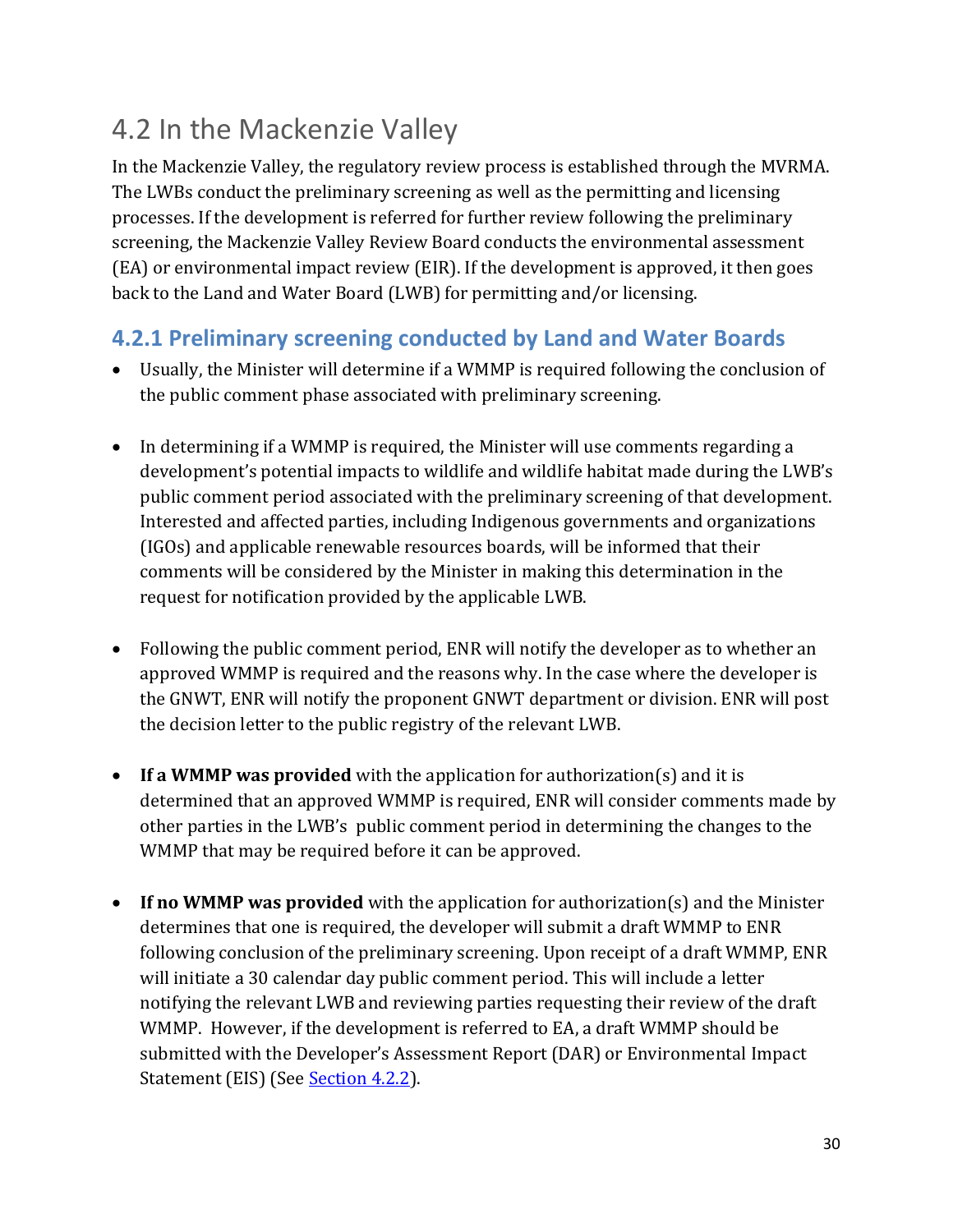## 4.2 In the Mackenzie Valley

In the Mackenzie Valley, the regulatory review process is established through the MVRMA. The LWBs conduct the preliminary screening as well as the permitting and licensing processes. If the development is referred for further review following the preliminary screening, the Mackenzie Valley Review Board conducts the environmental assessment (EA) or environmental impact review (EIR). If the development is approved, it then goes back to the Land and Water Board (LWB) for permitting and/or licensing.

### 4.2.1 Preliminary screening conducted by Land and Water Boards

- Usually, the Minister will determine if a WMMP is required following the conclusion of the public comment phase associated with preliminary screening.
- In determining if a WMMP is required, the Minister will use comments regarding a development's potential impacts to wildlife and wildlife habitat made during the LWB's public comment period associated with the preliminary screening of that development. Interested and affected parties, including Indigenous governments and organizations (IGOs) and applicable renewable resources boards, will be informed that their comments will be considered by the Minister in making this determination in the request for notification provided by the applicable LWB.
- Following the public comment period, ENR will notify the developer as to whether an approved WMMP is required and the reasons why. In the case where the developer is the GNWT, ENR will notify the proponent GNWT department or division. ENR will post the decision letter to the public registry of the relevant LWB.
- **If a WMMP was provided** with the application for authorization(s) and it is determined that an approved WMMP is required, ENR will consider comments made by other parties in the LWB's public comment period in determining the changes to the WMMP that may be required before it can be approved.
- **If no WMMP was provided** with the application for authorization(s) and the Minister determines that one is required, the developer will submit a draft WMMP to ENR following conclusion of the preliminary screening. Upon receipt of a draft WMMP, ENR will initiate a 30 calendar day public comment period. This will include a letter notifying the relevant LWB and reviewing parties requesting their review of the draft WMMP. However, if the development is referred to EA, a draft WMMP should be submitted with the Developer's Assessment Report (DAR) or Environmental Impact Statement (EIS) (See Section 4.2.2).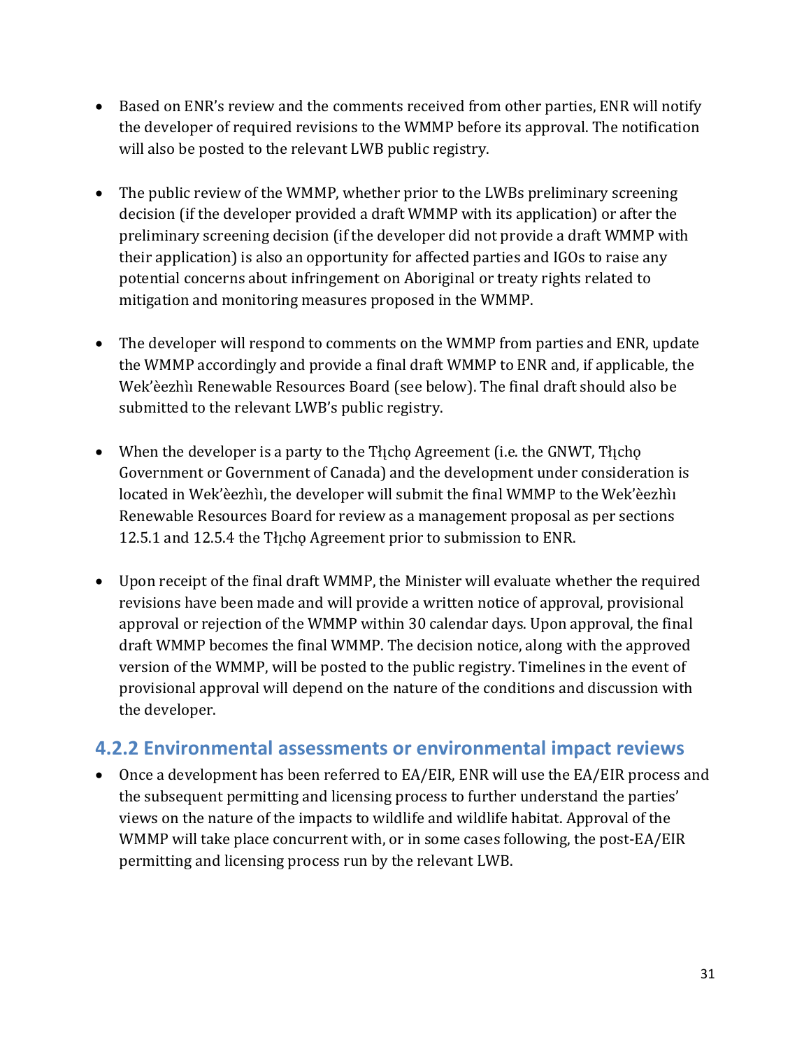- Based on ENR's review and the comments received from other parties, ENR will notify the developer of required revisions to the WMMP before its approval. The notification will also be posted to the relevant LWB public registry.
- The public review of the WMMP, whether prior to the LWBs preliminary screening decision (if the developer provided a draft WMMP with its application) or after the preliminary screening decision (if the developer did not provide a draft WMMP with their application) is also an opportunity for affected parties and IGOs to raise any potential concerns about infringement on Aboriginal or treaty rights related to mitigation and monitoring measures proposed in the WMMP.
- The developer will respond to comments on the WMMP from parties and ENR, update the WMMP accordingly and provide a final draft WMMP to ENR and, if applicable, the Wek'èezhìı Renewable Resources Board (see below). The final draft should also be submitted to the relevant LWB's public registry.
- When the developer is a party to the Tłı̨chǫ Agreement (i.e. the GNWT, Tłı̨chǫ Government or Government of Canada) and the development under consideration is located in Wek'èezhìı, the developer will submit the final WMMP to the Wek'èezhìı Renewable Resources Board for review as a management proposal as per sections 12.5.1 and 12.5.4 the Tłı̨chǫ Agreement prior to submission to ENR.
- Upon receipt of the final draft WMMP, the Minister will evaluate whether the required revisions have been made and will provide a written notice of approval, provisional approval or rejection of the WMMP within 30 calendar days. Upon approval, the final draft WMMP becomes the final WMMP. The decision notice, along with the approved version of the WMMP, will be posted to the public registry. Timelines in the event of provisional approval will depend on the nature of the conditions and discussion with the developer.

### 4.2.2 Environmental assessments or environmental impact reviews

- Once a development has been referred to EA/EIR, ENR will use the EA/EIR process and the subsequent permitting and licensing process to further understand the parties' views on the nature of the impacts to wildlife and wildlife habitat. Approval of the WMMP will take place concurrent with, or in some cases following, the post-EA/EIR permitting and licensing process run by the relevant LWB.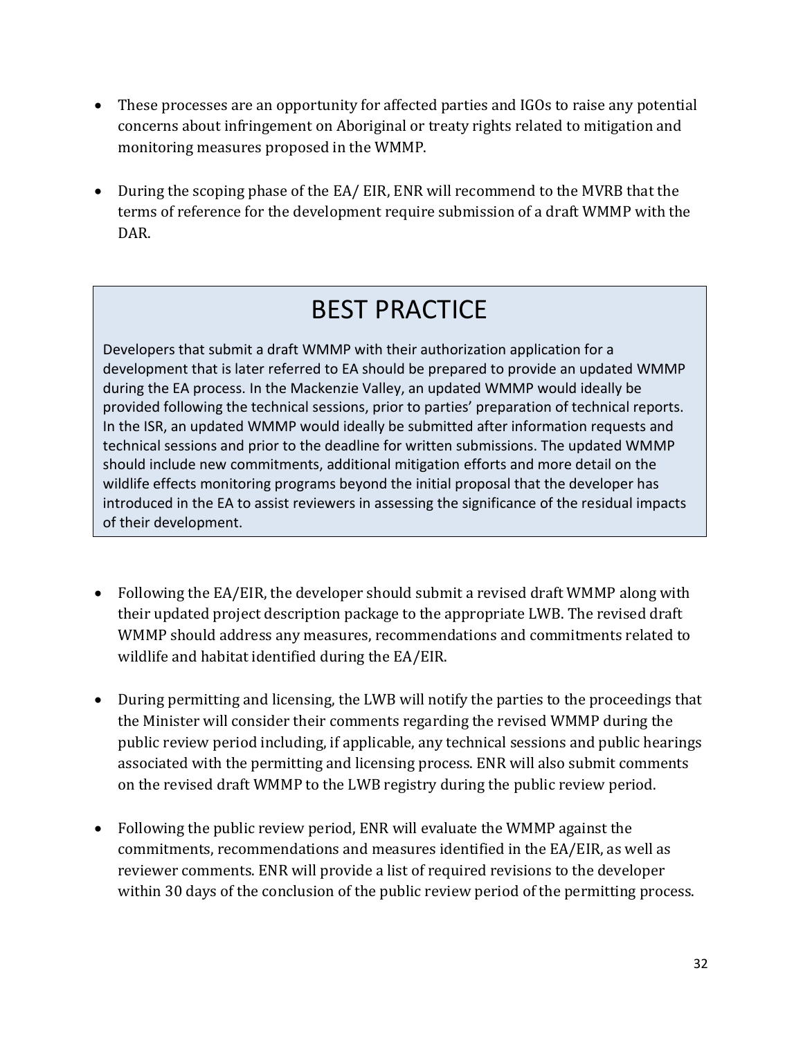- These processes are an opportunity for affected parties and IGOs to raise any potential concerns about infringement on Aboriginal or treaty rights related to mitigation and monitoring measures proposed in the WMMP.
- During the scoping phase of the EA/ EIR, ENR will recommend to the MVRB that the terms of reference for the development require submission of a draft WMMP with the DAR.

> ## BEST PRACTICE
>
> Developers that submit a draft WMMP with their authorization application for a development that is later referred to EA should be prepared to provide an updated WMMP during the EA process. In the Mackenzie Valley, an updated WMMP would ideally be provided following the technical sessions, prior to parties' preparation of technical reports. In the ISR, an updated WMMP would ideally be submitted after information requests and technical sessions and prior to the deadline for written submissions. The updated WMMP should include new commitments, additional mitigation efforts and more detail on the wildlife effects monitoring programs beyond the initial proposal that the developer has introduced in the EA to assist reviewers in assessing the significance of the residual impacts of their development.

- Following the EA/EIR, the developer should submit a revised draft WMMP along with their updated project description package to the appropriate LWB. The revised draft WMMP should address any measures, recommendations and commitments related to wildlife and habitat identified during the EA/EIR.
- During permitting and licensing, the LWB will notify the parties to the proceedings that the Minister will consider their comments regarding the revised WMMP during the public review period including, if applicable, any technical sessions and public hearings associated with the permitting and licensing process. ENR will also submit comments on the revised draft WMMP to the LWB registry during the public review period.
- Following the public review period, ENR will evaluate the WMMP against the commitments, recommendations and measures identified in the EA/EIR, as well as reviewer comments. ENR will provide a list of required revisions to the developer within 30 days of the conclusion of the public review period of the permitting process.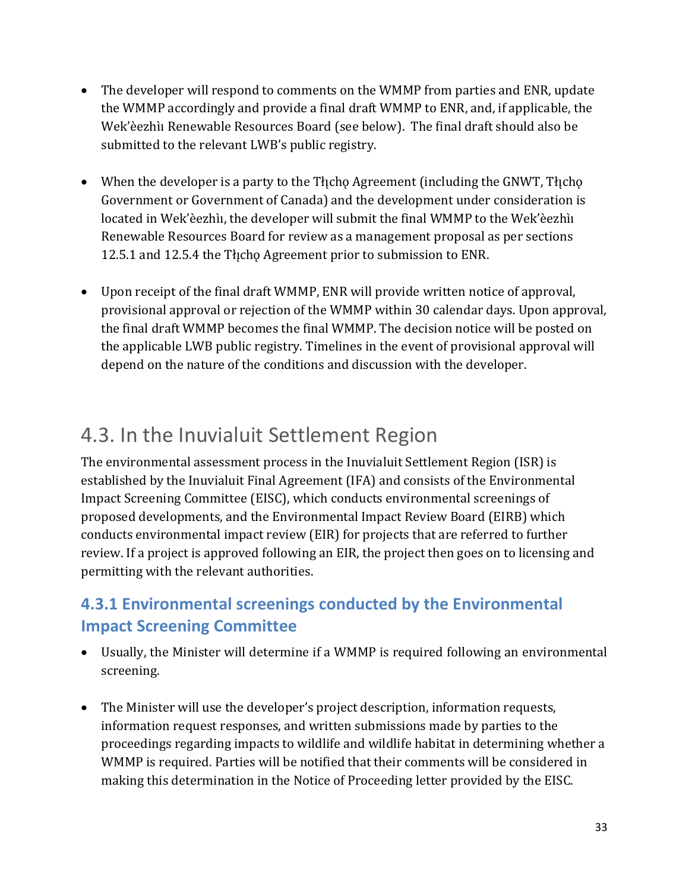- The developer will respond to comments on the WMMP from parties and ENR, update the WMMP accordingly and provide a final draft WMMP to ENR, and, if applicable, the Wek'èezhìı Renewable Resources Board (see below). The final draft should also be submitted to the relevant LWB's public registry.

- When the developer is a party to the Tłı̨chǫ Agreement (including the GNWT, Tłı̨chǫ Government or Government of Canada) and the development under consideration is located in Wek'èezhìı, the developer will submit the final WMMP to the Wek'èezhìı Renewable Resources Board for review as a management proposal as per sections 12.5.1 and 12.5.4 the Tłı̨chǫ Agreement prior to submission to ENR.

- Upon receipt of the final draft WMMP, ENR will provide written notice of approval, provisional approval or rejection of the WMMP within 30 calendar days. Upon approval, the final draft WMMP becomes the final WMMP. The decision notice will be posted on the applicable LWB public registry. Timelines in the event of provisional approval will depend on the nature of the conditions and discussion with the developer.

## 4.3. In the Inuvialuit Settlement Region

The environmental assessment process in the Inuvialuit Settlement Region (ISR) is established by the Inuvialuit Final Agreement (IFA) and consists of the Environmental Impact Screening Committee (EISC), which conducts environmental screenings of proposed developments, and the Environmental Impact Review Board (EIRB) which conducts environmental impact review (EIR) for projects that are referred to further review. If a project is approved following an EIR, the project then goes on to licensing and permitting with the relevant authorities.

### 4.3.1 Environmental screenings conducted by the Environmental Impact Screening Committee

- Usually, the Minister will determine if a WMMP is required following an environmental screening.

- The Minister will use the developer's project description, information requests, information request responses, and written submissions made by parties to the proceedings regarding impacts to wildlife and wildlife habitat in determining whether a WMMP is required. Parties will be notified that their comments will be considered in making this determination in the Notice of Proceeding letter provided by the EISC.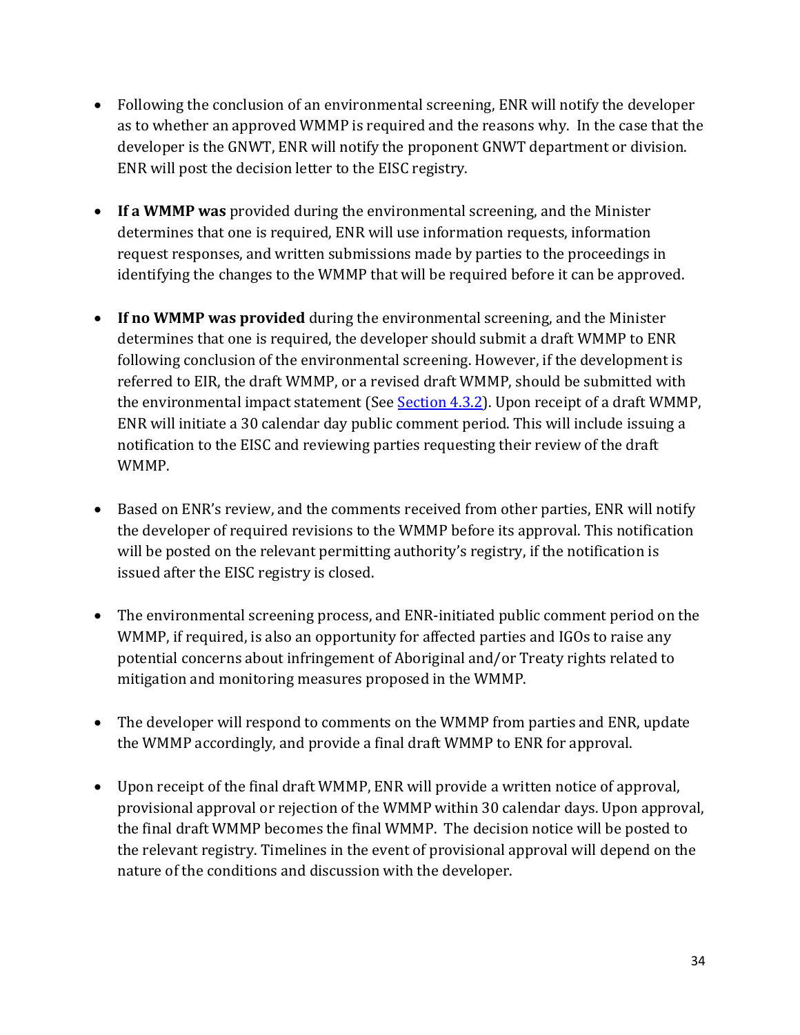- Following the conclusion of an environmental screening, ENR will notify the developer as to whether an approved WMMP is required and the reasons why. In the case that the developer is the GNWT, ENR will notify the proponent GNWT department or division. ENR will post the decision letter to the EISC registry.

- **If a WMMP was** provided during the environmental screening, and the Minister determines that one is required, ENR will use information requests, information request responses, and written submissions made by parties to the proceedings in identifying the changes to the WMMP that will be required before it can be approved.

- **If no WMMP was provided** during the environmental screening, and the Minister determines that one is required, the developer should submit a draft WMMP to ENR following conclusion of the environmental screening. However, if the development is referred to EIR, the draft WMMP, or a revised draft WMMP, should be submitted with the environmental impact statement (See Section 4.3.2). Upon receipt of a draft WMMP, ENR will initiate a 30 calendar day public comment period. This will include issuing a notification to the EISC and reviewing parties requesting their review of the draft WMMP.

- Based on ENR's review, and the comments received from other parties, ENR will notify the developer of required revisions to the WMMP before its approval. This notification will be posted on the relevant permitting authority's registry, if the notification is issued after the EISC registry is closed.

- The environmental screening process, and ENR-initiated public comment period on the WMMP, if required, is also an opportunity for affected parties and IGOs to raise any potential concerns about infringement of Aboriginal and/or Treaty rights related to mitigation and monitoring measures proposed in the WMMP.

- The developer will respond to comments on the WMMP from parties and ENR, update the WMMP accordingly, and provide a final draft WMMP to ENR for approval.

- Upon receipt of the final draft WMMP, ENR will provide a written notice of approval, provisional approval or rejection of the WMMP within 30 calendar days. Upon approval, the final draft WMMP becomes the final WMMP. The decision notice will be posted to the relevant registry. Timelines in the event of provisional approval will depend on the nature of the conditions and discussion with the developer.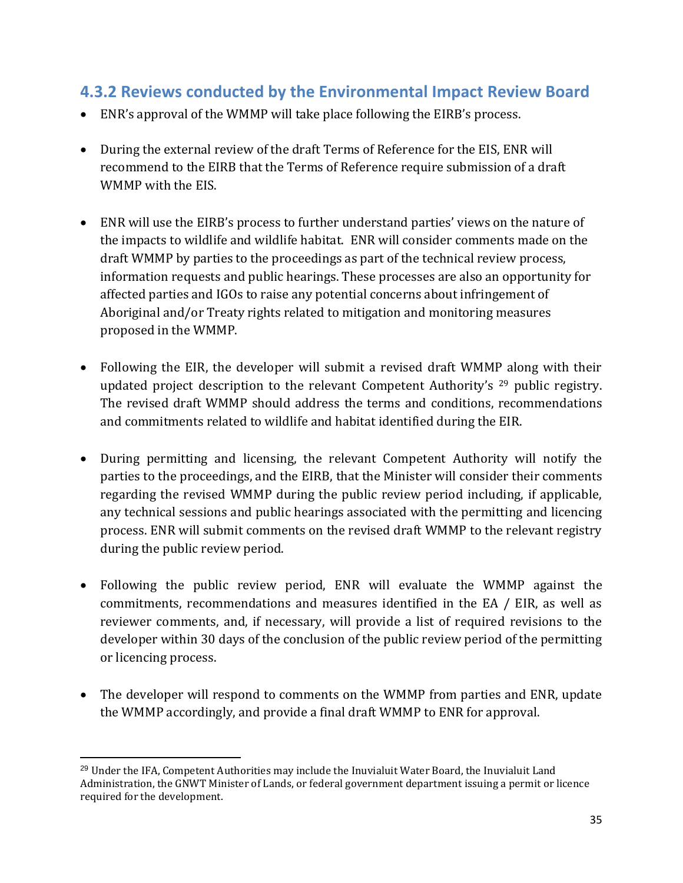### 4.3.2 Reviews conducted by the Environmental Impact Review Board

- ENR's approval of the WMMP will take place following the EIRB's process.
- During the external review of the draft Terms of Reference for the EIS, ENR will recommend to the EIRB that the Terms of Reference require submission of a draft WMMP with the EIS.
- ENR will use the EIRB's process to further understand parties' views on the nature of the impacts to wildlife and wildlife habitat. ENR will consider comments made on the draft WMMP by parties to the proceedings as part of the technical review process, information requests and public hearings. These processes are also an opportunity for affected parties and IGOs to raise any potential concerns about infringement of Aboriginal and/or Treaty rights related to mitigation and monitoring measures proposed in the WMMP.
- Following the EIR, the developer will submit a revised draft WMMP along with their updated project description to the relevant Competent Authority's [29] public registry. The revised draft WMMP should address the terms and conditions, recommendations and commitments related to wildlife and habitat identified during the EIR.
- During permitting and licensing, the relevant Competent Authority will notify the parties to the proceedings, and the EIRB, that the Minister will consider their comments regarding the revised WMMP during the public review period including, if applicable, any technical sessions and public hearings associated with the permitting and licencing process. ENR will submit comments on the revised draft WMMP to the relevant registry during the public review period.
- Following the public review period, ENR will evaluate the WMMP against the commitments, recommendations and measures identified in the EA / EIR, as well as reviewer comments, and, if necessary, will provide a list of required revisions to the developer within 30 days of the conclusion of the public review period of the permitting or licencing process.
- The developer will respond to comments on the WMMP from parties and ENR, update the WMMP accordingly, and provide a final draft WMMP to ENR for approval.

---

[29] Under the IFA, Competent Authorities may include the Inuvialuit Water Board, the Inuvialuit Land Administration, the GNWT Minister of Lands, or federal government department issuing a permit or licence required for the development.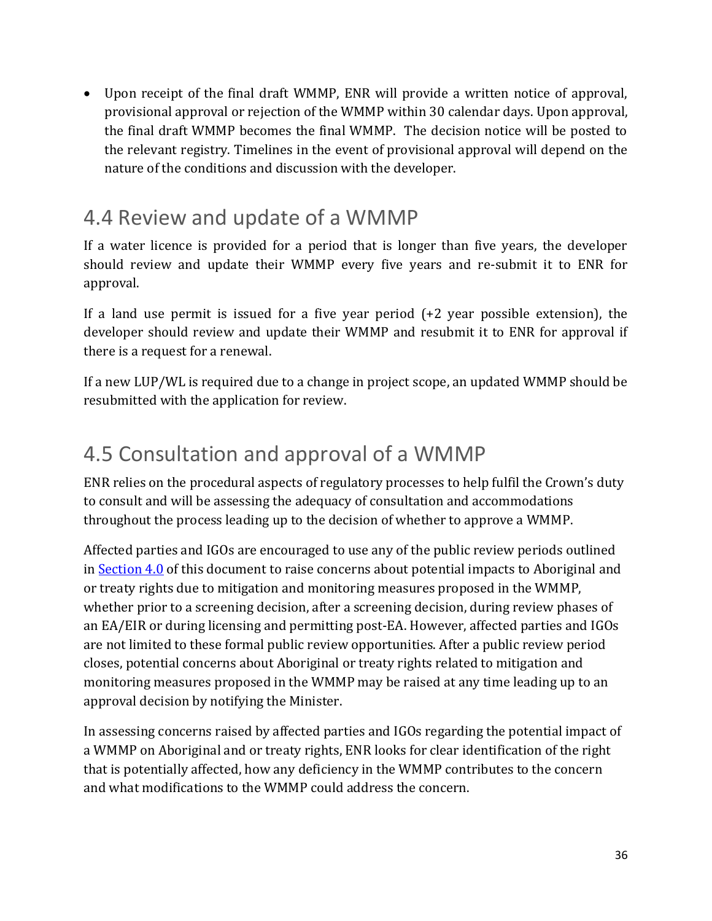- Upon receipt of the final draft WMMP, ENR will provide a written notice of approval, provisional approval or rejection of the WMMP within 30 calendar days. Upon approval, the final draft WMMP becomes the final WMMP. The decision notice will be posted to the relevant registry. Timelines in the event of provisional approval will depend on the nature of the conditions and discussion with the developer.

## 4.4 Review and update of a WMMP

If a water licence is provided for a period that is longer than five years, the developer should review and update their WMMP every five years and re-submit it to ENR for approval.

If a land use permit is issued for a five year period (+2 year possible extension), the developer should review and update their WMMP and resubmit it to ENR for approval if there is a request for a renewal.

If a new LUP/WL is required due to a change in project scope, an updated WMMP should be resubmitted with the application for review.

## 4.5 Consultation and approval of a WMMP

ENR relies on the procedural aspects of regulatory processes to help fulfil the Crown's duty to consult and will be assessing the adequacy of consultation and accommodations throughout the process leading up to the decision of whether to approve a WMMP.

Affected parties and IGOs are encouraged to use any of the public review periods outlined in Section 4.0 of this document to raise concerns about potential impacts to Aboriginal and or treaty rights due to mitigation and monitoring measures proposed in the WMMP, whether prior to a screening decision, after a screening decision, during review phases of an EA/EIR or during licensing and permitting post-EA. However, affected parties and IGOs are not limited to these formal public review opportunities. After a public review period closes, potential concerns about Aboriginal or treaty rights related to mitigation and monitoring measures proposed in the WMMP may be raised at any time leading up to an approval decision by notifying the Minister.

In assessing concerns raised by affected parties and IGOs regarding the potential impact of a WMMP on Aboriginal and or treaty rights, ENR looks for clear identification of the right that is potentially affected, how any deficiency in the WMMP contributes to the concern and what modifications to the WMMP could address the concern.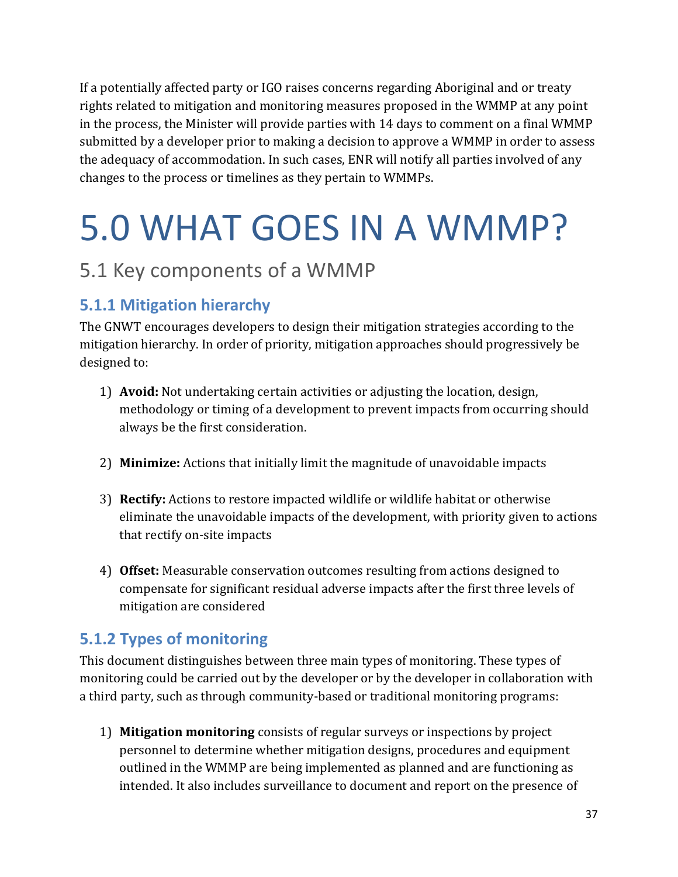If a potentially affected party or IGO raises concerns regarding Aboriginal and or treaty rights related to mitigation and monitoring measures proposed in the WMMP at any point in the process, the Minister will provide parties with 14 days to comment on a final WMMP submitted by a developer prior to making a decision to approve a WMMP in order to assess the adequacy of accommodation. In such cases, ENR will notify all parties involved of any changes to the process or timelines as they pertain to WMMPs.

# 5.0 WHAT GOES IN A WMMP?

## 5.1 Key components of a WMMP

### 5.1.1 Mitigation hierarchy

The GNWT encourages developers to design their mitigation strategies according to the mitigation hierarchy. In order of priority, mitigation approaches should progressively be designed to:

1) **Avoid:** Not undertaking certain activities or adjusting the location, design, methodology or timing of a development to prevent impacts from occurring should always be the first consideration.

2) **Minimize:** Actions that initially limit the magnitude of unavoidable impacts

3) **Rectify:** Actions to restore impacted wildlife or wildlife habitat or otherwise eliminate the unavoidable impacts of the development, with priority given to actions that rectify on-site impacts

4) **Offset:** Measurable conservation outcomes resulting from actions designed to compensate for significant residual adverse impacts after the first three levels of mitigation are considered

### 5.1.2 Types of monitoring

This document distinguishes between three main types of monitoring. These types of monitoring could be carried out by the developer or by the developer in collaboration with a third party, such as through community-based or traditional monitoring programs:

1) **Mitigation monitoring** consists of regular surveys or inspections by project personnel to determine whether mitigation designs, procedures and equipment outlined in the WMMP are being implemented as planned and are functioning as intended. It also includes surveillance to document and report on the presence of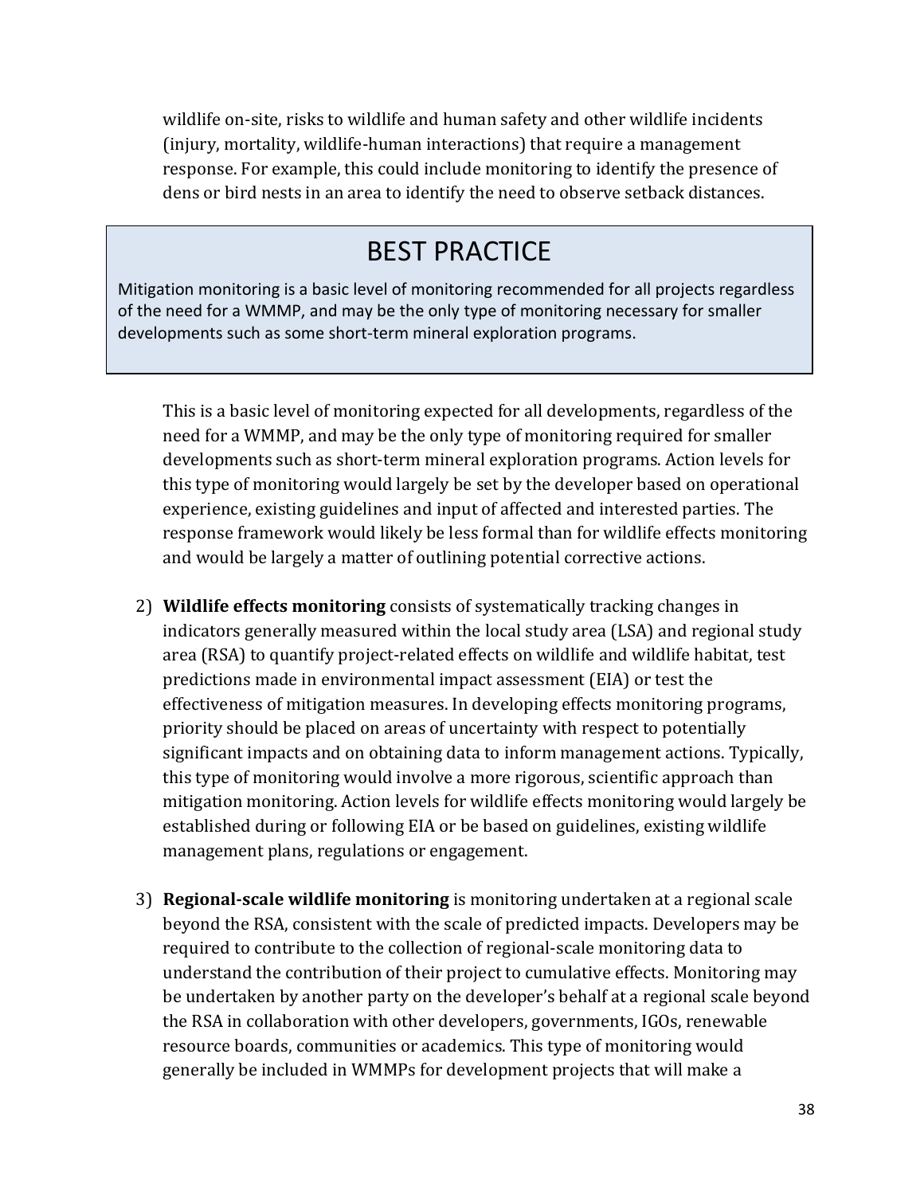wildlife on-site, risks to wildlife and human safety and other wildlife incidents (injury, mortality, wildlife-human interactions) that require a management response. For example, this could include monitoring to identify the presence of dens or bird nests in an area to identify the need to observe setback distances.

> **BEST PRACTICE**
>
> Mitigation monitoring is a basic level of monitoring recommended for all projects regardless of the need for a WMMP, and may be the only type of monitoring necessary for smaller developments such as some short-term mineral exploration programs.

This is a basic level of monitoring expected for all developments, regardless of the need for a WMMP, and may be the only type of monitoring required for smaller developments such as short-term mineral exploration programs. Action levels for this type of monitoring would largely be set by the developer based on operational experience, existing guidelines and input of affected and interested parties. The response framework would likely be less formal than for wildlife effects monitoring and would be largely a matter of outlining potential corrective actions.

2) **Wildlife effects monitoring** consists of systematically tracking changes in indicators generally measured within the local study area (LSA) and regional study area (RSA) to quantify project-related effects on wildlife and wildlife habitat, test predictions made in environmental impact assessment (EIA) or test the effectiveness of mitigation measures. In developing effects monitoring programs, priority should be placed on areas of uncertainty with respect to potentially significant impacts and on obtaining data to inform management actions. Typically, this type of monitoring would involve a more rigorous, scientific approach than mitigation monitoring. Action levels for wildlife effects monitoring would largely be established during or following EIA or be based on guidelines, existing wildlife management plans, regulations or engagement.

3) **Regional-scale wildlife monitoring** is monitoring undertaken at a regional scale beyond the RSA, consistent with the scale of predicted impacts. Developers may be required to contribute to the collection of regional-scale monitoring data to understand the contribution of their project to cumulative effects. Monitoring may be undertaken by another party on the developer's behalf at a regional scale beyond the RSA in collaboration with other developers, governments, IGOs, renewable resource boards, communities or academics. This type of monitoring would generally be included in WMMPs for development projects that will make a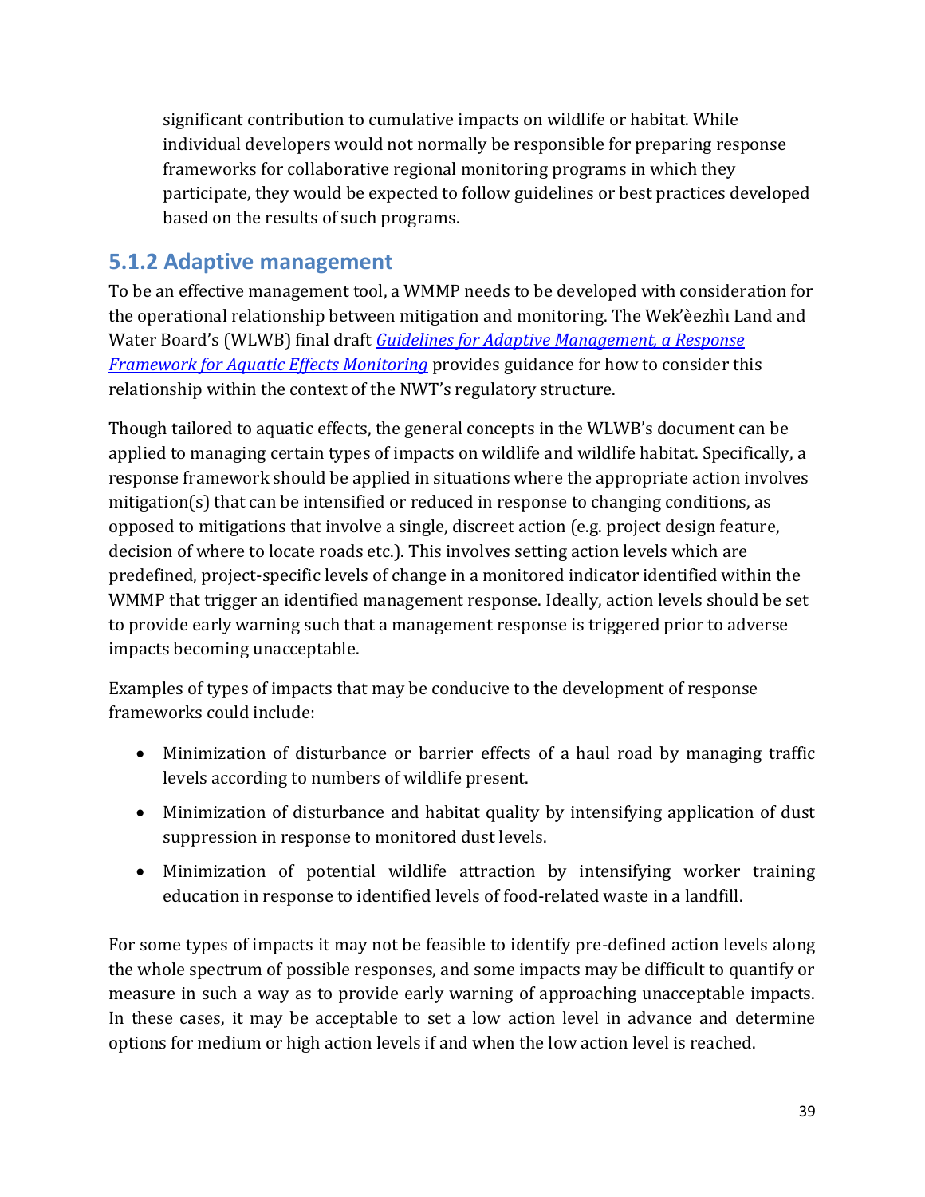significant contribution to cumulative impacts on wildlife or habitat. While individual developers would not normally be responsible for preparing response frameworks for collaborative regional monitoring programs in which they participate, they would be expected to follow guidelines or best practices developed based on the results of such programs.

### 5.1.2 Adaptive management

To be an effective management tool, a WMMP needs to be developed with consideration for the operational relationship between mitigation and monitoring. The Wek'èezhìı Land and Water Board's (WLWB) final draft *Guidelines for Adaptive Management, a Response Framework for Aquatic Effects Monitoring* provides guidance for how to consider this relationship within the context of the NWT's regulatory structure.

Though tailored to aquatic effects, the general concepts in the WLWB's document can be applied to managing certain types of impacts on wildlife and wildlife habitat. Specifically, a response framework should be applied in situations where the appropriate action involves mitigation(s) that can be intensified or reduced in response to changing conditions, as opposed to mitigations that involve a single, discreet action (e.g. project design feature, decision of where to locate roads etc.). This involves setting action levels which are predefined, project-specific levels of change in a monitored indicator identified within the WMMP that trigger an identified management response. Ideally, action levels should be set to provide early warning such that a management response is triggered prior to adverse impacts becoming unacceptable.

Examples of types of impacts that may be conducive to the development of response frameworks could include:

- Minimization of disturbance or barrier effects of a haul road by managing traffic levels according to numbers of wildlife present.
- Minimization of disturbance and habitat quality by intensifying application of dust suppression in response to monitored dust levels.
- Minimization of potential wildlife attraction by intensifying worker training education in response to identified levels of food-related waste in a landfill.

For some types of impacts it may not be feasible to identify pre-defined action levels along the whole spectrum of possible responses, and some impacts may be difficult to quantify or measure in such a way as to provide early warning of approaching unacceptable impacts. In these cases, it may be acceptable to set a low action level in advance and determine options for medium or high action levels if and when the low action level is reached.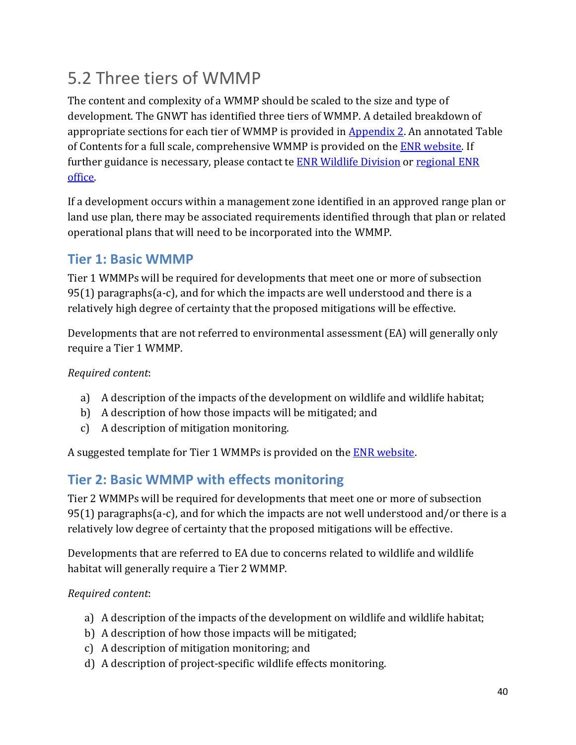## 5.2 Three tiers of WMMP

The content and complexity of a WMMP should be scaled to the size and type of development. The GNWT has identified three tiers of WMMP. A detailed breakdown of appropriate sections for each tier of WMMP is provided in Appendix 2. An annotated Table of Contents for a full scale, comprehensive WMMP is provided on the ENR website. If further guidance is necessary, please contact te ENR Wildlife Division or regional ENR office.

If a development occurs within a management zone identified in an approved range plan or land use plan, there may be associated requirements identified through that plan or related operational plans that will need to be incorporated into the WMMP.

### Tier 1: Basic WMMP

Tier 1 WMMPs will be required for developments that meet one or more of subsection 95(1) paragraphs(a-c), and for which the impacts are well understood and there is a relatively high degree of certainty that the proposed mitigations will be effective.

Developments that are not referred to environmental assessment (EA) will generally only require a Tier 1 WMMP.

*Required content*:

a) A description of the impacts of the development on wildlife and wildlife habitat;
b) A description of how those impacts will be mitigated; and
c) A description of mitigation monitoring.

A suggested template for Tier 1 WMMPs is provided on the ENR website.

### Tier 2: Basic WMMP with effects monitoring

Tier 2 WMMPs will be required for developments that meet one or more of subsection 95(1) paragraphs(a-c), and for which the impacts are not well understood and/or there is a relatively low degree of certainty that the proposed mitigations will be effective.

Developments that are referred to EA due to concerns related to wildlife and wildlife habitat will generally require a Tier 2 WMMP.

*Required content*:

a) A description of the impacts of the development on wildlife and wildlife habitat;
b) A description of how those impacts will be mitigated;
c) A description of mitigation monitoring; and
d) A description of project-specific wildlife effects monitoring.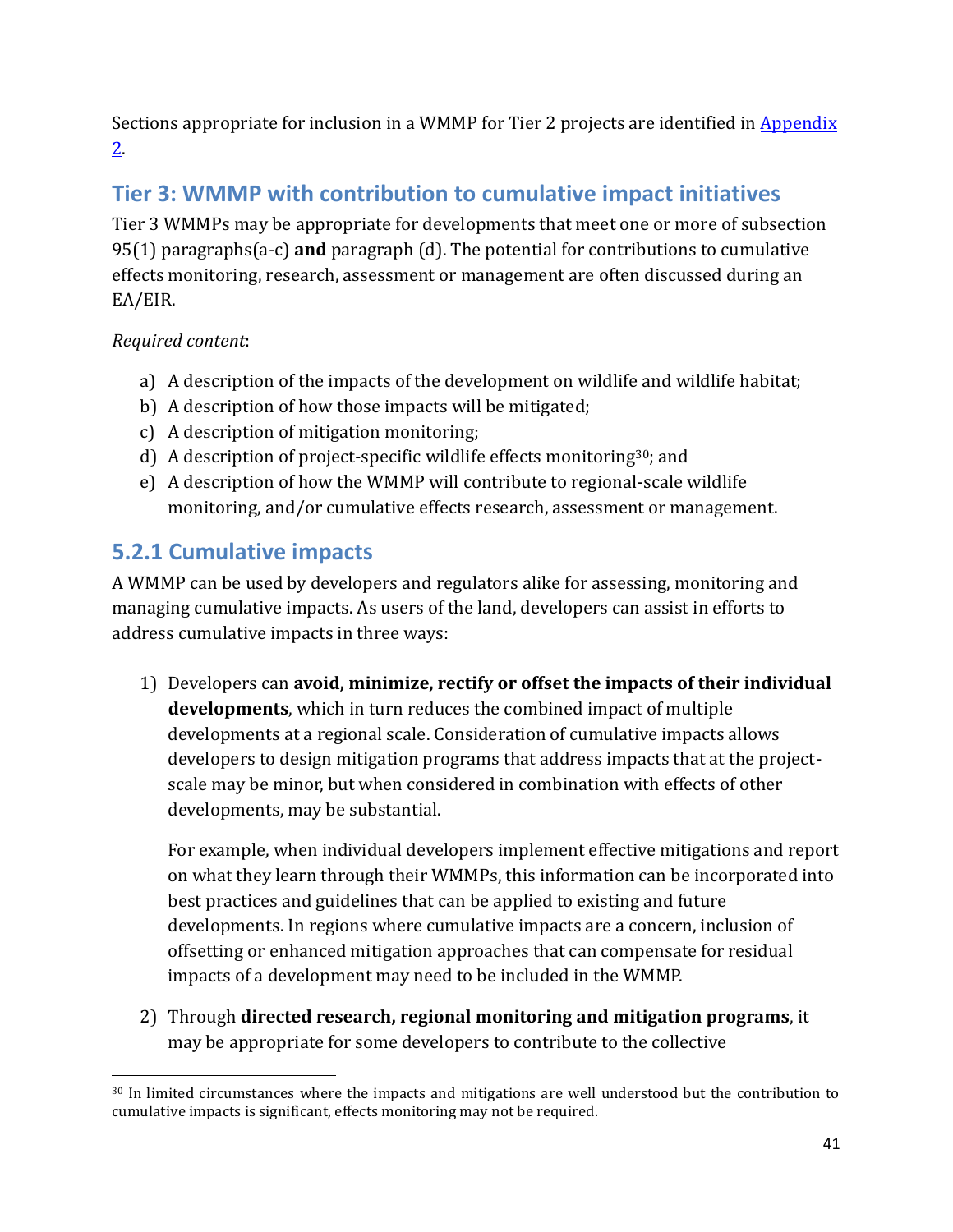Sections appropriate for inclusion in a WMMP for Tier 2 projects are identified in [Appendix 2](#).

## Tier 3: WMMP with contribution to cumulative impact initiatives

Tier 3 WMMPs may be appropriate for developments that meet one or more of subsection 95(1) paragraphs(a-c) **and** paragraph (d). The potential for contributions to cumulative effects monitoring, research, assessment or management are often discussed during an EA/EIR.

*Required content*:

a) A description of the impacts of the development on wildlife and wildlife habitat;
b) A description of how those impacts will be mitigated;
c) A description of mitigation monitoring;
d) A description of project-specific wildlife effects monitoring[30]; and
e) A description of how the WMMP will contribute to regional-scale wildlife monitoring, and/or cumulative effects research, assessment or management.

## 5.2.1 Cumulative impacts

A WMMP can be used by developers and regulators alike for assessing, monitoring and managing cumulative impacts. As users of the land, developers can assist in efforts to address cumulative impacts in three ways:

1) Developers can **avoid, minimize, rectify or offset the impacts of their individual developments**, which in turn reduces the combined impact of multiple developments at a regional scale. Consideration of cumulative impacts allows developers to design mitigation programs that address impacts that at the project-scale may be minor, but when considered in combination with effects of other developments, may be substantial.

   For example, when individual developers implement effective mitigations and report on what they learn through their WMMPs, this information can be incorporated into best practices and guidelines that can be applied to existing and future developments. In regions where cumulative impacts are a concern, inclusion of offsetting or enhanced mitigation approaches that can compensate for residual impacts of a development may need to be included in the WMMP.

2) Through **directed research, regional monitoring and mitigation programs**, it may be appropriate for some developers to contribute to the collective

[30] In limited circumstances where the impacts and mitigations are well understood but the contribution to cumulative impacts is significant, effects monitoring may not be required.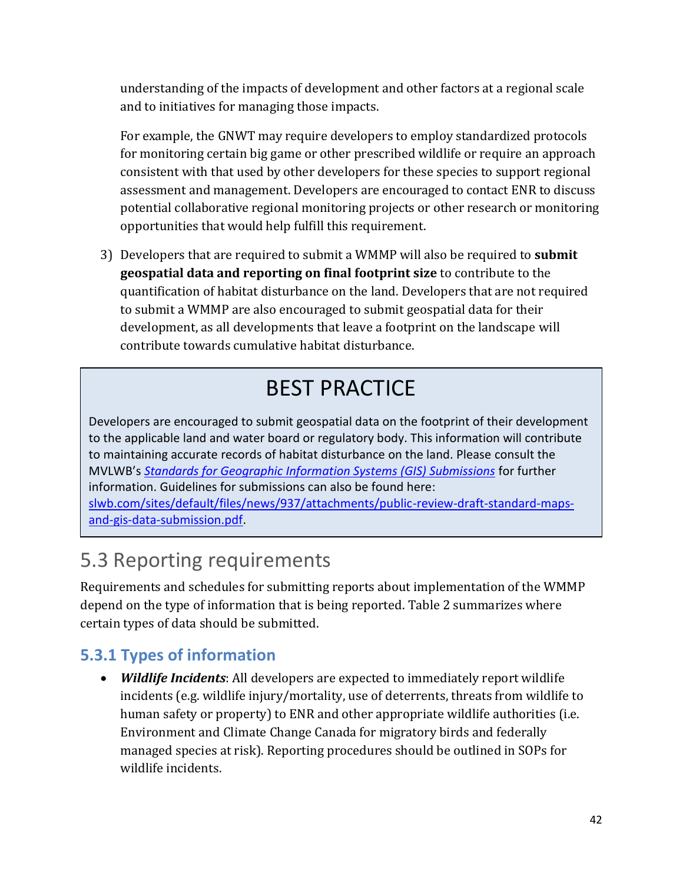understanding of the impacts of development and other factors at a regional scale and to initiatives for managing those impacts.

For example, the GNWT may require developers to employ standardized protocols for monitoring certain big game or other prescribed wildlife or require an approach consistent with that used by other developers for these species to support regional assessment and management. Developers are encouraged to contact ENR to discuss potential collaborative regional monitoring projects or other research or monitoring opportunities that would help fulfill this requirement.

3) Developers that are required to submit a WMMP will also be required to **submit geospatial data and reporting on final footprint size** to contribute to the quantification of habitat disturbance on the land. Developers that are not required to submit a WMMP are also encouraged to submit geospatial data for their development, as all developments that leave a footprint on the landscape will contribute towards cumulative habitat disturbance.

> **BEST PRACTICE**
>
> Developers are encouraged to submit geospatial data on the footprint of their development to the applicable land and water board or regulatory body. This information will contribute to maintaining accurate records of habitat disturbance on the land. Please consult the MVLWB's *Standards for Geographic Information Systems (GIS) Submissions* for further information. Guidelines for submissions can also be found here: slwb.com/sites/default/files/news/937/attachments/public-review-draft-standard-maps-and-gis-data-submission.pdf.

## 5.3 Reporting requirements

Requirements and schedules for submitting reports about implementation of the WMMP depend on the type of information that is being reported. Table 2 summarizes where certain types of data should be submitted.

### 5.3.1 Types of information

- ***Wildlife Incidents***: All developers are expected to immediately report wildlife incidents (e.g. wildlife injury/mortality, use of deterrents, threats from wildlife to human safety or property) to ENR and other appropriate wildlife authorities (i.e. Environment and Climate Change Canada for migratory birds and federally managed species at risk). Reporting procedures should be outlined in SOPs for wildlife incidents.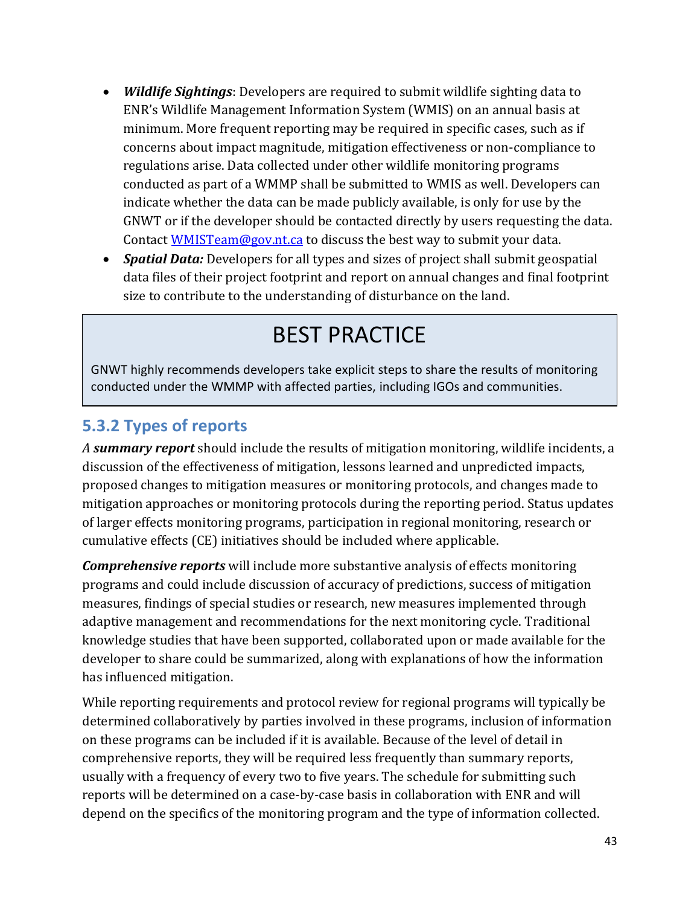- ***Wildlife Sightings***: Developers are required to submit wildlife sighting data to ENR's Wildlife Management Information System (WMIS) on an annual basis at minimum. More frequent reporting may be required in specific cases, such as if concerns about impact magnitude, mitigation effectiveness or non-compliance to regulations arise. Data collected under other wildlife monitoring programs conducted as part of a WMMP shall be submitted to WMIS as well. Developers can indicate whether the data can be made publicly available, is only for use by the GNWT or if the developer should be contacted directly by users requesting the data. Contact WMISTeam@gov.nt.ca to discuss the best way to submit your data.
- ***Spatial Data:*** Developers for all types and sizes of project shall submit geospatial data files of their project footprint and report on annual changes and final footprint size to contribute to the understanding of disturbance on the land.

> **BEST PRACTICE**
>
> GNWT highly recommends developers take explicit steps to share the results of monitoring conducted under the WMMP with affected parties, including IGOs and communities.

### 5.3.2 Types of reports

*A **summary report*** should include the results of mitigation monitoring, wildlife incidents, a discussion of the effectiveness of mitigation, lessons learned and unpredicted impacts, proposed changes to mitigation measures or monitoring protocols, and changes made to mitigation approaches or monitoring protocols during the reporting period. Status updates of larger effects monitoring programs, participation in regional monitoring, research or cumulative effects (CE) initiatives should be included where applicable.

***Comprehensive reports*** will include more substantive analysis of effects monitoring programs and could include discussion of accuracy of predictions, success of mitigation measures, findings of special studies or research, new measures implemented through adaptive management and recommendations for the next monitoring cycle. Traditional knowledge studies that have been supported, collaborated upon or made available for the developer to share could be summarized, along with explanations of how the information has influenced mitigation.

While reporting requirements and protocol review for regional programs will typically be determined collaboratively by parties involved in these programs, inclusion of information on these programs can be included if it is available. Because of the level of detail in comprehensive reports, they will be required less frequently than summary reports, usually with a frequency of every two to five years. The schedule for submitting such reports will be determined on a case-by-case basis in collaboration with ENR and will depend on the specifics of the monitoring program and the type of information collected.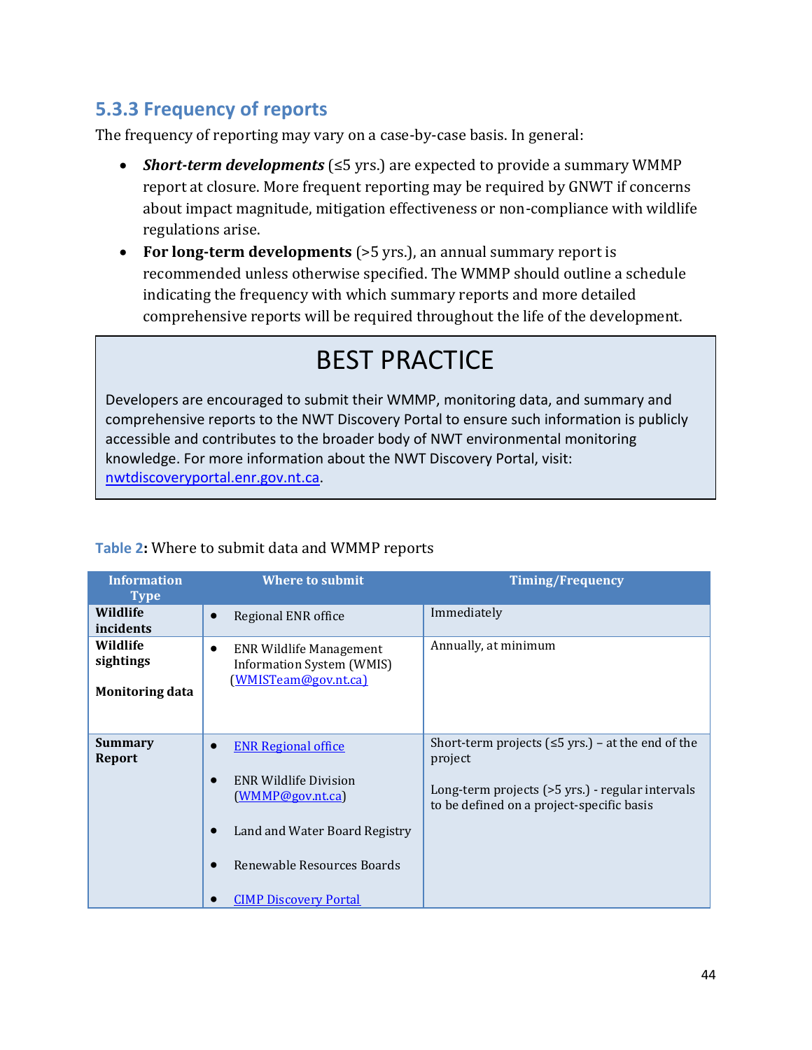### 5.3.3 Frequency of reports

The frequency of reporting may vary on a case-by-case basis. In general:

- ***Short-term developments*** (≤5 yrs.) are expected to provide a summary WMMP report at closure. More frequent reporting may be required by GNWT if concerns about impact magnitude, mitigation effectiveness or non-compliance with wildlife regulations arise.
- **For long-term developments** (>5 yrs.), an annual summary report is recommended unless otherwise specified. The WMMP should outline a schedule indicating the frequency with which summary reports and more detailed comprehensive reports will be required throughout the life of the development.

> **BEST PRACTICE**
>
> Developers are encouraged to submit their WMMP, monitoring data, and summary and comprehensive reports to the NWT Discovery Portal to ensure such information is publicly accessible and contributes to the broader body of NWT environmental monitoring knowledge. For more information about the NWT Discovery Portal, visit: nwtdiscoveryportal.enr.gov.nt.ca.

**Table 2:** Where to submit data and WMMP reports

| Information Type | Where to submit | Timing/Frequency |
|---|---|---|
| **Wildlife incidents** | • Regional ENR office | Immediately |
| **Wildlife sightings**<br><br>**Monitoring data** | • ENR Wildlife Management Information System (WMIS) (WMISTeam@gov.nt.ca) | Annually, at minimum |
| **Summary Report** | • ENR Regional office<br>• ENR Wildlife Division (WMMP@gov.nt.ca)<br>• Land and Water Board Registry<br>• Renewable Resources Boards<br>• CIMP Discovery Portal | Short-term projects (≤5 yrs.) – at the end of the project<br><br>Long-term projects (>5 yrs.) - regular intervals to be defined on a project-specific basis |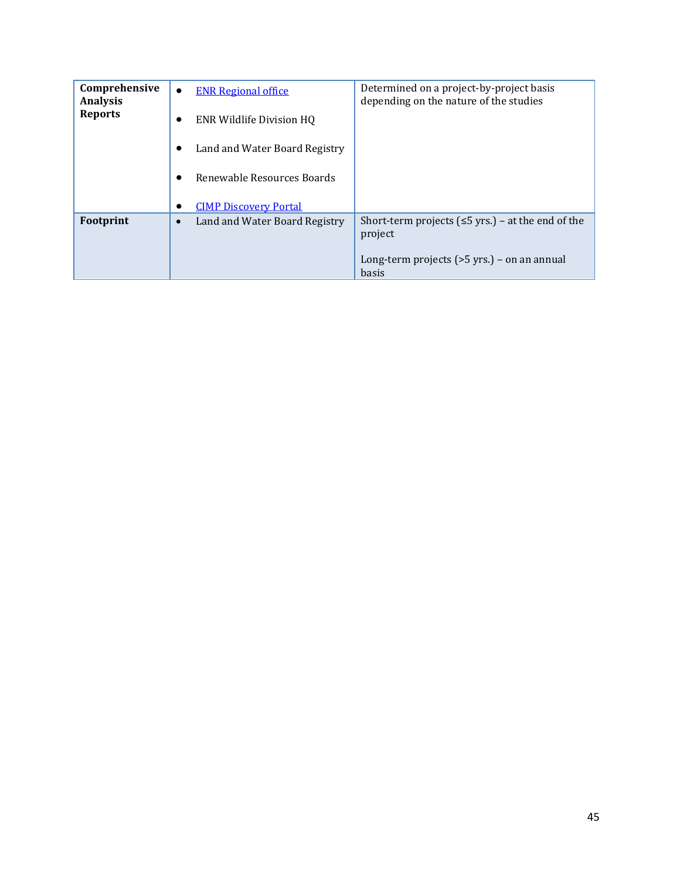| | | |
|---|---|---|
| **Comprehensive Analysis Reports** | • ENR Regional office<br>• ENR Wildlife Division HQ<br>• Land and Water Board Registry<br>• Renewable Resources Boards<br>• CIMP Discovery Portal | Determined on a project-by-project basis depending on the nature of the studies |
| **Footprint** | • Land and Water Board Registry | Short-term projects (≤5 yrs.) – at the end of the project<br><br>Long-term projects (>5 yrs.) – on an annual basis |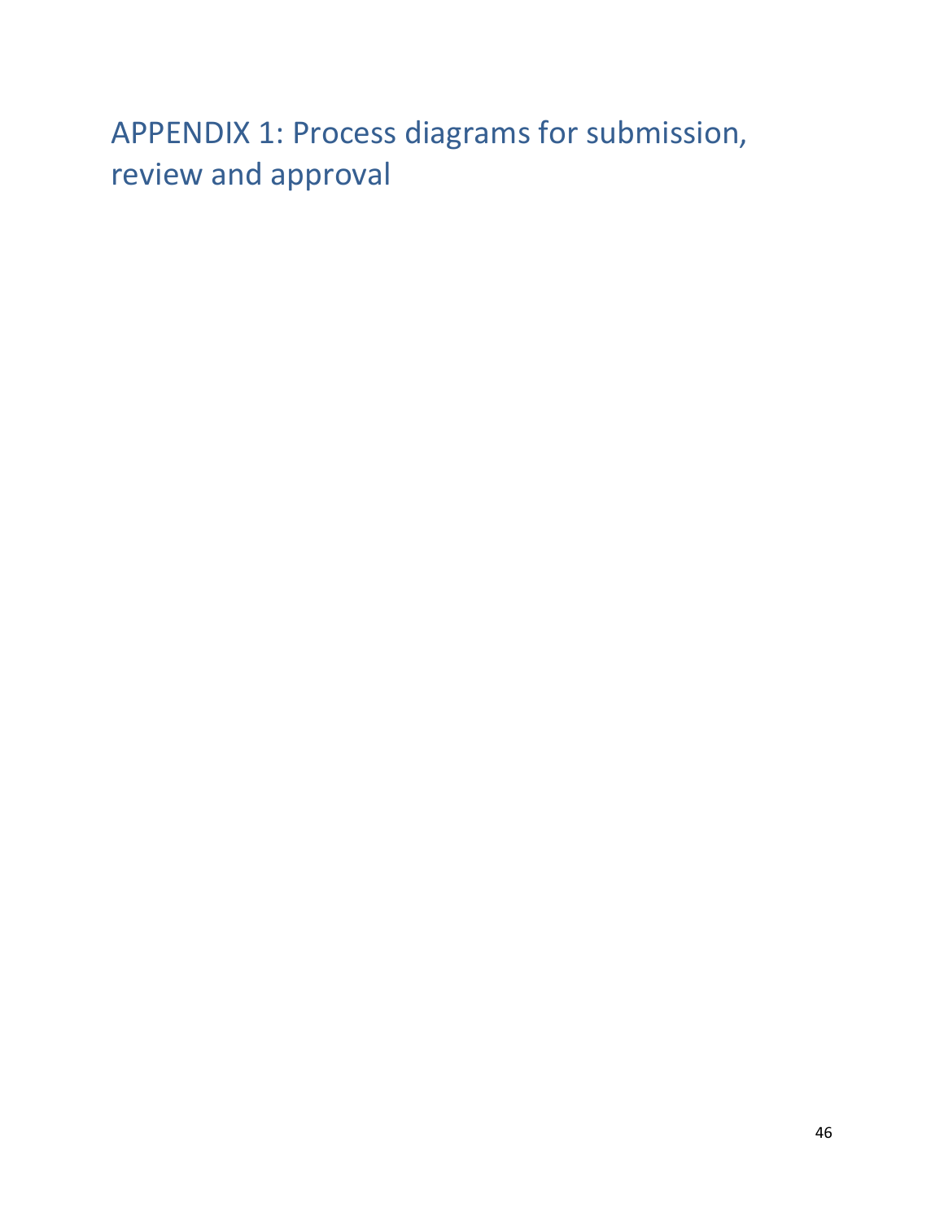# APPENDIX 1: Process diagrams for submission, review and approval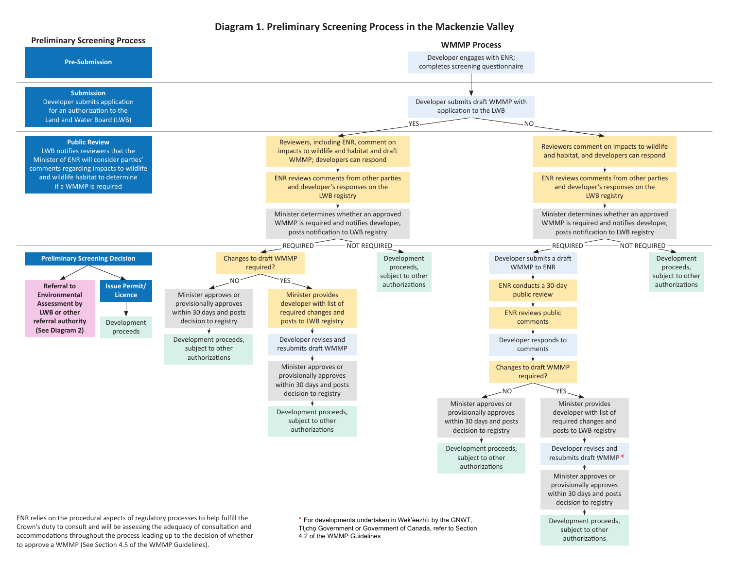# Diagram 1. Preliminary Screening Process in the Mackenzie Valley

## Preliminary Screening Process

**Pre-Submission**

**Submission**
Developer submits application for an authorization to the Land and Water Board (LWB)

**Public Review**
LWB notifies reviewers that the Minister of ENR will consider parties' comments regarding impacts to wildlife and wildlife habitat to determine if a WMMP is required

**Preliminary Screening Decision**
- Referral to Environmental Assessment by LWB or other referral authority (See Diagram 2)
- Issue Permit/ Licence → Development proceeds

## WMMP Process

Developer engages with ENR; completes screening questionnaire

→ Developer submits draft WMMP with application to the LWB

**YES:**
1. Reviewers, including ENR, comment on impacts to wildlife and habitat and draft WMMP; developers can respond
2. ENR reviews comments from other parties and developer's responses on the LWB registry
3. Minister determines whether an approved WMMP is required and notifies developer, posts notification to LWB registry
   - **REQUIRED:** Changes to draft WMMP required?
     - **NO:** Minister approves or provisionally approves within 30 days and posts decision to registry → Development proceeds, subject to other authorizations
     - **YES:** Minister provides developer with list of required changes and posts to LWB registry → Developer revises and resubmits draft WMMP → Minister approves or provisionally approves within 30 days and posts decision to registry → Development proceeds, subject to other authorizations
   - **NOT REQUIRED:** Development proceeds, subject to other authorizations

**NO:**
1. Reviewers comment on impacts to wildlife and habitat, and developers can respond
2. ENR reviews comments from other parties and developer's responses on the LWB registry
3. Minister determines whether an approved WMMP is required and notifies developer, posts notification to LWB registry
   - **REQUIRED:** Developer submits a draft WMMP to ENR → ENR conducts a 30-day public review → ENR reviews public comments → Developer responds to comments → Changes to draft WMMP required?
     - **NO:** Minister approves or provisionally approves within 30 days and posts decision to registry → Development proceeds, subject to other authorizations
     - **YES:** Minister provides developer with list of required changes and posts to LWB registry → Developer revises and resubmits draft WMMP* → Minister approves or provisionally approves within 30 days and posts decision to registry → Development proceeds, subject to other authorizations
   - **NOT REQUIRED:** Development proceeds, subject to other authorizations

ENR relies on the procedural aspects of regulatory processes to help fulfill the Crown's duty to consult and will be assessing the adequacy of consultation and accommodations throughout the process leading up to the decision of whether to approve a WMMP (See Section 4.5 of the WMMP Guidelines).

* For developments undertaken in Wek'èezhìı by the GNWT, Tłı̨chǫ Government or Government of Canada, refer to Section 4.2 of the WMMP Guidelines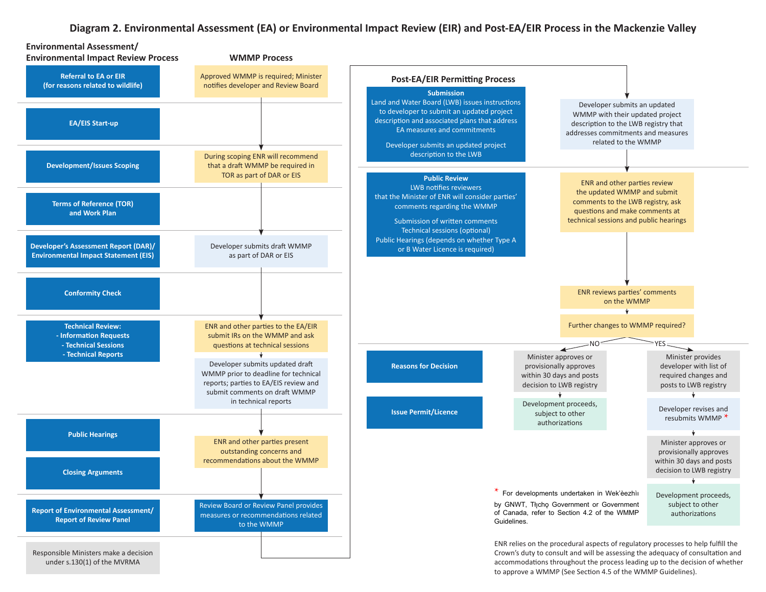## Diagram 2. Environmental Assessment (EA) or Environmental Impact Review (EIR) and Post-EA/EIR Process in the Mackenzie Valley

| Environmental Assessment/ Environmental Impact Review Process | WMMP Process |
|---|---|
| Referral to EA or EIR (for reasons related to wildlife) | Approved WMMP is required; Minister notifies developer and Review Board |
| EA/EIS Start-up | |
| Development/Issues Scoping | During scoping ENR will recommend that a draft WMMP be required in TOR as part of DAR or EIS |
| Terms of Reference (TOR) and Work Plan | |
| Developer's Assessment Report (DAR)/ Environmental Impact Statement (EIS) | Developer submits draft WMMP as part of DAR or EIS |
| Conformity Check | |
| Technical Review: - Information Requests - Technical Sessions - Technical Reports | ENR and other parties to the EA/EIR submit IRs on the WMMP and ask questions at technical sessions; Developer submits updated draft WMMP prior to deadline for technical reports; parties to EA/EIS review and submit comments on draft WMMP in technical reports |
| Public Hearings; Closing Arguments | ENR and other parties present outstanding concerns and recommendations about the WMMP |
| Report of Environmental Assessment/ Report of Review Panel | Review Board or Review Panel provides measures or recommendations related to the WMMP |
| Responsible Ministers make a decision under s.130(1) of the MVRMA | |

### Post-EA/EIR Permitting Process

| Step | WMMP Process |
|---|---|
| **Submission** Land and Water Board (LWB) issues instructions to developer to submit an updated project description and associated plans that address EA measures and commitments. Developer submits an updated project description to the LWB | Developer submits an updated WMMP with their updated project description to the LWB registry that addresses commitments and measures related to the WMMP |
| **Public Review** LWB notifies reviewers that the Minister of ENR will consider parties' comments regarding the WMMP. Submission of written comments. Technical sessions (optional). Public Hearings (depends on whether Type A or B Water Licence is required) | ENR and other parties review the updated WMMP and submit comments to the LWB registry, ask questions and make comments at technical sessions and public hearings → ENR reviews parties' comments on the WMMP → Further changes to WMMP required? |
| Reasons for Decision | NO: Minister approves or provisionally approves within 30 days and posts decision to LWB registry. YES: Minister provides developer with list of required changes and posts to LWB registry → Developer revises and resubmits WMMP * → Minister approves or provisionally approves within 30 days and posts decision to LWB registry |
| Issue Permit/Licence | NO: Development proceeds, subject to other authorizations. YES: Development proceeds, subject to other authorizations |

\* For developments undertaken in Wek'èezhìı by GNWT, Tłįchǫ Government or Government of Canada, refer to Section 4.2 of the WMMP Guidelines.

ENR relies on the procedural aspects of regulatory processes to help fulfill the Crown's duty to consult and will be assessing the adequacy of consultation and accommodations throughout the process leading up to the decision of whether to approve a WMMP (See Section 4.5 of the WMMP Guidelines).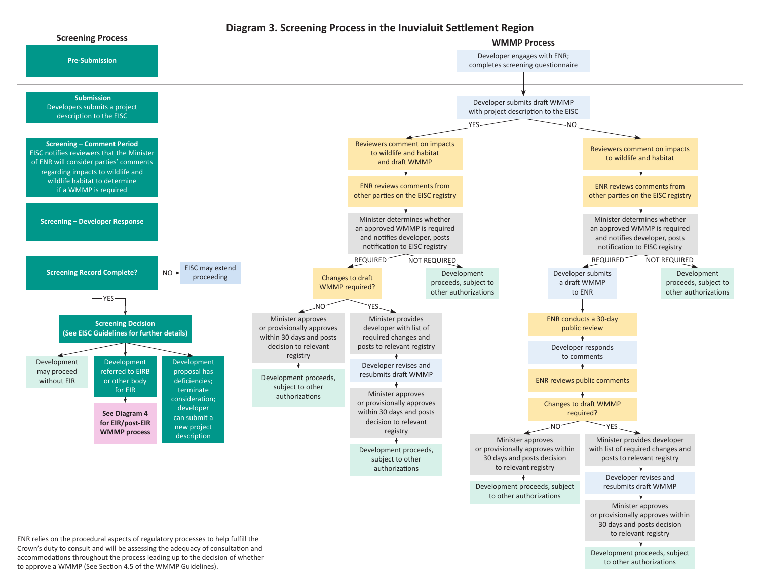# Diagram 3. Screening Process in the Inuvialuit Settlement Region

## Screening Process

**Pre-Submission**

**Submission**
Developers submits a project description to the EISC

**Screening – Comment Period**
EISC notifies reviewers that the Minister of ENR will consider parties' comments regarding impacts to wildlife and wildlife habitat to determine if a WMMP is required

**Screening – Developer Response**

**Screening Record Complete?**

- NO → EISC may extend proceeding
- YES → **Screening Decision (See EISC Guidelines for further details)**
  - Development may proceed without EIR
  - Development referred to EIRB or other body for EIR → **See Diagram 4 for EIR/post-EIR WMMP process**
  - Development proposal has deficiencies; terminate consideration; developer can submit a new project description

## WMMP Process

Developer engages with ENR; completes screening questionnaire

↓

Developer submits draft WMMP with project description to the EISC

**YES:**

1. Reviewers comment on impacts to wildlife and habitat and draft WMMP
2. ENR reviews comments from other parties on the EISC registry
3. Minister determines whether an approved WMMP is required and notifies developer, posts notification to EISC registry
   - NOT REQUIRED → Development proceeds, subject to other authorizations
   - REQUIRED → Changes to draft WMMP required?
     - NO → Minister approves or provisionally approves within 30 days and posts decision to relevant registry → Development proceeds, subject to other authorizations
     - YES → Minister provides developer with list of required changes and posts to relevant registry → Developer revises and resubmits draft WMMP → Minister approves or provisionally approves within 30 days and posts decision to relevant registry → Development proceeds, subject to other authorizations

**NO:**

1. Reviewers comment on impacts to wildlife and habitat
2. ENR reviews comments from other parties on the EISC registry
3. Minister determines whether an approved WMMP is required and notifies developer, posts notification to EISC registry
   - NOT REQUIRED → Development proceeds, subject to other authorizations
   - REQUIRED → Developer submits a draft WMMP to ENR → ENR conducts a 30-day public review → Developer responds to comments → ENR reviews public comments → Changes to draft WMMP required?
     - NO → Minister approves or provisionally approves within 30 days and posts decision to relevant registry → Development proceeds, subject to other authorizations
     - YES → Minister provides developer with list of required changes and posts to relevant registry → Developer revises and resubmits draft WMMP → Minister approves or provisionally approves within 30 days and posts decision to relevant registry → Development proceeds, subject to other authorizations

ENR relies on the procedural aspects of regulatory processes to help fulfill the Crown's duty to consult and will be assessing the adequacy of consultation and accommodations throughout the process leading up to the decision of whether to approve a WMMP (See Section 4.5 of the WMMP Guidelines).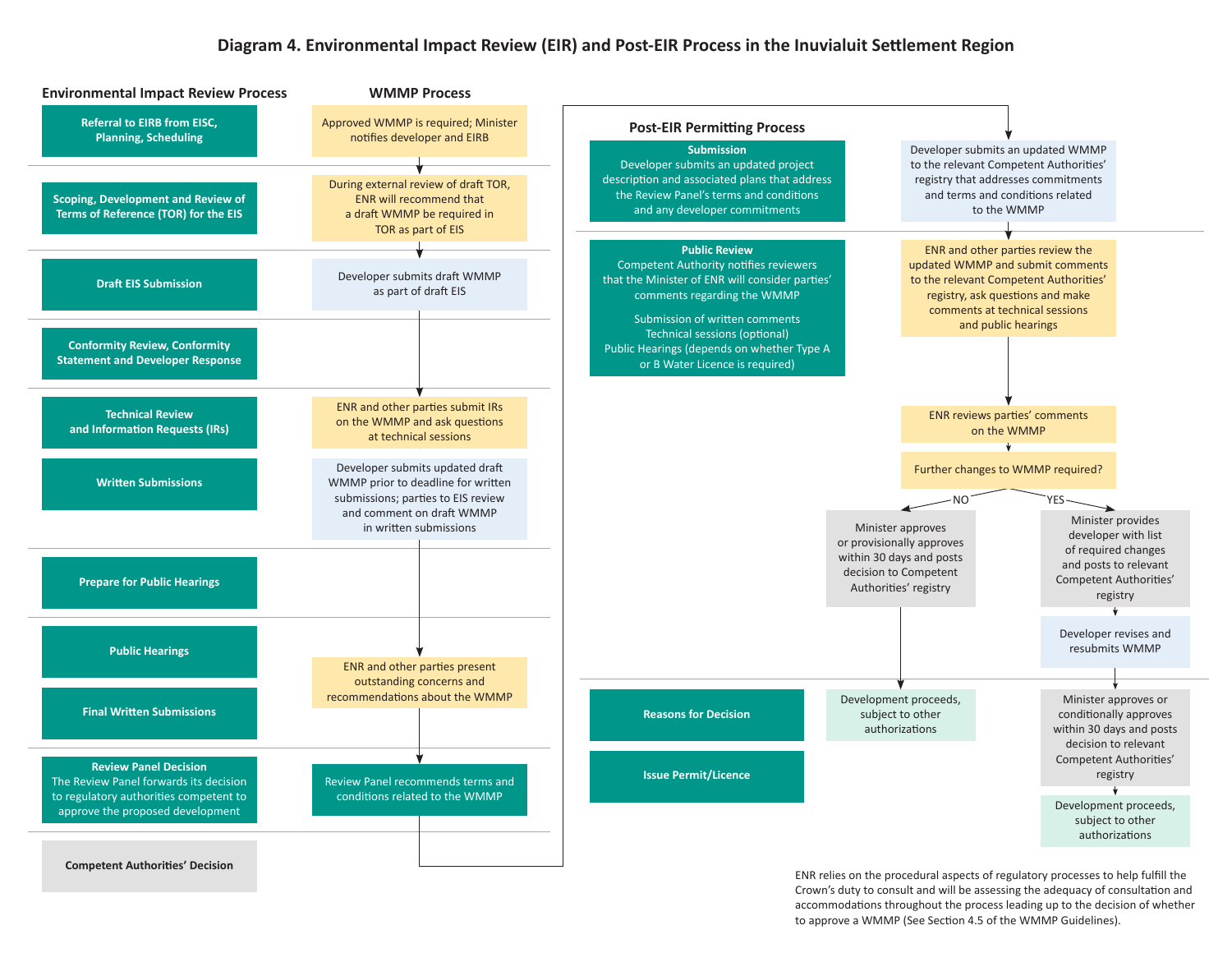## Diagram 4. Environmental Impact Review (EIR) and Post-EIR Process in the Inuvialuit Settlement Region

| Environmental Impact Review Process | WMMP Process |
| --- | --- |
| Referral to EIRB from EISC, Planning, Scheduling | Approved WMMP is required; Minister notifies developer and EIRB |
| Scoping, Development and Review of Terms of Reference (TOR) for the EIS | During external review of draft TOR, ENR will recommend that a draft WMMP be required in TOR as part of EIS |
| Draft EIS Submission | Developer submits draft WMMP as part of draft EIS |
| Conformity Review, Conformity Statement and Developer Response | |
| Technical Review and Information Requests (IRs) | ENR and other parties submit IRs on the WMMP and ask questions at technical sessions |
| Written Submissions | Developer submits updated draft WMMP prior to deadline for written submissions; parties to EIS review and comment on draft WMMP in written submissions |
| Prepare for Public Hearings | |
| Public Hearings | |
| Final Written Submissions | ENR and other parties present outstanding concerns and recommendations about the WMMP |
| **Review Panel Decision** The Review Panel forwards its decision to regulatory authorities competent to approve the proposed development | Review Panel recommends terms and conditions related to the WMMP |
| Competent Authorities' Decision | |

### Post-EIR Permitting Process

| Post-EIR Permitting Process | WMMP Process |
| --- | --- |
| **Submission** Developer submits an updated project description and associated plans that address the Review Panel's terms and conditions and any developer commitments | Developer submits an updated WMMP to the relevant Competent Authorities' registry that addresses commitments and terms and conditions related to the WMMP |
| **Public Review** Competent Authority notifies reviewers that the Minister of ENR will consider parties' comments regarding the WMMP<br><br>Submission of written comments<br>Technical sessions (optional)<br>Public Hearings (depends on whether Type A or B Water Licence is required) | ENR and other parties review the updated WMMP and submit comments to the relevant Competent Authorities' registry, ask questions and make comments at technical sessions and public hearings |

ENR reviews parties' comments on the WMMP → Further changes to WMMP required?

- **NO:** Minister approves or provisionally approves within 30 days and posts decision to Competent Authorities' registry → Development proceeds, subject to other authorizations
- **YES:** Minister provides developer with list of required changes and posts to relevant Competent Authorities' registry → Developer revises and resubmits WMMP → Minister approves or conditionally approves within 30 days and posts decision to relevant Competent Authorities' registry → Development proceeds, subject to other authorizations

Post-EIR Permitting Process (continued): Reasons for Decision; Issue Permit/Licence

ENR relies on the procedural aspects of regulatory processes to help fulfill the Crown's duty to consult and will be assessing the adequacy of consultation and accommodations throughout the process leading up to the decision of whether to approve a WMMP (See Section 4.5 of the WMMP Guidelines).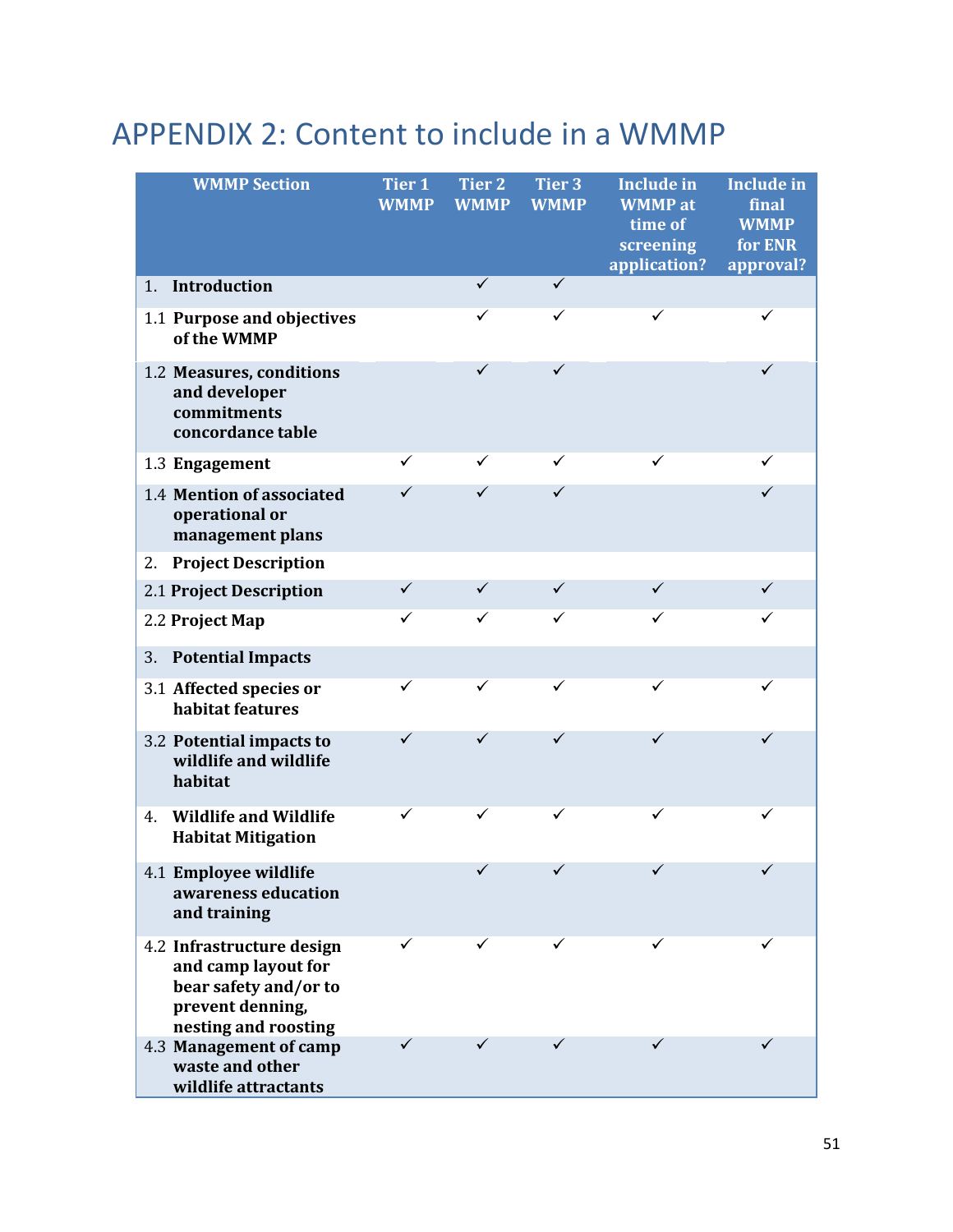# APPENDIX 2: Content to include in a WMMP

| WMMP Section | Tier 1 WMMP | Tier 2 WMMP | Tier 3 WMMP | Include in WMMP at time of screening application? | Include in final WMMP for ENR approval? |
|---|---|---|---|---|---|
| 1. **Introduction** | | ✓ | ✓ | | |
| 1.1 **Purpose and objectives of the WMMP** | | ✓ | ✓ | ✓ | ✓ |
| 1.2 **Measures, conditions and developer commitments concordance table** | | ✓ | ✓ | | ✓ |
| 1.3 **Engagement** | ✓ | ✓ | ✓ | ✓ | ✓ |
| 1.4 **Mention of associated operational or management plans** | ✓ | ✓ | ✓ | | ✓ |
| 2. **Project Description** | | | | | |
| 2.1 **Project Description** | ✓ | ✓ | ✓ | ✓ | ✓ |
| 2.2 **Project Map** | ✓ | ✓ | ✓ | ✓ | ✓ |
| 3. **Potential Impacts** | | | | | |
| 3.1 **Affected species or habitat features** | ✓ | ✓ | ✓ | ✓ | ✓ |
| 3.2 **Potential impacts to wildlife and wildlife habitat** | ✓ | ✓ | ✓ | ✓ | ✓ |
| 4. **Wildlife and Wildlife Habitat Mitigation** | ✓ | ✓ | ✓ | ✓ | ✓ |
| 4.1 **Employee wildlife awareness education and training** | | ✓ | ✓ | ✓ | ✓ |
| 4.2 **Infrastructure design and camp layout for bear safety and/or to prevent denning, nesting and roosting** | ✓ | ✓ | ✓ | ✓ | ✓ |
| 4.3 **Management of camp waste and other wildlife attractants** | ✓ | ✓ | ✓ | ✓ | ✓ |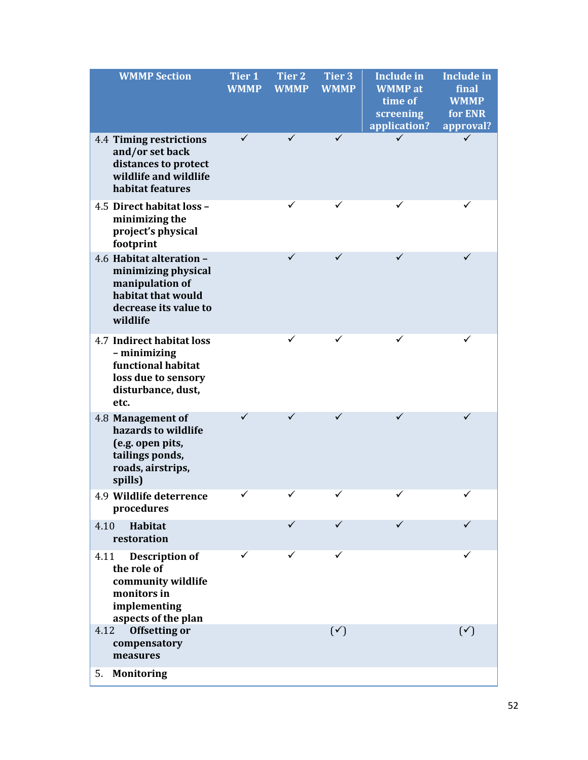| WMMP Section | Tier 1 WMMP | Tier 2 WMMP | Tier 3 WMMP | Include in WMMP at time of screening application? | Include in final WMMP for ENR approval? |
|---|---|---|---|---|---|
| 4.4 **Timing restrictions and/or set back distances to protect wildlife and wildlife habitat features** | ✓ | ✓ | ✓ | ✓ | ✓ |
| 4.5 **Direct habitat loss – minimizing the project's physical footprint** | | ✓ | ✓ | ✓ | ✓ |
| 4.6 **Habitat alteration – minimizing physical manipulation of habitat that would decrease its value to wildlife** | | ✓ | ✓ | ✓ | ✓ |
| 4.7 **Indirect habitat loss – minimizing functional habitat loss due to sensory disturbance, dust, etc.** | | ✓ | ✓ | ✓ | ✓ |
| 4.8 **Management of hazards to wildlife (e.g. open pits, tailings ponds, roads, airstrips, spills)** | ✓ | ✓ | ✓ | ✓ | ✓ |
| 4.9 **Wildlife deterrence procedures** | ✓ | ✓ | ✓ | ✓ | ✓ |
| 4.10 **Habitat restoration** | | ✓ | ✓ | ✓ | ✓ |
| 4.11 **Description of the role of community wildlife monitors in implementing aspects of the plan** | ✓ | ✓ | ✓ | | ✓ |
| 4.12 **Offsetting or compensatory measures** | | | (✓) | | (✓) |
| 5. **Monitoring** | | | | | |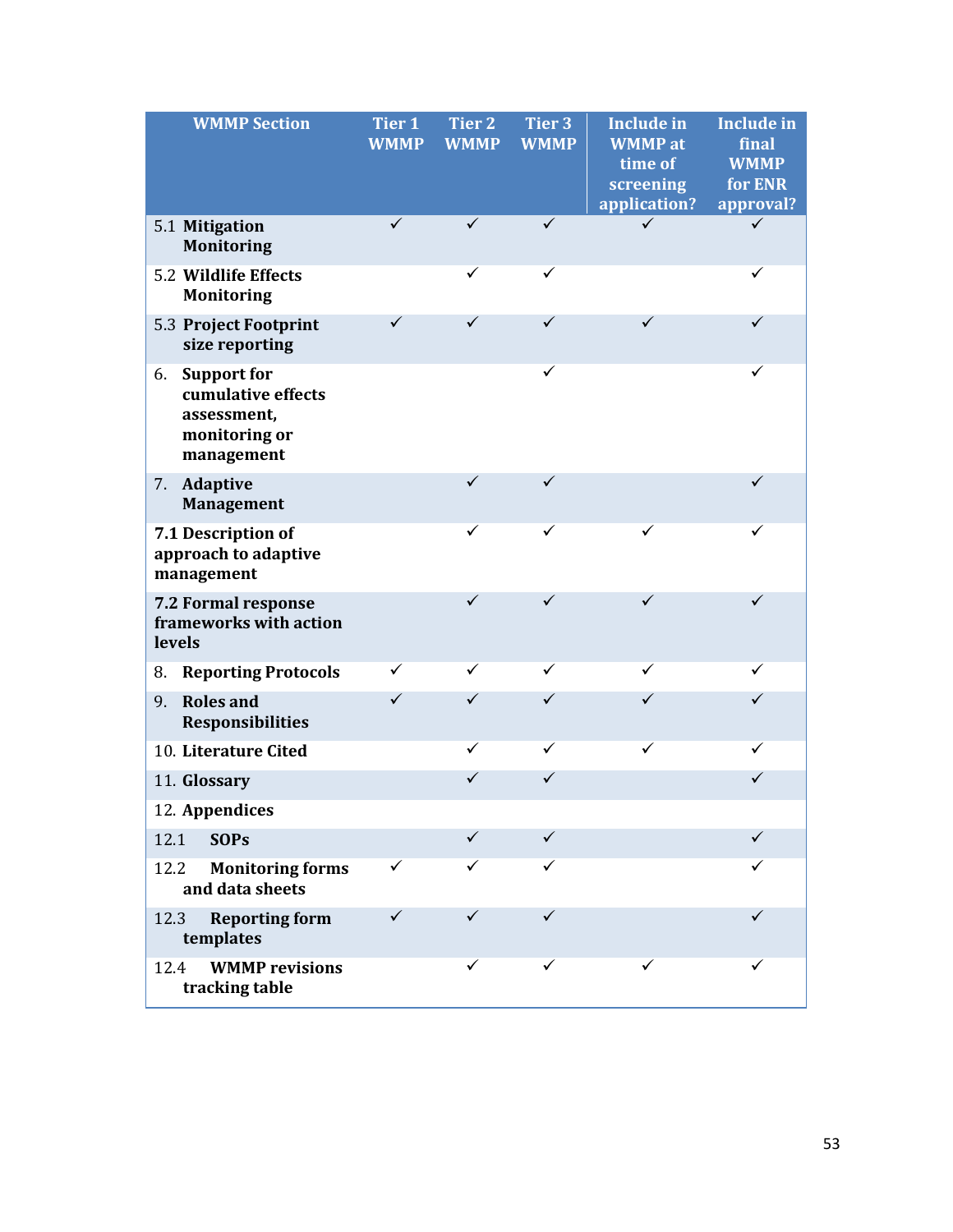| WMMP Section | Tier 1 WMMP | Tier 2 WMMP | Tier 3 WMMP | Include in WMMP at time of screening application? | Include in final WMMP for ENR approval? |
|---|---|---|---|---|---|
| 5.1 **Mitigation Monitoring** | ✓ | ✓ | ✓ | ✓ | ✓ |
| 5.2 **Wildlife Effects Monitoring** | | ✓ | ✓ | | ✓ |
| 5.3 **Project Footprint size reporting** | ✓ | ✓ | ✓ | ✓ | ✓ |
| 6. **Support for cumulative effects assessment, monitoring or management** | | | ✓ | | ✓ |
| 7. **Adaptive Management** | | ✓ | ✓ | | ✓ |
| **7.1 Description of approach to adaptive management** | | ✓ | ✓ | ✓ | ✓ |
| **7.2 Formal response frameworks with action levels** | | ✓ | ✓ | ✓ | ✓ |
| 8. **Reporting Protocols** | ✓ | ✓ | ✓ | ✓ | ✓ |
| 9. **Roles and Responsibilities** | ✓ | ✓ | ✓ | ✓ | ✓ |
| 10. **Literature Cited** | | ✓ | ✓ | ✓ | ✓ |
| 11. **Glossary** | | ✓ | ✓ | | ✓ |
| 12. **Appendices** | | | | | |
| 12.1 **SOPs** | | ✓ | ✓ | | ✓ |
| 12.2 **Monitoring forms and data sheets** | ✓ | ✓ | ✓ | | ✓ |
| 12.3 **Reporting form templates** | ✓ | ✓ | ✓ | | ✓ |
| 12.4 **WMMP revisions tracking table** | | ✓ | ✓ | ✓ | ✓ |